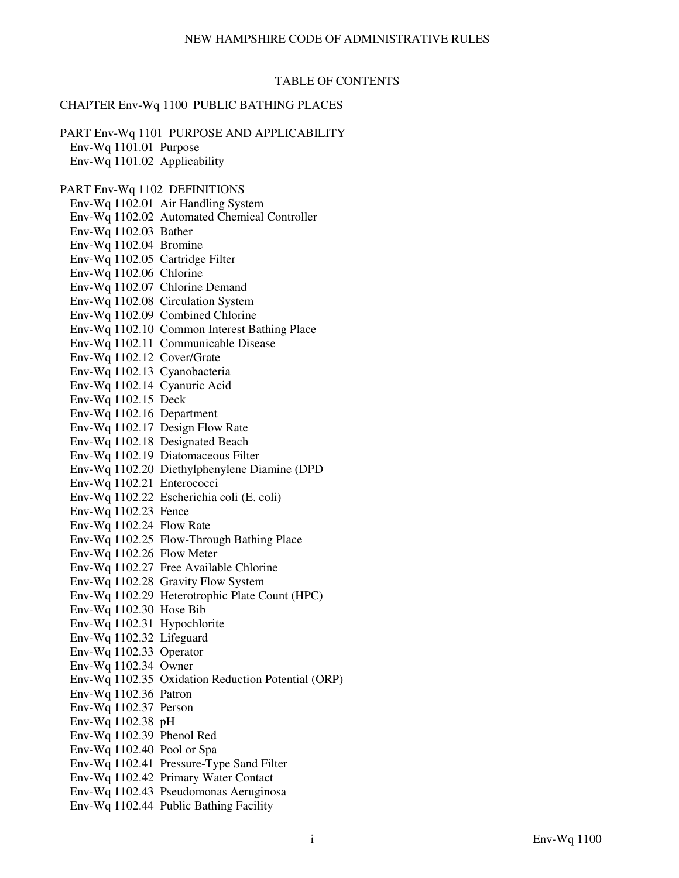NEW HAMPSHIRE CODE OF ADMINISTRATIVE RULES

TABLE OF CONTENTS

CHAPTER Env-Wq 1100 PUBLIC BATHING PLACES

PART Env-Wq 1101 PURPOSE AND APPLICABILITY
- Env-Wq 1101.01 Purpose
- Env-Wq 1101.02 Applicability

PART Env-Wq 1102 DEFINITIONS
- Env-Wq 1102.01 Air Handling System
- Env-Wq 1102.02 Automated Chemical Controller
- Env-Wq 1102.03 Bather
- Env-Wq 1102.04 Bromine
- Env-Wq 1102.05 Cartridge Filter
- Env-Wq 1102.06 Chlorine
- Env-Wq 1102.07 Chlorine Demand
- Env-Wq 1102.08 Circulation System
- Env-Wq 1102.09 Combined Chlorine
- Env-Wq 1102.10 Common Interest Bathing Place
- Env-Wq 1102.11 Communicable Disease
- Env-Wq 1102.12 Cover/Grate
- Env-Wq 1102.13 Cyanobacteria
- Env-Wq 1102.14 Cyanuric Acid
- Env-Wq 1102.15 Deck
- Env-Wq 1102.16 Department
- Env-Wq 1102.17 Design Flow Rate
- Env-Wq 1102.18 Designated Beach
- Env-Wq 1102.19 Diatomaceous Filter
- Env-Wq 1102.20 Diethylphenylene Diamine (DPD
- Env-Wq 1102.21 Enterococci
- Env-Wq 1102.22 Escherichia coli (E. coli)
- Env-Wq 1102.23 Fence
- Env-Wq 1102.24 Flow Rate
- Env-Wq 1102.25 Flow-Through Bathing Place
- Env-Wq 1102.26 Flow Meter
- Env-Wq 1102.27 Free Available Chlorine
- Env-Wq 1102.28 Gravity Flow System
- Env-Wq 1102.29 Heterotrophic Plate Count (HPC)
- Env-Wq 1102.30 Hose Bib
- Env-Wq 1102.31 Hypochlorite
- Env-Wq 1102.32 Lifeguard
- Env-Wq 1102.33 Operator
- Env-Wq 1102.34 Owner
- Env-Wq 1102.35 Oxidation Reduction Potential (ORP)
- Env-Wq 1102.36 Patron
- Env-Wq 1102.37 Person
- Env-Wq 1102.38 pH
- Env-Wq 1102.39 Phenol Red
- Env-Wq 1102.40 Pool or Spa
- Env-Wq 1102.41 Pressure-Type Sand Filter
- Env-Wq 1102.42 Primary Water Contact
- Env-Wq 1102.43 Pseudomonas Aeruginosa
- Env-Wq 1102.44 Public Bathing Facility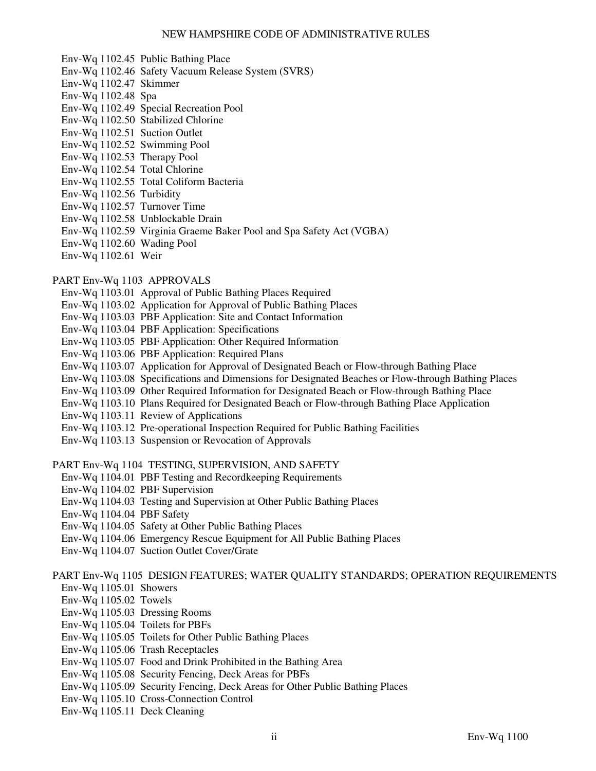Env-Wq 1102.45 Public Bathing Place
Env-Wq 1102.46 Safety Vacuum Release System (SVRS)
Env-Wq 1102.47 Skimmer
Env-Wq 1102.48 Spa
Env-Wq 1102.49 Special Recreation Pool
Env-Wq 1102.50 Stabilized Chlorine
Env-Wq 1102.51 Suction Outlet
Env-Wq 1102.52 Swimming Pool
Env-Wq 1102.53 Therapy Pool
Env-Wq 1102.54 Total Chlorine
Env-Wq 1102.55 Total Coliform Bacteria
Env-Wq 1102.56 Turbidity
Env-Wq 1102.57 Turnover Time
Env-Wq 1102.58 Unblockable Drain
Env-Wq 1102.59 Virginia Graeme Baker Pool and Spa Safety Act (VGBA)
Env-Wq 1102.60 Wading Pool
Env-Wq 1102.61 Weir

PART Env-Wq 1103 APPROVALS

Env-Wq 1103.01 Approval of Public Bathing Places Required
Env-Wq 1103.02 Application for Approval of Public Bathing Places
Env-Wq 1103.03 PBF Application: Site and Contact Information
Env-Wq 1103.04 PBF Application: Specifications
Env-Wq 1103.05 PBF Application: Other Required Information
Env-Wq 1103.06 PBF Application: Required Plans
Env-Wq 1103.07 Application for Approval of Designated Beach or Flow-through Bathing Place
Env-Wq 1103.08 Specifications and Dimensions for Designated Beaches or Flow-through Bathing Places
Env-Wq 1103.09 Other Required Information for Designated Beach or Flow-through Bathing Place
Env-Wq 1103.10 Plans Required for Designated Beach or Flow-through Bathing Place Application
Env-Wq 1103.11 Review of Applications
Env-Wq 1103.12 Pre-operational Inspection Required for Public Bathing Facilities
Env-Wq 1103.13 Suspension or Revocation of Approvals

PART Env-Wq 1104 TESTING, SUPERVISION, AND SAFETY

Env-Wq 1104.01 PBF Testing and Recordkeeping Requirements
Env-Wq 1104.02 PBF Supervision
Env-Wq 1104.03 Testing and Supervision at Other Public Bathing Places
Env-Wq 1104.04 PBF Safety
Env-Wq 1104.05 Safety at Other Public Bathing Places
Env-Wq 1104.06 Emergency Rescue Equipment for All Public Bathing Places
Env-Wq 1104.07 Suction Outlet Cover/Grate

PART Env-Wq 1105 DESIGN FEATURES; WATER QUALITY STANDARDS; OPERATION REQUIREMENTS

Env-Wq 1105.01 Showers
Env-Wq 1105.02 Towels
Env-Wq 1105.03 Dressing Rooms
Env-Wq 1105.04 Toilets for PBFs
Env-Wq 1105.05 Toilets for Other Public Bathing Places
Env-Wq 1105.06 Trash Receptacles
Env-Wq 1105.07 Food and Drink Prohibited in the Bathing Area
Env-Wq 1105.08 Security Fencing, Deck Areas for PBFs
Env-Wq 1105.09 Security Fencing, Deck Areas for Other Public Bathing Places
Env-Wq 1105.10 Cross-Connection Control
Env-Wq 1105.11 Deck Cleaning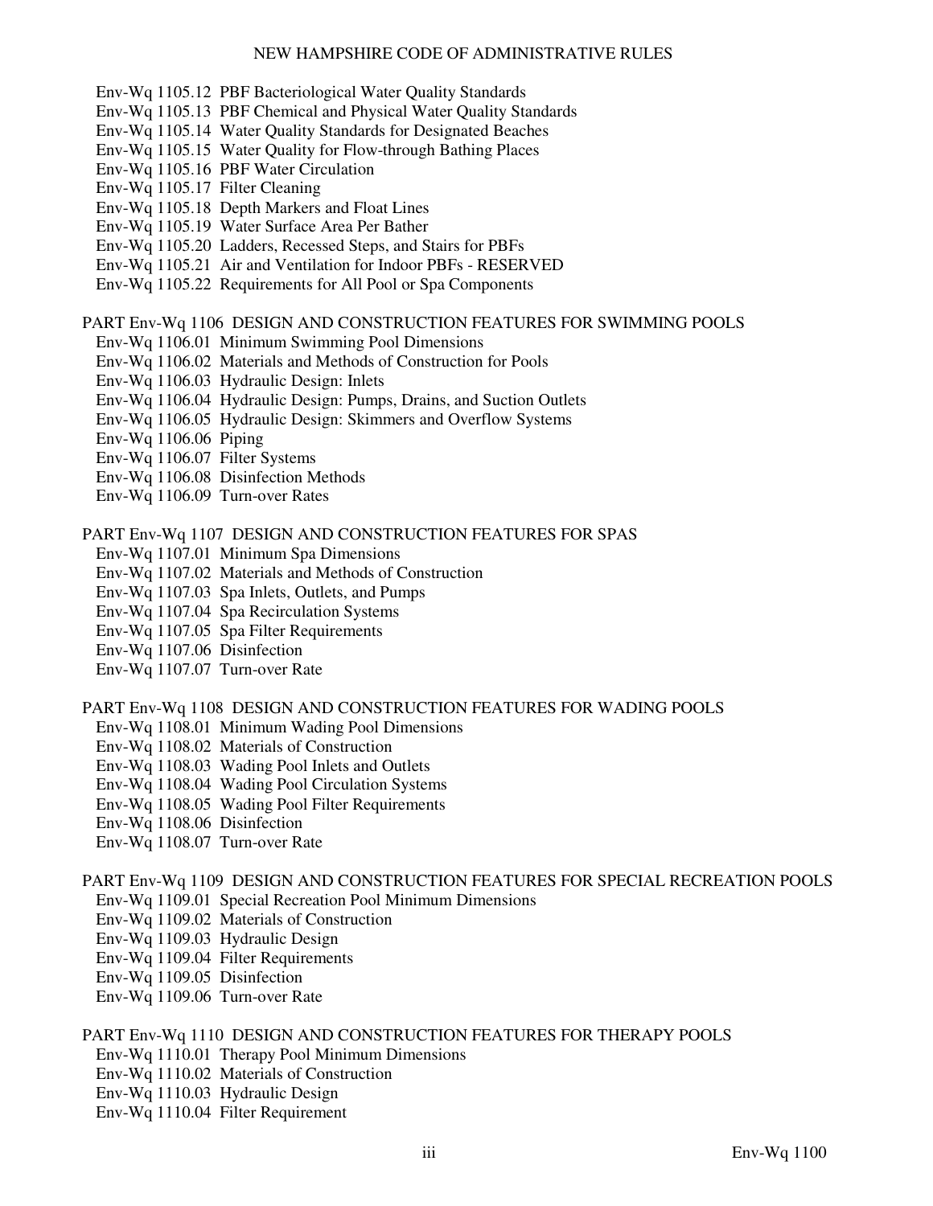Env-Wq 1105.12 PBF Bacteriological Water Quality Standards
Env-Wq 1105.13 PBF Chemical and Physical Water Quality Standards
Env-Wq 1105.14 Water Quality Standards for Designated Beaches
Env-Wq 1105.15 Water Quality for Flow-through Bathing Places
Env-Wq 1105.16 PBF Water Circulation
Env-Wq 1105.17 Filter Cleaning
Env-Wq 1105.18 Depth Markers and Float Lines
Env-Wq 1105.19 Water Surface Area Per Bather
Env-Wq 1105.20 Ladders, Recessed Steps, and Stairs for PBFs
Env-Wq 1105.21 Air and Ventilation for Indoor PBFs - RESERVED
Env-Wq 1105.22 Requirements for All Pool or Spa Components

PART Env-Wq 1106 DESIGN AND CONSTRUCTION FEATURES FOR SWIMMING POOLS

Env-Wq 1106.01 Minimum Swimming Pool Dimensions
Env-Wq 1106.02 Materials and Methods of Construction for Pools
Env-Wq 1106.03 Hydraulic Design: Inlets
Env-Wq 1106.04 Hydraulic Design: Pumps, Drains, and Suction Outlets
Env-Wq 1106.05 Hydraulic Design: Skimmers and Overflow Systems
Env-Wq 1106.06 Piping
Env-Wq 1106.07 Filter Systems
Env-Wq 1106.08 Disinfection Methods
Env-Wq 1106.09 Turn-over Rates

PART Env-Wq 1107 DESIGN AND CONSTRUCTION FEATURES FOR SPAS

Env-Wq 1107.01 Minimum Spa Dimensions
Env-Wq 1107.02 Materials and Methods of Construction
Env-Wq 1107.03 Spa Inlets, Outlets, and Pumps
Env-Wq 1107.04 Spa Recirculation Systems
Env-Wq 1107.05 Spa Filter Requirements
Env-Wq 1107.06 Disinfection
Env-Wq 1107.07 Turn-over Rate

PART Env-Wq 1108 DESIGN AND CONSTRUCTION FEATURES FOR WADING POOLS

Env-Wq 1108.01 Minimum Wading Pool Dimensions
Env-Wq 1108.02 Materials of Construction
Env-Wq 1108.03 Wading Pool Inlets and Outlets
Env-Wq 1108.04 Wading Pool Circulation Systems
Env-Wq 1108.05 Wading Pool Filter Requirements
Env-Wq 1108.06 Disinfection
Env-Wq 1108.07 Turn-over Rate

PART Env-Wq 1109 DESIGN AND CONSTRUCTION FEATURES FOR SPECIAL RECREATION POOLS

Env-Wq 1109.01 Special Recreation Pool Minimum Dimensions
Env-Wq 1109.02 Materials of Construction
Env-Wq 1109.03 Hydraulic Design
Env-Wq 1109.04 Filter Requirements
Env-Wq 1109.05 Disinfection
Env-Wq 1109.06 Turn-over Rate

PART Env-Wq 1110 DESIGN AND CONSTRUCTION FEATURES FOR THERAPY POOLS

Env-Wq 1110.01 Therapy Pool Minimum Dimensions
Env-Wq 1110.02 Materials of Construction
Env-Wq 1110.03 Hydraulic Design
Env-Wq 1110.04 Filter Requirement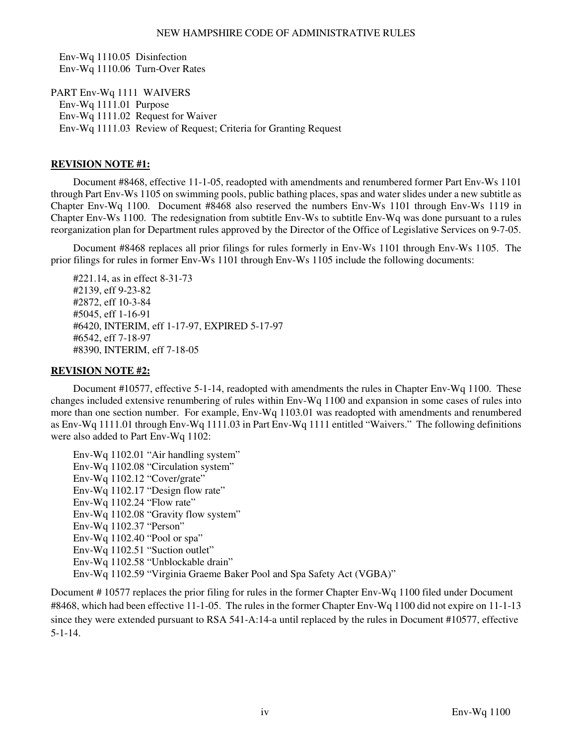Env-Wq 1110.05 Disinfection
Env-Wq 1110.06 Turn-Over Rates

PART Env-Wq 1111 WAIVERS
Env-Wq 1111.01 Purpose
Env-Wq 1111.02 Request for Waiver
Env-Wq 1111.03 Review of Request; Criteria for Granting Request

**REVISION NOTE #1:**

Document #8468, effective 11-1-05, readopted with amendments and renumbered former Part Env-Ws 1101 through Part Env-Ws 1105 on swimming pools, public bathing places, spas and water slides under a new subtitle as Chapter Env-Wq 1100. Document #8468 also reserved the numbers Env-Ws 1101 through Env-Ws 1119 in Chapter Env-Ws 1100. The redesignation from subtitle Env-Ws to subtitle Env-Wq was done pursuant to a rules reorganization plan for Department rules approved by the Director of the Office of Legislative Services on 9-7-05.

Document #8468 replaces all prior filings for rules formerly in Env-Ws 1101 through Env-Ws 1105. The prior filings for rules in former Env-Ws 1101 through Env-Ws 1105 include the following documents:

#221.14, as in effect 8-31-73
#2139, eff 9-23-82
#2872, eff 10-3-84
#5045, eff 1-16-91
#6420, INTERIM, eff 1-17-97, EXPIRED 5-17-97
#6542, eff 7-18-97
#8390, INTERIM, eff 7-18-05

**REVISION NOTE #2:**

Document #10577, effective 5-1-14, readopted with amendments the rules in Chapter Env-Wq 1100. These changes included extensive renumbering of rules within Env-Wq 1100 and expansion in some cases of rules into more than one section number. For example, Env-Wq 1103.01 was readopted with amendments and renumbered as Env-Wq 1111.01 through Env-Wq 1111.03 in Part Env-Wq 1111 entitled "Waivers." The following definitions were also added to Part Env-Wq 1102:

Env-Wq 1102.01 "Air handling system"
Env-Wq 1102.08 "Circulation system"
Env-Wq 1102.12 "Cover/grate"
Env-Wq 1102.17 "Design flow rate"
Env-Wq 1102.24 "Flow rate"
Env-Wq 1102.08 "Gravity flow system"
Env-Wq 1102.37 "Person"
Env-Wq 1102.40 "Pool or spa"
Env-Wq 1102.51 "Suction outlet"
Env-Wq 1102.58 "Unblockable drain"
Env-Wq 1102.59 "Virginia Graeme Baker Pool and Spa Safety Act (VGBA)"

Document # 10577 replaces the prior filing for rules in the former Chapter Env-Wq 1100 filed under Document #8468, which had been effective 11-1-05. The rules in the former Chapter Env-Wq 1100 did not expire on 11-1-13 since they were extended pursuant to RSA 541-A:14-a until replaced by the rules in Document #10577, effective 5-1-14.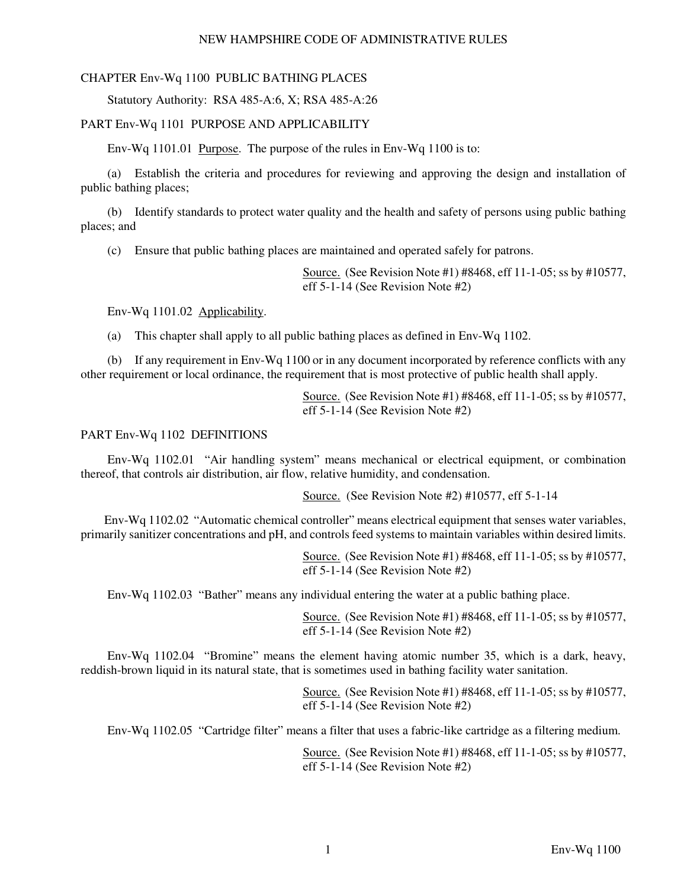## CHAPTER Env-Wq 1100 PUBLIC BATHING PLACES

Statutory Authority: RSA 485-A:6, X; RSA 485-A:26

### PART Env-Wq 1101 PURPOSE AND APPLICABILITY

Env-Wq 1101.01 Purpose. The purpose of the rules in Env-Wq 1100 is to:

(a) Establish the criteria and procedures for reviewing and approving the design and installation of public bathing places;

(b) Identify standards to protect water quality and the health and safety of persons using public bathing places; and

(c) Ensure that public bathing places are maintained and operated safely for patrons.

Source. (See Revision Note #1) #8468, eff 11-1-05; ss by #10577, eff 5-1-14 (See Revision Note #2)

Env-Wq 1101.02 Applicability.

(a) This chapter shall apply to all public bathing places as defined in Env-Wq 1102.

(b) If any requirement in Env-Wq 1100 or in any document incorporated by reference conflicts with any other requirement or local ordinance, the requirement that is most protective of public health shall apply.

Source. (See Revision Note #1) #8468, eff 11-1-05; ss by #10577, eff 5-1-14 (See Revision Note #2)

### PART Env-Wq 1102 DEFINITIONS

Env-Wq 1102.01 "Air handling system" means mechanical or electrical equipment, or combination thereof, that controls air distribution, air flow, relative humidity, and condensation.

Source. (See Revision Note #2) #10577, eff 5-1-14

Env-Wq 1102.02 "Automatic chemical controller" means electrical equipment that senses water variables, primarily sanitizer concentrations and pH, and controls feed systems to maintain variables within desired limits.

Source. (See Revision Note #1) #8468, eff 11-1-05; ss by #10577, eff 5-1-14 (See Revision Note #2)

Env-Wq 1102.03 "Bather" means any individual entering the water at a public bathing place.

Source. (See Revision Note #1) #8468, eff 11-1-05; ss by #10577, eff 5-1-14 (See Revision Note #2)

Env-Wq 1102.04 "Bromine" means the element having atomic number 35, which is a dark, heavy, reddish-brown liquid in its natural state, that is sometimes used in bathing facility water sanitation.

Source. (See Revision Note #1) #8468, eff 11-1-05; ss by #10577, eff 5-1-14 (See Revision Note #2)

Env-Wq 1102.05 "Cartridge filter" means a filter that uses a fabric-like cartridge as a filtering medium.

Source. (See Revision Note #1) #8468, eff 11-1-05; ss by #10577, eff 5-1-14 (See Revision Note #2)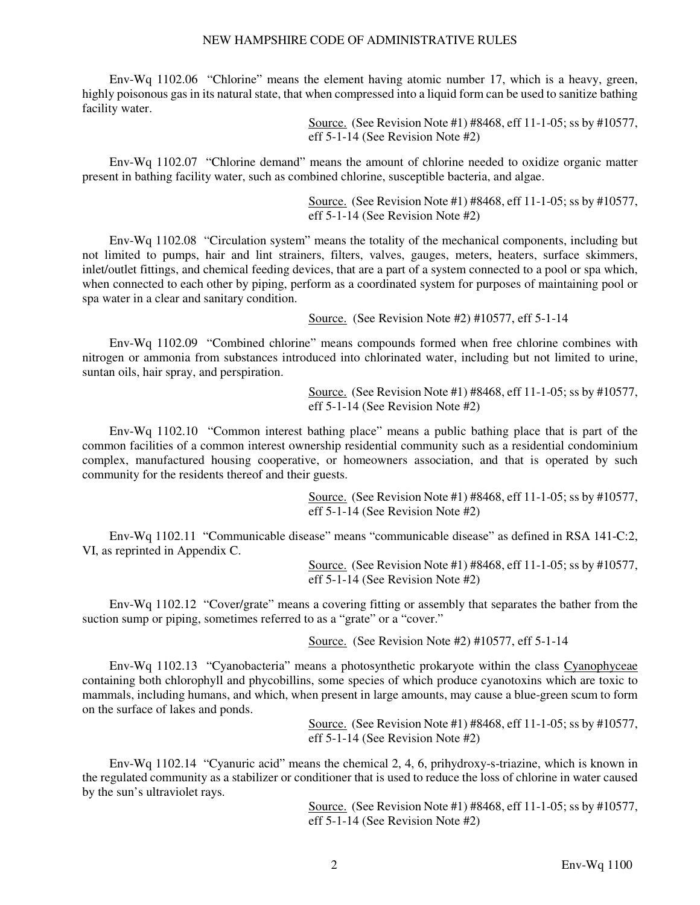Env-Wq 1102.06 "Chlorine" means the element having atomic number 17, which is a heavy, green, highly poisonous gas in its natural state, that when compressed into a liquid form can be used to sanitize bathing facility water.

Source. (See Revision Note #1) #8468, eff 11-1-05; ss by #10577, eff 5-1-14 (See Revision Note #2)

Env-Wq 1102.07 "Chlorine demand" means the amount of chlorine needed to oxidize organic matter present in bathing facility water, such as combined chlorine, susceptible bacteria, and algae.

Source. (See Revision Note #1) #8468, eff 11-1-05; ss by #10577, eff 5-1-14 (See Revision Note #2)

Env-Wq 1102.08 "Circulation system" means the totality of the mechanical components, including but not limited to pumps, hair and lint strainers, filters, valves, gauges, meters, heaters, surface skimmers, inlet/outlet fittings, and chemical feeding devices, that are a part of a system connected to a pool or spa which, when connected to each other by piping, perform as a coordinated system for purposes of maintaining pool or spa water in a clear and sanitary condition.

Source. (See Revision Note #2) #10577, eff 5-1-14

Env-Wq 1102.09 "Combined chlorine" means compounds formed when free chlorine combines with nitrogen or ammonia from substances introduced into chlorinated water, including but not limited to urine, suntan oils, hair spray, and perspiration.

Source. (See Revision Note #1) #8468, eff 11-1-05; ss by #10577, eff 5-1-14 (See Revision Note #2)

Env-Wq 1102.10 "Common interest bathing place" means a public bathing place that is part of the common facilities of a common interest ownership residential community such as a residential condominium complex, manufactured housing cooperative, or homeowners association, and that is operated by such community for the residents thereof and their guests.

Source. (See Revision Note #1) #8468, eff 11-1-05; ss by #10577, eff 5-1-14 (See Revision Note #2)

Env-Wq 1102.11 "Communicable disease" means "communicable disease" as defined in RSA 141-C:2, VI, as reprinted in Appendix C.

Source. (See Revision Note #1) #8468, eff 11-1-05; ss by #10577, eff 5-1-14 (See Revision Note #2)

Env-Wq 1102.12 "Cover/grate" means a covering fitting or assembly that separates the bather from the suction sump or piping, sometimes referred to as a "grate" or a "cover."

Source. (See Revision Note #2) #10577, eff 5-1-14

Env-Wq 1102.13 "Cyanobacteria" means a photosynthetic prokaryote within the class Cyanophyceae containing both chlorophyll and phycobillins, some species of which produce cyanotoxins which are toxic to mammals, including humans, and which, when present in large amounts, may cause a blue-green scum to form on the surface of lakes and ponds.

Source. (See Revision Note #1) #8468, eff 11-1-05; ss by #10577, eff 5-1-14 (See Revision Note #2)

Env-Wq 1102.14 "Cyanuric acid" means the chemical 2, 4, 6, prihydroxy-s-triazine, which is known in the regulated community as a stabilizer or conditioner that is used to reduce the loss of chlorine in water caused by the sun's ultraviolet rays.

Source. (See Revision Note #1) #8468, eff 11-1-05; ss by #10577, eff 5-1-14 (See Revision Note #2)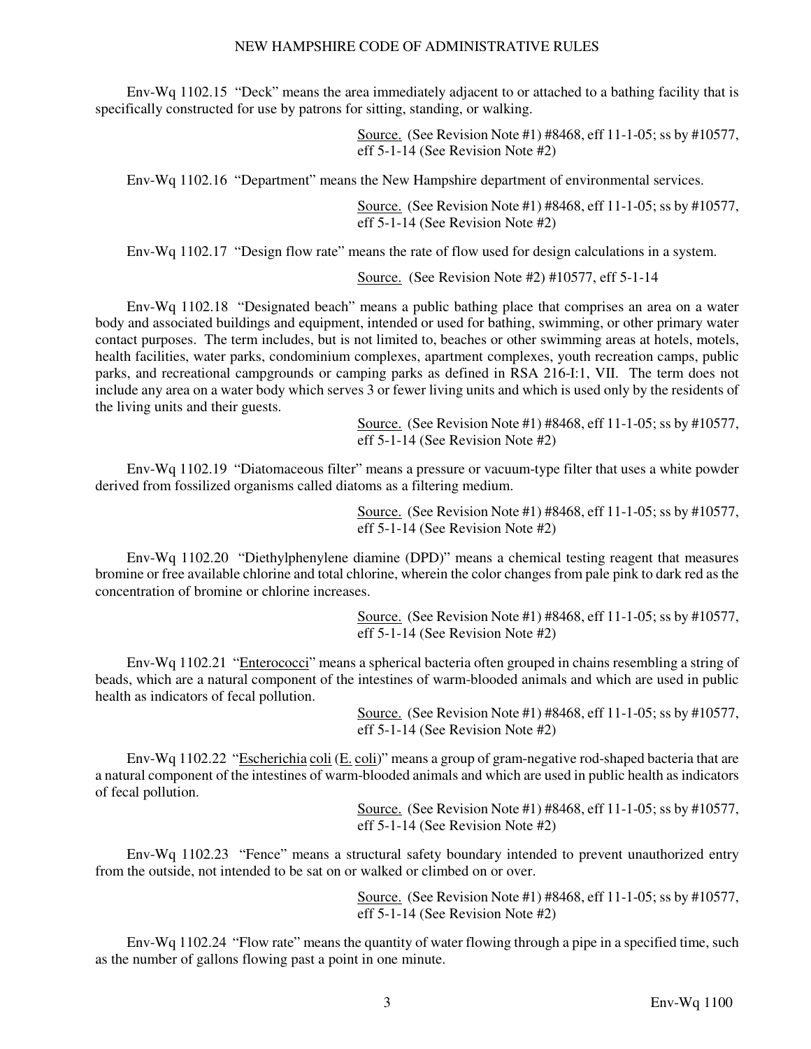Env-Wq 1102.15 "Deck" means the area immediately adjacent to or attached to a bathing facility that is specifically constructed for use by patrons for sitting, standing, or walking.

Source. (See Revision Note #1) #8468, eff 11-1-05; ss by #10577, eff 5-1-14 (See Revision Note #2)

Env-Wq 1102.16 "Department" means the New Hampshire department of environmental services.

Source. (See Revision Note #1) #8468, eff 11-1-05; ss by #10577, eff 5-1-14 (See Revision Note #2)

Env-Wq 1102.17 "Design flow rate" means the rate of flow used for design calculations in a system.

Source. (See Revision Note #2) #10577, eff 5-1-14

Env-Wq 1102.18 "Designated beach" means a public bathing place that comprises an area on a water body and associated buildings and equipment, intended or used for bathing, swimming, or other primary water contact purposes. The term includes, but is not limited to, beaches or other swimming areas at hotels, motels, health facilities, water parks, condominium complexes, apartment complexes, youth recreation camps, public parks, and recreational campgrounds or camping parks as defined in RSA 216-I:1, VII. The term does not include any area on a water body which serves 3 or fewer living units and which is used only by the residents of the living units and their guests.

Source. (See Revision Note #1) #8468, eff 11-1-05; ss by #10577, eff 5-1-14 (See Revision Note #2)

Env-Wq 1102.19 "Diatomaceous filter" means a pressure or vacuum-type filter that uses a white powder derived from fossilized organisms called diatoms as a filtering medium.

Source. (See Revision Note #1) #8468, eff 11-1-05; ss by #10577, eff 5-1-14 (See Revision Note #2)

Env-Wq 1102.20 "Diethylphenylene diamine (DPD)" means a chemical testing reagent that measures bromine or free available chlorine and total chlorine, wherein the color changes from pale pink to dark red as the concentration of bromine or chlorine increases.

Source. (See Revision Note #1) #8468, eff 11-1-05; ss by #10577, eff 5-1-14 (See Revision Note #2)

Env-Wq 1102.21 "Enterococci" means a spherical bacteria often grouped in chains resembling a string of beads, which are a natural component of the intestines of warm-blooded animals and which are used in public health as indicators of fecal pollution.

Source. (See Revision Note #1) #8468, eff 11-1-05; ss by #10577, eff 5-1-14 (See Revision Note #2)

Env-Wq 1102.22 "Escherichia coli (E. coli)" means a group of gram-negative rod-shaped bacteria that are a natural component of the intestines of warm-blooded animals and which are used in public health as indicators of fecal pollution.

Source. (See Revision Note #1) #8468, eff 11-1-05; ss by #10577, eff 5-1-14 (See Revision Note #2)

Env-Wq 1102.23 "Fence" means a structural safety boundary intended to prevent unauthorized entry from the outside, not intended to be sat on or walked or climbed on or over.

Source. (See Revision Note #1) #8468, eff 11-1-05; ss by #10577, eff 5-1-14 (See Revision Note #2)

Env-Wq 1102.24 "Flow rate" means the quantity of water flowing through a pipe in a specified time, such as the number of gallons flowing past a point in one minute.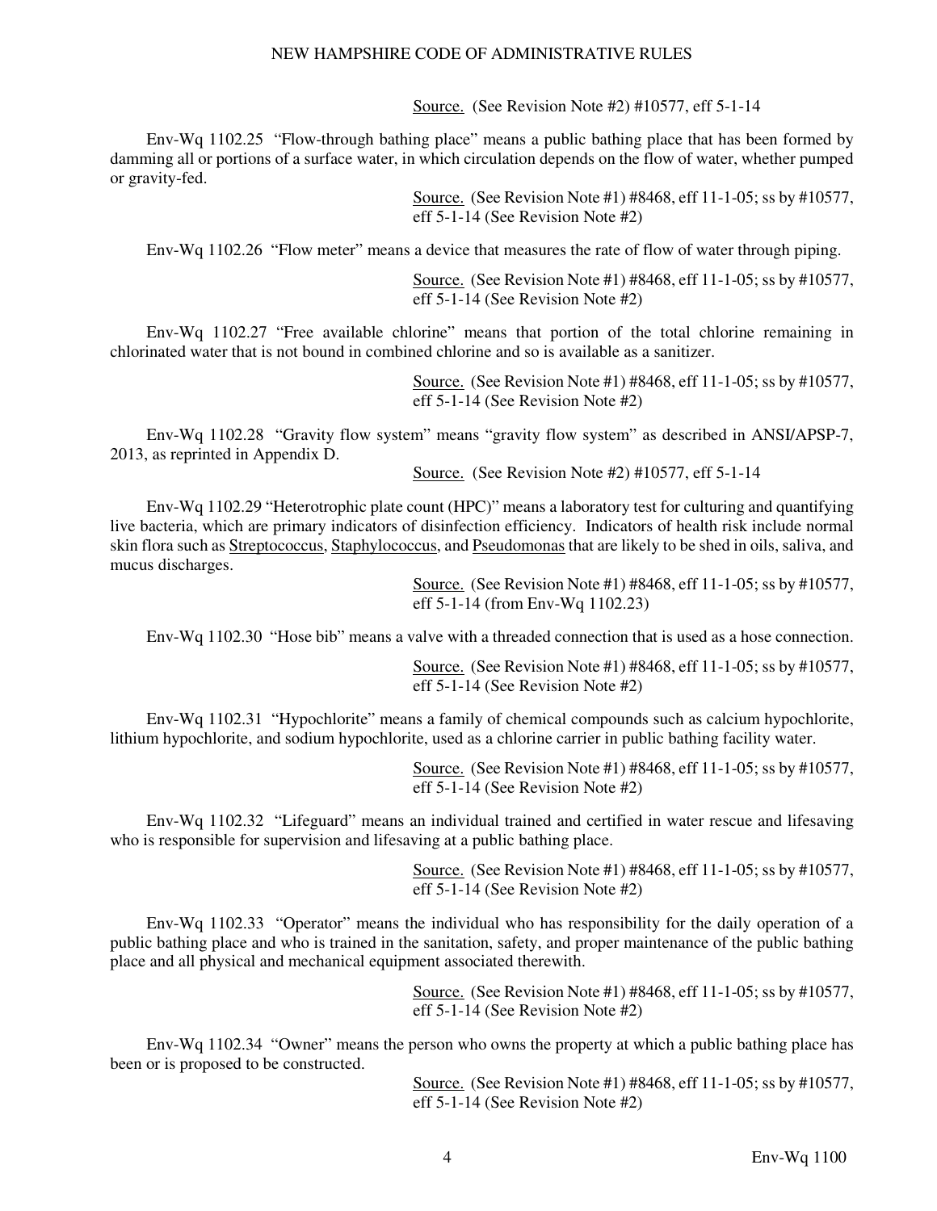Source. (See Revision Note #2) #10577, eff 5-1-14

Env-Wq 1102.25 "Flow-through bathing place" means a public bathing place that has been formed by damming all or portions of a surface water, in which circulation depends on the flow of water, whether pumped or gravity-fed.

Source. (See Revision Note #1) #8468, eff 11-1-05; ss by #10577, eff 5-1-14 (See Revision Note #2)

Env-Wq 1102.26 "Flow meter" means a device that measures the rate of flow of water through piping.

Source. (See Revision Note #1) #8468, eff 11-1-05; ss by #10577, eff 5-1-14 (See Revision Note #2)

Env-Wq 1102.27 "Free available chlorine" means that portion of the total chlorine remaining in chlorinated water that is not bound in combined chlorine and so is available as a sanitizer.

Source. (See Revision Note #1) #8468, eff 11-1-05; ss by #10577, eff 5-1-14 (See Revision Note #2)

Env-Wq 1102.28 "Gravity flow system" means "gravity flow system" as described in ANSI/APSP-7, 2013, as reprinted in Appendix D.

Source. (See Revision Note #2) #10577, eff 5-1-14

Env-Wq 1102.29 "Heterotrophic plate count (HPC)" means a laboratory test for culturing and quantifying live bacteria, which are primary indicators of disinfection efficiency. Indicators of health risk include normal skin flora such as Streptococcus, Staphylococcus, and Pseudomonas that are likely to be shed in oils, saliva, and mucus discharges.

Source. (See Revision Note #1) #8468, eff 11-1-05; ss by #10577, eff 5-1-14 (from Env-Wq 1102.23)

Env-Wq 1102.30 "Hose bib" means a valve with a threaded connection that is used as a hose connection.

Source. (See Revision Note #1) #8468, eff 11-1-05; ss by #10577, eff 5-1-14 (See Revision Note #2)

Env-Wq 1102.31 "Hypochlorite" means a family of chemical compounds such as calcium hypochlorite, lithium hypochlorite, and sodium hypochlorite, used as a chlorine carrier in public bathing facility water.

Source. (See Revision Note #1) #8468, eff 11-1-05; ss by #10577, eff 5-1-14 (See Revision Note #2)

Env-Wq 1102.32 "Lifeguard" means an individual trained and certified in water rescue and lifesaving who is responsible for supervision and lifesaving at a public bathing place.

Source. (See Revision Note #1) #8468, eff 11-1-05; ss by #10577, eff 5-1-14 (See Revision Note #2)

Env-Wq 1102.33 "Operator" means the individual who has responsibility for the daily operation of a public bathing place and who is trained in the sanitation, safety, and proper maintenance of the public bathing place and all physical and mechanical equipment associated therewith.

Source. (See Revision Note #1) #8468, eff 11-1-05; ss by #10577, eff 5-1-14 (See Revision Note #2)

Env-Wq 1102.34 "Owner" means the person who owns the property at which a public bathing place has been or is proposed to be constructed.

Source. (See Revision Note #1) #8468, eff 11-1-05; ss by #10577, eff 5-1-14 (See Revision Note #2)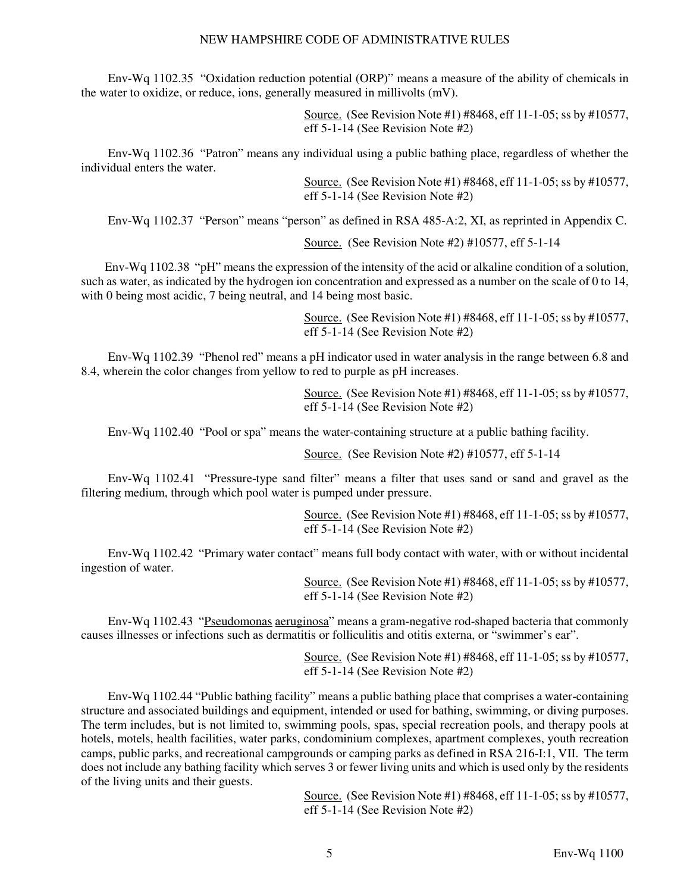Env-Wq 1102.35 "Oxidation reduction potential (ORP)" means a measure of the ability of chemicals in the water to oxidize, or reduce, ions, generally measured in millivolts (mV).

Source. (See Revision Note #1) #8468, eff 11-1-05; ss by #10577, eff 5-1-14 (See Revision Note #2)

Env-Wq 1102.36 "Patron" means any individual using a public bathing place, regardless of whether the individual enters the water.

Source. (See Revision Note #1) #8468, eff 11-1-05; ss by #10577, eff 5-1-14 (See Revision Note #2)

Env-Wq 1102.37 "Person" means "person" as defined in RSA 485-A:2, XI, as reprinted in Appendix C.

Source. (See Revision Note #2) #10577, eff 5-1-14

Env-Wq 1102.38 "pH" means the expression of the intensity of the acid or alkaline condition of a solution, such as water, as indicated by the hydrogen ion concentration and expressed as a number on the scale of 0 to 14, with 0 being most acidic, 7 being neutral, and 14 being most basic.

Source. (See Revision Note #1) #8468, eff 11-1-05; ss by #10577, eff 5-1-14 (See Revision Note #2)

Env-Wq 1102.39 "Phenol red" means a pH indicator used in water analysis in the range between 6.8 and 8.4, wherein the color changes from yellow to red to purple as pH increases.

Source. (See Revision Note #1) #8468, eff 11-1-05; ss by #10577, eff 5-1-14 (See Revision Note #2)

Env-Wq 1102.40 "Pool or spa" means the water-containing structure at a public bathing facility.

Source. (See Revision Note #2) #10577, eff 5-1-14

Env-Wq 1102.41 "Pressure-type sand filter" means a filter that uses sand or sand and gravel as the filtering medium, through which pool water is pumped under pressure.

Source. (See Revision Note #1) #8468, eff 11-1-05; ss by #10577, eff 5-1-14 (See Revision Note #2)

Env-Wq 1102.42 "Primary water contact" means full body contact with water, with or without incidental ingestion of water.

Source. (See Revision Note #1) #8468, eff 11-1-05; ss by #10577, eff 5-1-14 (See Revision Note #2)

Env-Wq 1102.43 "Pseudomonas aeruginosa" means a gram-negative rod-shaped bacteria that commonly causes illnesses or infections such as dermatitis or folliculitis and otitis externa, or "swimmer's ear".

Source. (See Revision Note #1) #8468, eff 11-1-05; ss by #10577, eff 5-1-14 (See Revision Note #2)

Env-Wq 1102.44 "Public bathing facility" means a public bathing place that comprises a water-containing structure and associated buildings and equipment, intended or used for bathing, swimming, or diving purposes. The term includes, but is not limited to, swimming pools, spas, special recreation pools, and therapy pools at hotels, motels, health facilities, water parks, condominium complexes, apartment complexes, youth recreation camps, public parks, and recreational campgrounds or camping parks as defined in RSA 216-I:1, VII. The term does not include any bathing facility which serves 3 or fewer living units and which is used only by the residents of the living units and their guests.

Source. (See Revision Note #1) #8468, eff 11-1-05; ss by #10577, eff 5-1-14 (See Revision Note #2)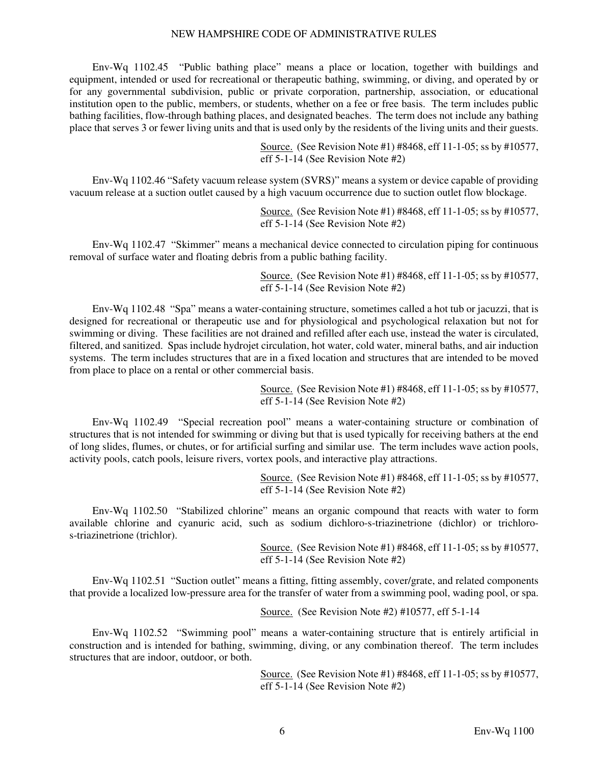Env-Wq 1102.45 "Public bathing place" means a place or location, together with buildings and equipment, intended or used for recreational or therapeutic bathing, swimming, or diving, and operated by or for any governmental subdivision, public or private corporation, partnership, association, or educational institution open to the public, members, or students, whether on a fee or free basis. The term includes public bathing facilities, flow-through bathing places, and designated beaches. The term does not include any bathing place that serves 3 or fewer living units and that is used only by the residents of the living units and their guests.

Source. (See Revision Note #1) #8468, eff 11-1-05; ss by #10577, eff 5-1-14 (See Revision Note #2)

Env-Wq 1102.46 "Safety vacuum release system (SVRS)" means a system or device capable of providing vacuum release at a suction outlet caused by a high vacuum occurrence due to suction outlet flow blockage.

Source. (See Revision Note #1) #8468, eff 11-1-05; ss by #10577, eff 5-1-14 (See Revision Note #2)

Env-Wq 1102.47 "Skimmer" means a mechanical device connected to circulation piping for continuous removal of surface water and floating debris from a public bathing facility.

Source. (See Revision Note #1) #8468, eff 11-1-05; ss by #10577, eff 5-1-14 (See Revision Note #2)

Env-Wq 1102.48 "Spa" means a water-containing structure, sometimes called a hot tub or jacuzzi, that is designed for recreational or therapeutic use and for physiological and psychological relaxation but not for swimming or diving. These facilities are not drained and refilled after each use, instead the water is circulated, filtered, and sanitized. Spas include hydrojet circulation, hot water, cold water, mineral baths, and air induction systems. The term includes structures that are in a fixed location and structures that are intended to be moved from place to place on a rental or other commercial basis.

Source. (See Revision Note #1) #8468, eff 11-1-05; ss by #10577, eff 5-1-14 (See Revision Note #2)

Env-Wq 1102.49 "Special recreation pool" means a water-containing structure or combination of structures that is not intended for swimming or diving but that is used typically for receiving bathers at the end of long slides, flumes, or chutes, or for artificial surfing and similar use. The term includes wave action pools, activity pools, catch pools, leisure rivers, vortex pools, and interactive play attractions.

Source. (See Revision Note #1) #8468, eff 11-1-05; ss by #10577, eff 5-1-14 (See Revision Note #2)

Env-Wq 1102.50 "Stabilized chlorine" means an organic compound that reacts with water to form available chlorine and cyanuric acid, such as sodium dichloro-s-triazinetrione (dichlor) or trichloro-s-triazinetrione (trichlor).

Source. (See Revision Note #1) #8468, eff 11-1-05; ss by #10577, eff 5-1-14 (See Revision Note #2)

Env-Wq 1102.51 "Suction outlet" means a fitting, fitting assembly, cover/grate, and related components that provide a localized low-pressure area for the transfer of water from a swimming pool, wading pool, or spa.

Source. (See Revision Note #2) #10577, eff 5-1-14

Env-Wq 1102.52 "Swimming pool" means a water-containing structure that is entirely artificial in construction and is intended for bathing, swimming, diving, or any combination thereof. The term includes structures that are indoor, outdoor, or both.

Source. (See Revision Note #1) #8468, eff 11-1-05; ss by #10577, eff 5-1-14 (See Revision Note #2)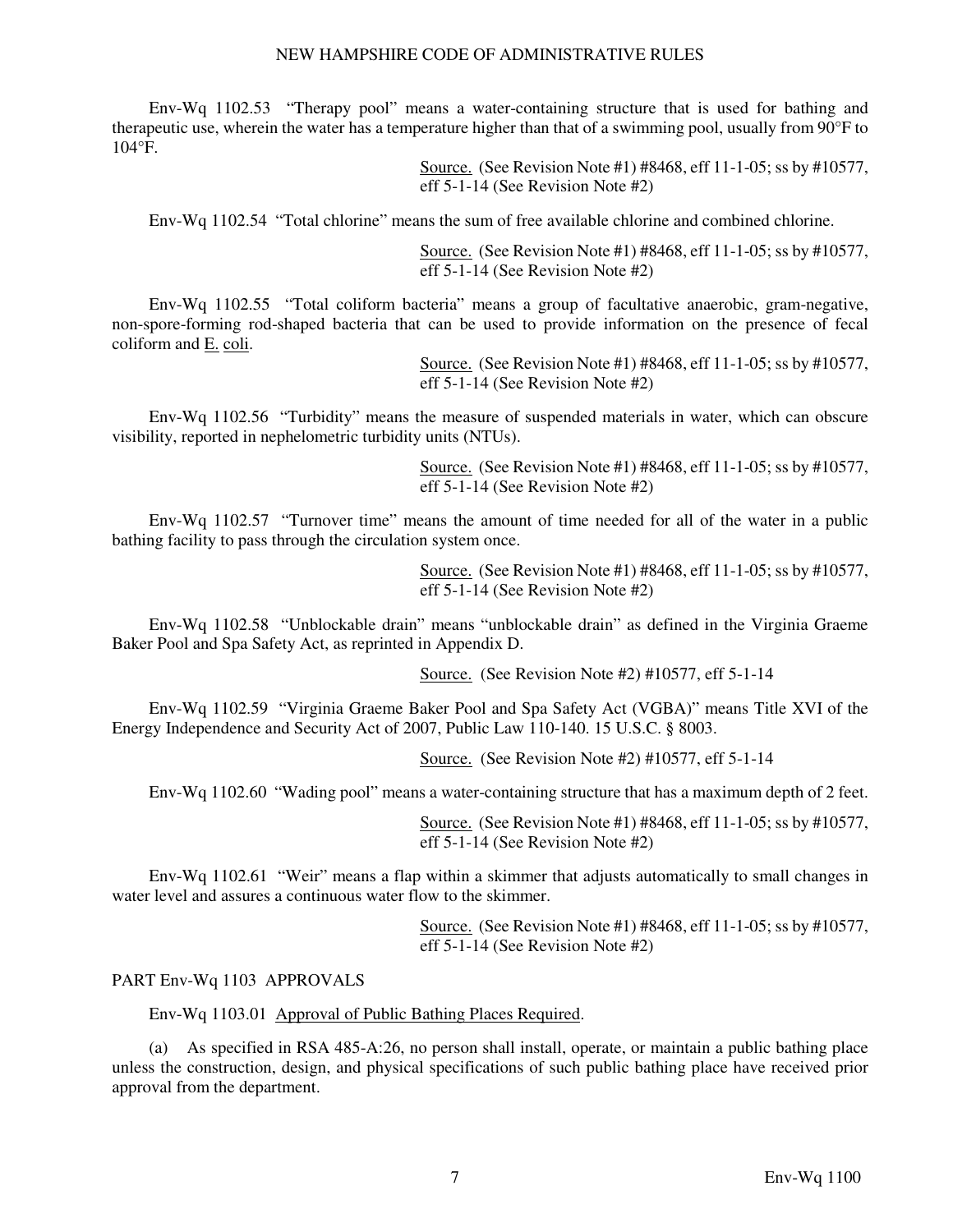Env-Wq 1102.53 "Therapy pool" means a water-containing structure that is used for bathing and therapeutic use, wherein the water has a temperature higher than that of a swimming pool, usually from 90°F to 104°F.

Source. (See Revision Note #1) #8468, eff 11-1-05; ss by #10577, eff 5-1-14 (See Revision Note #2)

Env-Wq 1102.54 "Total chlorine" means the sum of free available chlorine and combined chlorine.

Source. (See Revision Note #1) #8468, eff 11-1-05; ss by #10577, eff 5-1-14 (See Revision Note #2)

Env-Wq 1102.55 "Total coliform bacteria" means a group of facultative anaerobic, gram-negative, non-spore-forming rod-shaped bacteria that can be used to provide information on the presence of fecal coliform and E. coli.

Source. (See Revision Note #1) #8468, eff 11-1-05; ss by #10577, eff 5-1-14 (See Revision Note #2)

Env-Wq 1102.56 "Turbidity" means the measure of suspended materials in water, which can obscure visibility, reported in nephelometric turbidity units (NTUs).

Source. (See Revision Note #1) #8468, eff 11-1-05; ss by #10577, eff 5-1-14 (See Revision Note #2)

Env-Wq 1102.57 "Turnover time" means the amount of time needed for all of the water in a public bathing facility to pass through the circulation system once.

Source. (See Revision Note #1) #8468, eff 11-1-05; ss by #10577, eff 5-1-14 (See Revision Note #2)

Env-Wq 1102.58 "Unblockable drain" means "unblockable drain" as defined in the Virginia Graeme Baker Pool and Spa Safety Act, as reprinted in Appendix D.

Source. (See Revision Note #2) #10577, eff 5-1-14

Env-Wq 1102.59 "Virginia Graeme Baker Pool and Spa Safety Act (VGBA)" means Title XVI of the Energy Independence and Security Act of 2007, Public Law 110-140. 15 U.S.C. § 8003.

Source. (See Revision Note #2) #10577, eff 5-1-14

Env-Wq 1102.60 "Wading pool" means a water-containing structure that has a maximum depth of 2 feet.

Source. (See Revision Note #1) #8468, eff 11-1-05; ss by #10577, eff 5-1-14 (See Revision Note #2)

Env-Wq 1102.61 "Weir" means a flap within a skimmer that adjusts automatically to small changes in water level and assures a continuous water flow to the skimmer.

Source. (See Revision Note #1) #8468, eff 11-1-05; ss by #10577, eff 5-1-14 (See Revision Note #2)

## PART Env-Wq 1103 APPROVALS

Env-Wq 1103.01 Approval of Public Bathing Places Required.

(a) As specified in RSA 485-A:26, no person shall install, operate, or maintain a public bathing place unless the construction, design, and physical specifications of such public bathing place have received prior approval from the department.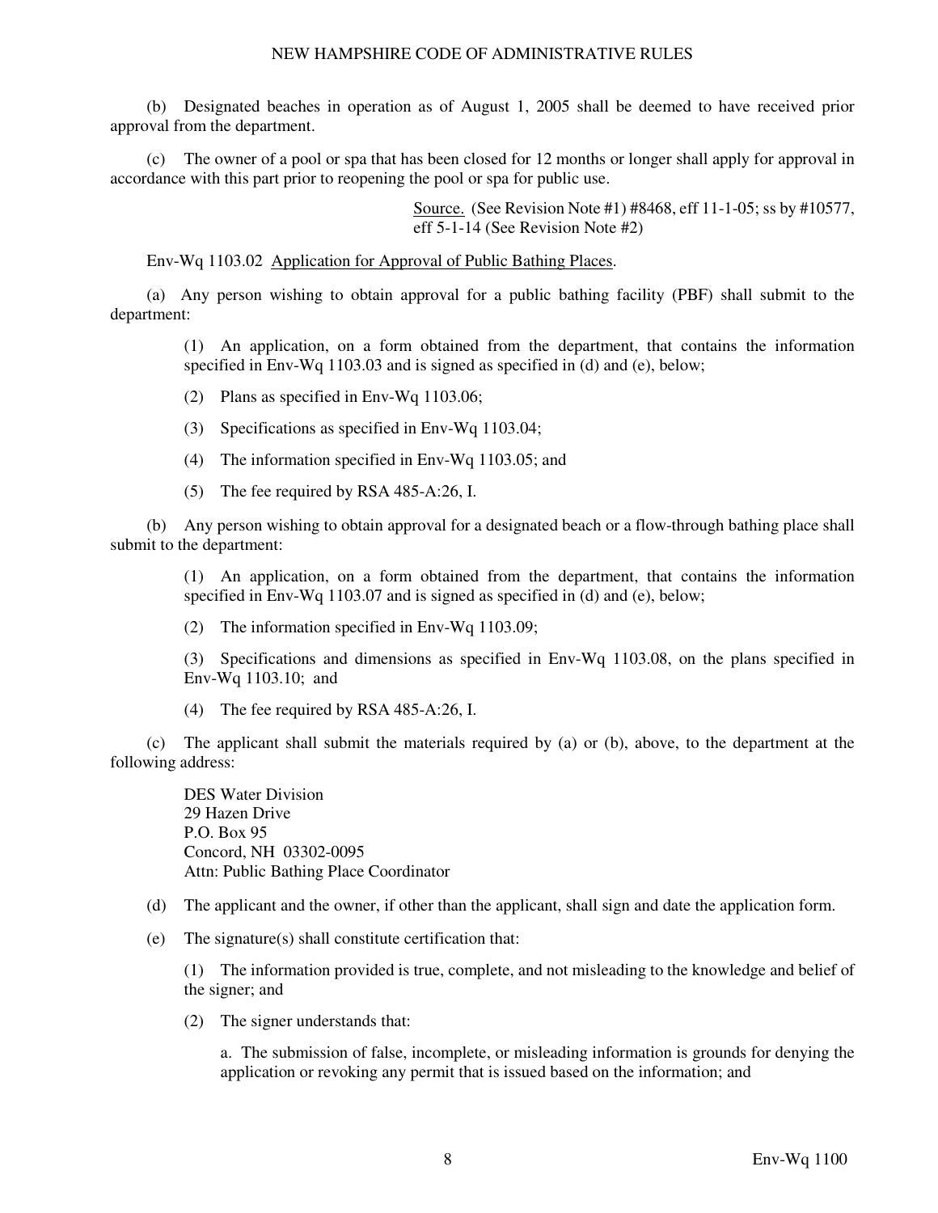(b) Designated beaches in operation as of August 1, 2005 shall be deemed to have received prior approval from the department.

(c) The owner of a pool or spa that has been closed for 12 months or longer shall apply for approval in accordance with this part prior to reopening the pool or spa for public use.

Source. (See Revision Note #1) #8468, eff 11-1-05; ss by #10577, eff 5-1-14 (See Revision Note #2)

Env-Wq 1103.02 Application for Approval of Public Bathing Places.

(a) Any person wishing to obtain approval for a public bathing facility (PBF) shall submit to the department:

(1) An application, on a form obtained from the department, that contains the information specified in Env-Wq 1103.03 and is signed as specified in (d) and (e), below;

(2) Plans as specified in Env-Wq 1103.06;

(3) Specifications as specified in Env-Wq 1103.04;

(4) The information specified in Env-Wq 1103.05; and

(5) The fee required by RSA 485-A:26, I.

(b) Any person wishing to obtain approval for a designated beach or a flow-through bathing place shall submit to the department:

(1) An application, on a form obtained from the department, that contains the information specified in Env-Wq 1103.07 and is signed as specified in (d) and (e), below;

(2) The information specified in Env-Wq 1103.09;

(3) Specifications and dimensions as specified in Env-Wq 1103.08, on the plans specified in Env-Wq 1103.10; and

(4) The fee required by RSA 485-A:26, I.

(c) The applicant shall submit the materials required by (a) or (b), above, to the department at the following address:

DES Water Division
29 Hazen Drive
P.O. Box 95
Concord, NH 03302-0095
Attn: Public Bathing Place Coordinator

(d) The applicant and the owner, if other than the applicant, shall sign and date the application form.

(e) The signature(s) shall constitute certification that:

(1) The information provided is true, complete, and not misleading to the knowledge and belief of the signer; and

(2) The signer understands that:

a. The submission of false, incomplete, or misleading information is grounds for denying the application or revoking any permit that is issued based on the information; and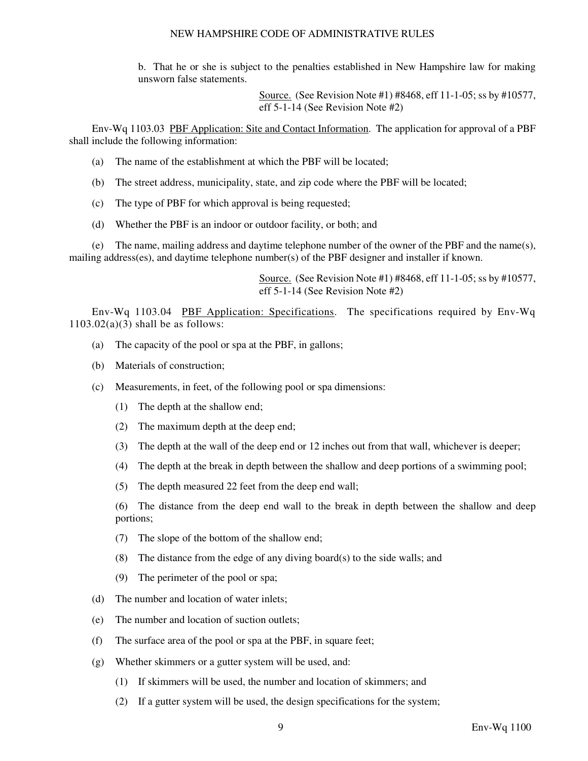b. That he or she is subject to the penalties established in New Hampshire law for making unsworn false statements.

Source. (See Revision Note #1) #8468, eff 11-1-05; ss by #10577, eff 5-1-14 (See Revision Note #2)

Env-Wq 1103.03 PBF Application: Site and Contact Information. The application for approval of a PBF shall include the following information:

(a) The name of the establishment at which the PBF will be located;

(b) The street address, municipality, state, and zip code where the PBF will be located;

(c) The type of PBF for which approval is being requested;

(d) Whether the PBF is an indoor or outdoor facility, or both; and

(e) The name, mailing address and daytime telephone number of the owner of the PBF and the name(s), mailing address(es), and daytime telephone number(s) of the PBF designer and installer if known.

Source. (See Revision Note #1) #8468, eff 11-1-05; ss by #10577, eff 5-1-14 (See Revision Note #2)

Env-Wq 1103.04 PBF Application: Specifications. The specifications required by Env-Wq 1103.02(a)(3) shall be as follows:

(a) The capacity of the pool or spa at the PBF, in gallons;

(b) Materials of construction;

(c) Measurements, in feet, of the following pool or spa dimensions:

(1) The depth at the shallow end;

(2) The maximum depth at the deep end;

(3) The depth at the wall of the deep end or 12 inches out from that wall, whichever is deeper;

(4) The depth at the break in depth between the shallow and deep portions of a swimming pool;

(5) The depth measured 22 feet from the deep end wall;

(6) The distance from the deep end wall to the break in depth between the shallow and deep portions;

(7) The slope of the bottom of the shallow end;

(8) The distance from the edge of any diving board(s) to the side walls; and

(9) The perimeter of the pool or spa;

(d) The number and location of water inlets;

(e) The number and location of suction outlets;

(f) The surface area of the pool or spa at the PBF, in square feet;

(g) Whether skimmers or a gutter system will be used, and:

(1) If skimmers will be used, the number and location of skimmers; and

(2) If a gutter system will be used, the design specifications for the system;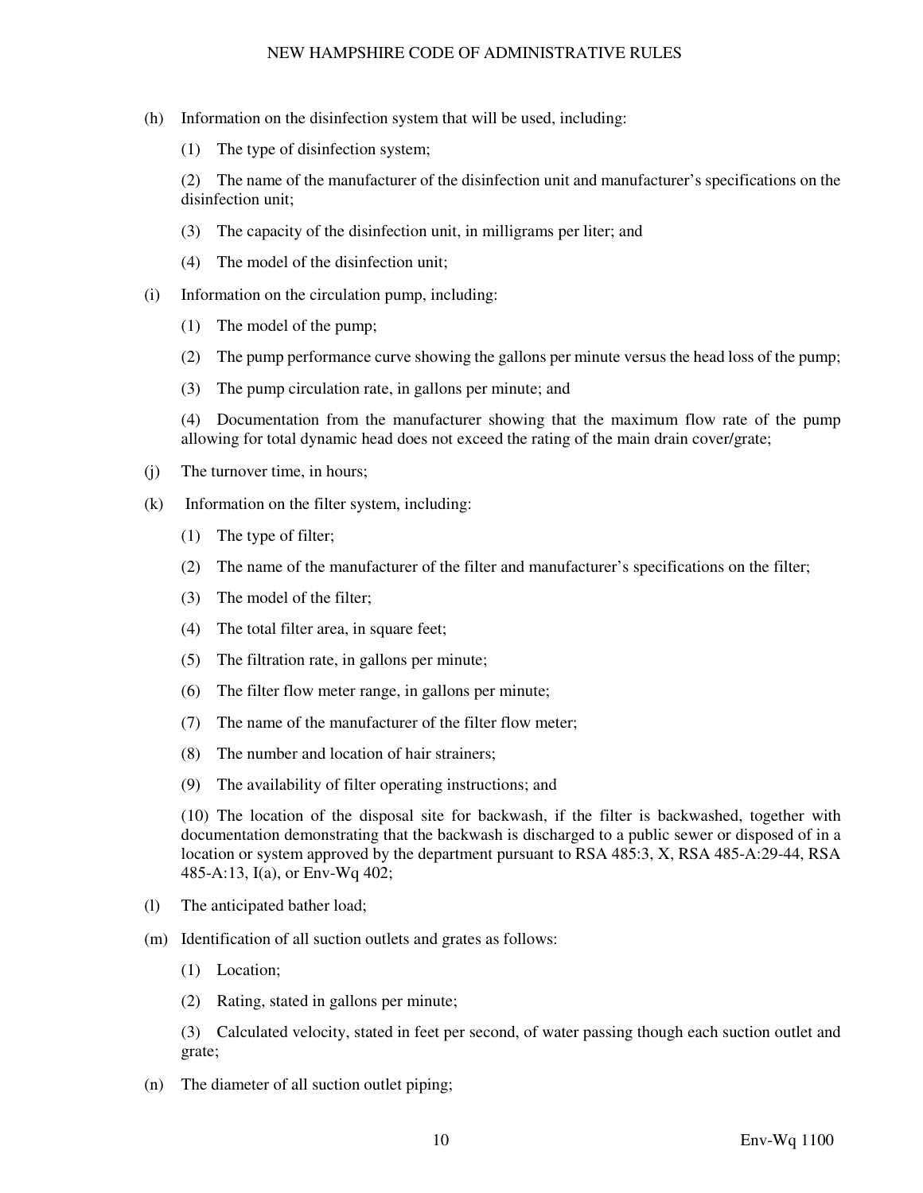(h) Information on the disinfection system that will be used, including:

(1) The type of disinfection system;

(2) The name of the manufacturer of the disinfection unit and manufacturer's specifications on the disinfection unit;

(3) The capacity of the disinfection unit, in milligrams per liter; and

(4) The model of the disinfection unit;

(i) Information on the circulation pump, including:

(1) The model of the pump;

(2) The pump performance curve showing the gallons per minute versus the head loss of the pump;

(3) The pump circulation rate, in gallons per minute; and

(4) Documentation from the manufacturer showing that the maximum flow rate of the pump allowing for total dynamic head does not exceed the rating of the main drain cover/grate;

(j) The turnover time, in hours;

(k) Information on the filter system, including:

(1) The type of filter;

(2) The name of the manufacturer of the filter and manufacturer's specifications on the filter;

(3) The model of the filter;

(4) The total filter area, in square feet;

(5) The filtration rate, in gallons per minute;

(6) The filter flow meter range, in gallons per minute;

(7) The name of the manufacturer of the filter flow meter;

(8) The number and location of hair strainers;

(9) The availability of filter operating instructions; and

(10) The location of the disposal site for backwash, if the filter is backwashed, together with documentation demonstrating that the backwash is discharged to a public sewer or disposed of in a location or system approved by the department pursuant to RSA 485:3, X, RSA 485-A:29-44, RSA 485-A:13, I(a), or Env-Wq 402;

(l) The anticipated bather load;

(m) Identification of all suction outlets and grates as follows:

(1) Location;

(2) Rating, stated in gallons per minute;

(3) Calculated velocity, stated in feet per second, of water passing though each suction outlet and grate;

(n) The diameter of all suction outlet piping;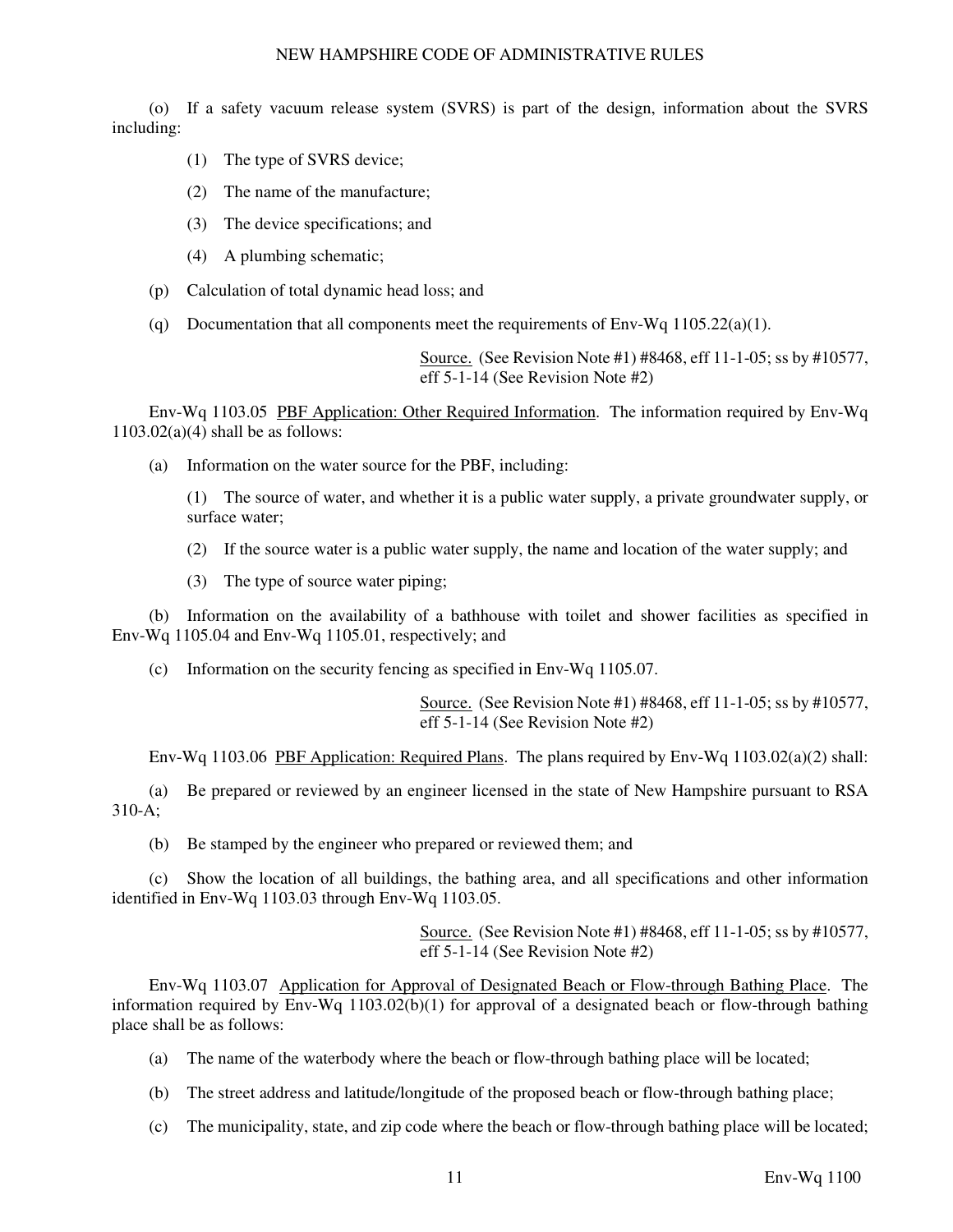(o) If a safety vacuum release system (SVRS) is part of the design, information about the SVRS including:

(1) The type of SVRS device;

(2) The name of the manufacture;

(3) The device specifications; and

(4) A plumbing schematic;

(p) Calculation of total dynamic head loss; and

(q) Documentation that all components meet the requirements of Env-Wq 1105.22(a)(1).

Source. (See Revision Note #1) #8468, eff 11-1-05; ss by #10577, eff 5-1-14 (See Revision Note #2)

Env-Wq 1103.05 PBF Application: Other Required Information. The information required by Env-Wq 1103.02(a)(4) shall be as follows:

(a) Information on the water source for the PBF, including:

(1) The source of water, and whether it is a public water supply, a private groundwater supply, or surface water;

(2) If the source water is a public water supply, the name and location of the water supply; and

(3) The type of source water piping;

(b) Information on the availability of a bathhouse with toilet and shower facilities as specified in Env-Wq 1105.04 and Env-Wq 1105.01, respectively; and

(c) Information on the security fencing as specified in Env-Wq 1105.07.

Source. (See Revision Note #1) #8468, eff 11-1-05; ss by #10577, eff 5-1-14 (See Revision Note #2)

Env-Wq 1103.06 PBF Application: Required Plans. The plans required by Env-Wq 1103.02(a)(2) shall:

(a) Be prepared or reviewed by an engineer licensed in the state of New Hampshire pursuant to RSA 310-A;

(b) Be stamped by the engineer who prepared or reviewed them; and

(c) Show the location of all buildings, the bathing area, and all specifications and other information identified in Env-Wq 1103.03 through Env-Wq 1103.05.

Source. (See Revision Note #1) #8468, eff 11-1-05; ss by #10577, eff 5-1-14 (See Revision Note #2)

Env-Wq 1103.07 Application for Approval of Designated Beach or Flow-through Bathing Place. The information required by Env-Wq 1103.02(b)(1) for approval of a designated beach or flow-through bathing place shall be as follows:

(a) The name of the waterbody where the beach or flow-through bathing place will be located;

(b) The street address and latitude/longitude of the proposed beach or flow-through bathing place;

(c) The municipality, state, and zip code where the beach or flow-through bathing place will be located;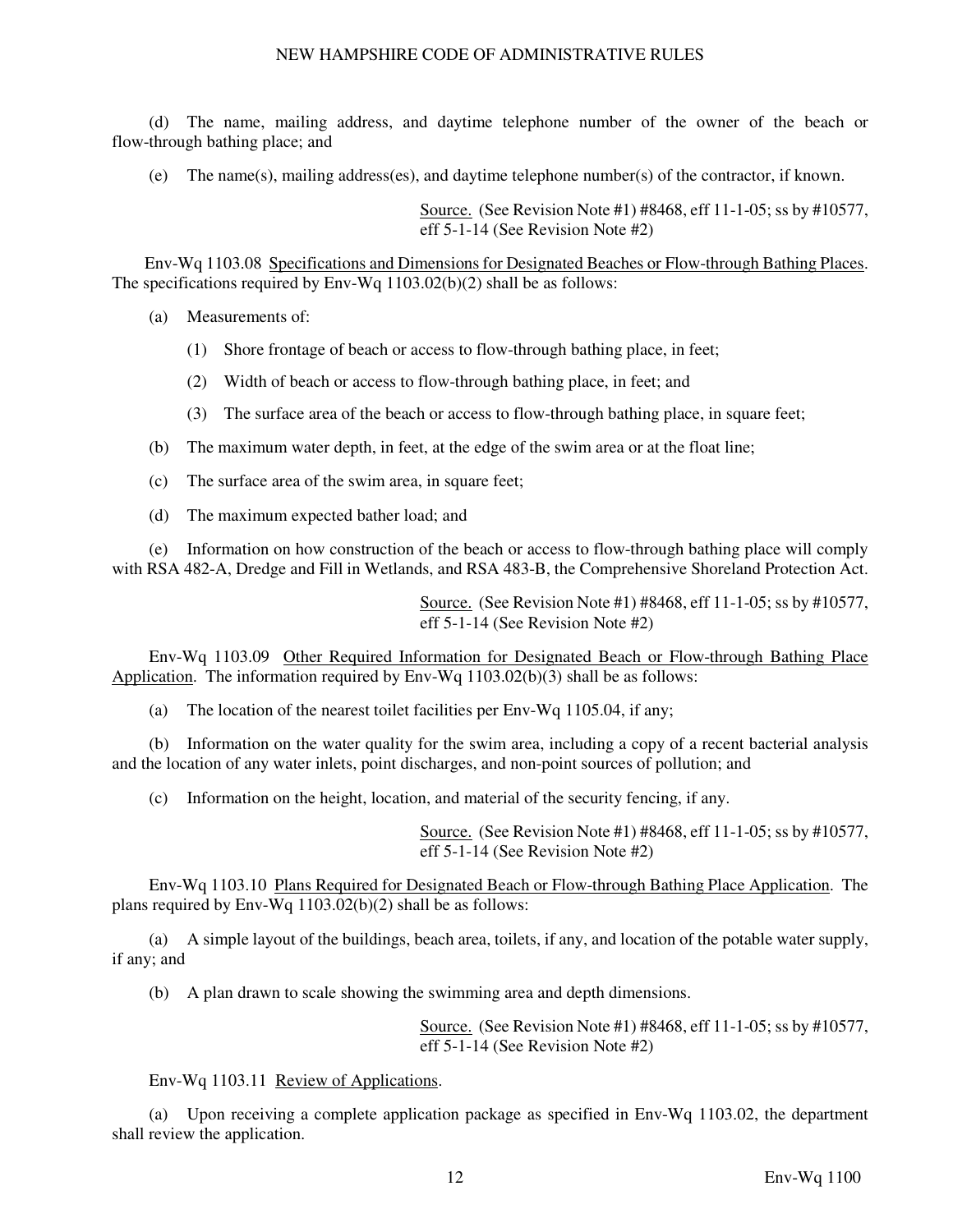(d) The name, mailing address, and daytime telephone number of the owner of the beach or flow-through bathing place; and

(e) The name(s), mailing address(es), and daytime telephone number(s) of the contractor, if known.

Source. (See Revision Note #1) #8468, eff 11-1-05; ss by #10577, eff 5-1-14 (See Revision Note #2)

Env-Wq 1103.08 Specifications and Dimensions for Designated Beaches or Flow-through Bathing Places. The specifications required by Env-Wq 1103.02(b)(2) shall be as follows:

(a) Measurements of:

(1) Shore frontage of beach or access to flow-through bathing place, in feet;

(2) Width of beach or access to flow-through bathing place, in feet; and

(3) The surface area of the beach or access to flow-through bathing place, in square feet;

(b) The maximum water depth, in feet, at the edge of the swim area or at the float line;

(c) The surface area of the swim area, in square feet;

(d) The maximum expected bather load; and

(e) Information on how construction of the beach or access to flow-through bathing place will comply with RSA 482-A, Dredge and Fill in Wetlands, and RSA 483-B, the Comprehensive Shoreland Protection Act.

Source. (See Revision Note #1) #8468, eff 11-1-05; ss by #10577, eff 5-1-14 (See Revision Note #2)

Env-Wq 1103.09 Other Required Information for Designated Beach or Flow-through Bathing Place Application. The information required by Env-Wq 1103.02(b)(3) shall be as follows:

(a) The location of the nearest toilet facilities per Env-Wq 1105.04, if any;

(b) Information on the water quality for the swim area, including a copy of a recent bacterial analysis and the location of any water inlets, point discharges, and non-point sources of pollution; and

(c) Information on the height, location, and material of the security fencing, if any.

Source. (See Revision Note #1) #8468, eff 11-1-05; ss by #10577, eff 5-1-14 (See Revision Note #2)

Env-Wq 1103.10 Plans Required for Designated Beach or Flow-through Bathing Place Application. The plans required by Env-Wq 1103.02(b)(2) shall be as follows:

(a) A simple layout of the buildings, beach area, toilets, if any, and location of the potable water supply, if any; and

(b) A plan drawn to scale showing the swimming area and depth dimensions.

Source. (See Revision Note #1) #8468, eff 11-1-05; ss by #10577, eff 5-1-14 (See Revision Note #2)

Env-Wq 1103.11 Review of Applications.

(a) Upon receiving a complete application package as specified in Env-Wq 1103.02, the department shall review the application.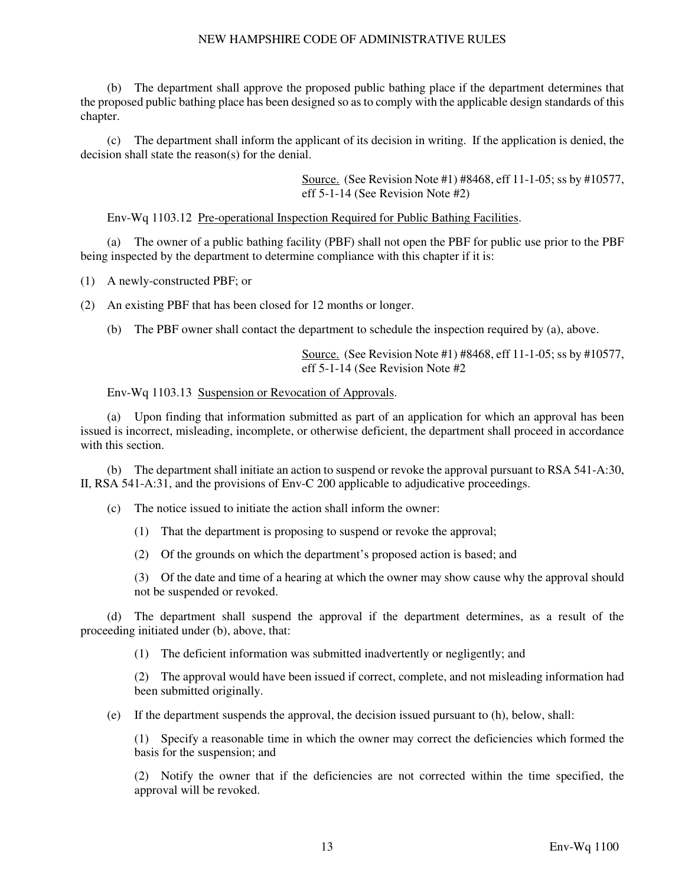(b) The department shall approve the proposed public bathing place if the department determines that the proposed public bathing place has been designed so as to comply with the applicable design standards of this chapter.

(c) The department shall inform the applicant of its decision in writing. If the application is denied, the decision shall state the reason(s) for the denial.

Source. (See Revision Note #1) #8468, eff 11-1-05; ss by #10577, eff 5-1-14 (See Revision Note #2)

Env-Wq 1103.12 Pre-operational Inspection Required for Public Bathing Facilities.

(a) The owner of a public bathing facility (PBF) shall not open the PBF for public use prior to the PBF being inspected by the department to determine compliance with this chapter if it is:

(1) A newly-constructed PBF; or

(2) An existing PBF that has been closed for 12 months or longer.

(b) The PBF owner shall contact the department to schedule the inspection required by (a), above.

Source. (See Revision Note #1) #8468, eff 11-1-05; ss by #10577, eff 5-1-14 (See Revision Note #2

Env-Wq 1103.13 Suspension or Revocation of Approvals.

(a) Upon finding that information submitted as part of an application for which an approval has been issued is incorrect, misleading, incomplete, or otherwise deficient, the department shall proceed in accordance with this section.

(b) The department shall initiate an action to suspend or revoke the approval pursuant to RSA 541-A:30, II, RSA 541-A:31, and the provisions of Env-C 200 applicable to adjudicative proceedings.

(c) The notice issued to initiate the action shall inform the owner:

(1) That the department is proposing to suspend or revoke the approval;

(2) Of the grounds on which the department's proposed action is based; and

(3) Of the date and time of a hearing at which the owner may show cause why the approval should not be suspended or revoked.

(d) The department shall suspend the approval if the department determines, as a result of the proceeding initiated under (b), above, that:

(1) The deficient information was submitted inadvertently or negligently; and

(2) The approval would have been issued if correct, complete, and not misleading information had been submitted originally.

(e) If the department suspends the approval, the decision issued pursuant to (h), below, shall:

(1) Specify a reasonable time in which the owner may correct the deficiencies which formed the basis for the suspension; and

(2) Notify the owner that if the deficiencies are not corrected within the time specified, the approval will be revoked.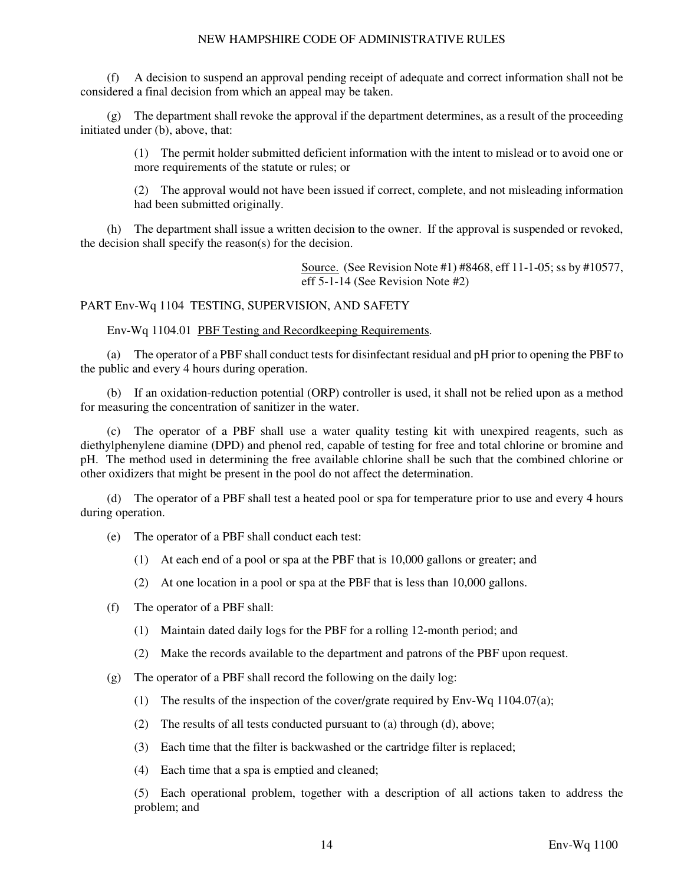(f) A decision to suspend an approval pending receipt of adequate and correct information shall not be considered a final decision from which an appeal may be taken.

(g) The department shall revoke the approval if the department determines, as a result of the proceeding initiated under (b), above, that:

(1) The permit holder submitted deficient information with the intent to mislead or to avoid one or more requirements of the statute or rules; or

(2) The approval would not have been issued if correct, complete, and not misleading information had been submitted originally.

(h) The department shall issue a written decision to the owner. If the approval is suspended or revoked, the decision shall specify the reason(s) for the decision.

Source. (See Revision Note #1) #8468, eff 11-1-05; ss by #10577, eff 5-1-14 (See Revision Note #2)

## PART Env-Wq 1104 TESTING, SUPERVISION, AND SAFETY

Env-Wq 1104.01 PBF Testing and Recordkeeping Requirements.

(a) The operator of a PBF shall conduct tests for disinfectant residual and pH prior to opening the PBF to the public and every 4 hours during operation.

(b) If an oxidation-reduction potential (ORP) controller is used, it shall not be relied upon as a method for measuring the concentration of sanitizer in the water.

(c) The operator of a PBF shall use a water quality testing kit with unexpired reagents, such as diethylphenylene diamine (DPD) and phenol red, capable of testing for free and total chlorine or bromine and pH. The method used in determining the free available chlorine shall be such that the combined chlorine or other oxidizers that might be present in the pool do not affect the determination.

(d) The operator of a PBF shall test a heated pool or spa for temperature prior to use and every 4 hours during operation.

(e) The operator of a PBF shall conduct each test:

(1) At each end of a pool or spa at the PBF that is 10,000 gallons or greater; and

(2) At one location in a pool or spa at the PBF that is less than 10,000 gallons.

(f) The operator of a PBF shall:

(1) Maintain dated daily logs for the PBF for a rolling 12-month period; and

(2) Make the records available to the department and patrons of the PBF upon request.

(g) The operator of a PBF shall record the following on the daily log:

(1) The results of the inspection of the cover/grate required by Env-Wq 1104.07(a);

(2) The results of all tests conducted pursuant to (a) through (d), above;

(3) Each time that the filter is backwashed or the cartridge filter is replaced;

(4) Each time that a spa is emptied and cleaned;

(5) Each operational problem, together with a description of all actions taken to address the problem; and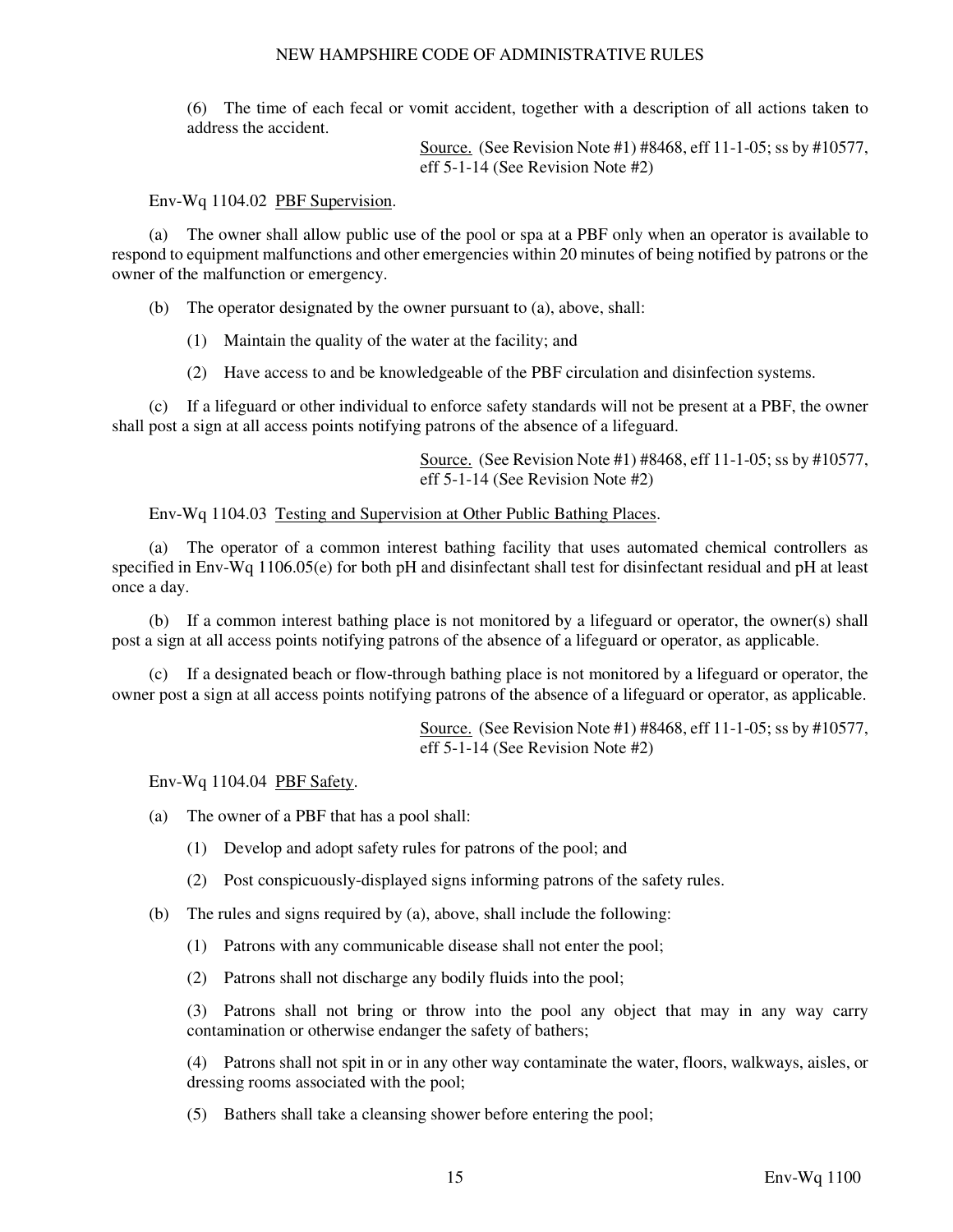(6) The time of each fecal or vomit accident, together with a description of all actions taken to address the accident.

Source. (See Revision Note #1) #8468, eff 11-1-05; ss by #10577, eff 5-1-14 (See Revision Note #2)

Env-Wq 1104.02 PBF Supervision.

(a) The owner shall allow public use of the pool or spa at a PBF only when an operator is available to respond to equipment malfunctions and other emergencies within 20 minutes of being notified by patrons or the owner of the malfunction or emergency.

(b) The operator designated by the owner pursuant to (a), above, shall:

(1) Maintain the quality of the water at the facility; and

(2) Have access to and be knowledgeable of the PBF circulation and disinfection systems.

(c) If a lifeguard or other individual to enforce safety standards will not be present at a PBF, the owner shall post a sign at all access points notifying patrons of the absence of a lifeguard.

Source. (See Revision Note #1) #8468, eff 11-1-05; ss by #10577, eff 5-1-14 (See Revision Note #2)

Env-Wq 1104.03 Testing and Supervision at Other Public Bathing Places.

(a) The operator of a common interest bathing facility that uses automated chemical controllers as specified in Env-Wq 1106.05(e) for both pH and disinfectant shall test for disinfectant residual and pH at least once a day.

(b) If a common interest bathing place is not monitored by a lifeguard or operator, the owner(s) shall post a sign at all access points notifying patrons of the absence of a lifeguard or operator, as applicable.

(c) If a designated beach or flow-through bathing place is not monitored by a lifeguard or operator, the owner post a sign at all access points notifying patrons of the absence of a lifeguard or operator, as applicable.

Source. (See Revision Note #1) #8468, eff 11-1-05; ss by #10577, eff 5-1-14 (See Revision Note #2)

Env-Wq 1104.04 PBF Safety.

(a) The owner of a PBF that has a pool shall:

(1) Develop and adopt safety rules for patrons of the pool; and

(2) Post conspicuously-displayed signs informing patrons of the safety rules.

(b) The rules and signs required by (a), above, shall include the following:

(1) Patrons with any communicable disease shall not enter the pool;

(2) Patrons shall not discharge any bodily fluids into the pool;

(3) Patrons shall not bring or throw into the pool any object that may in any way carry contamination or otherwise endanger the safety of bathers;

(4) Patrons shall not spit in or in any other way contaminate the water, floors, walkways, aisles, or dressing rooms associated with the pool;

(5) Bathers shall take a cleansing shower before entering the pool;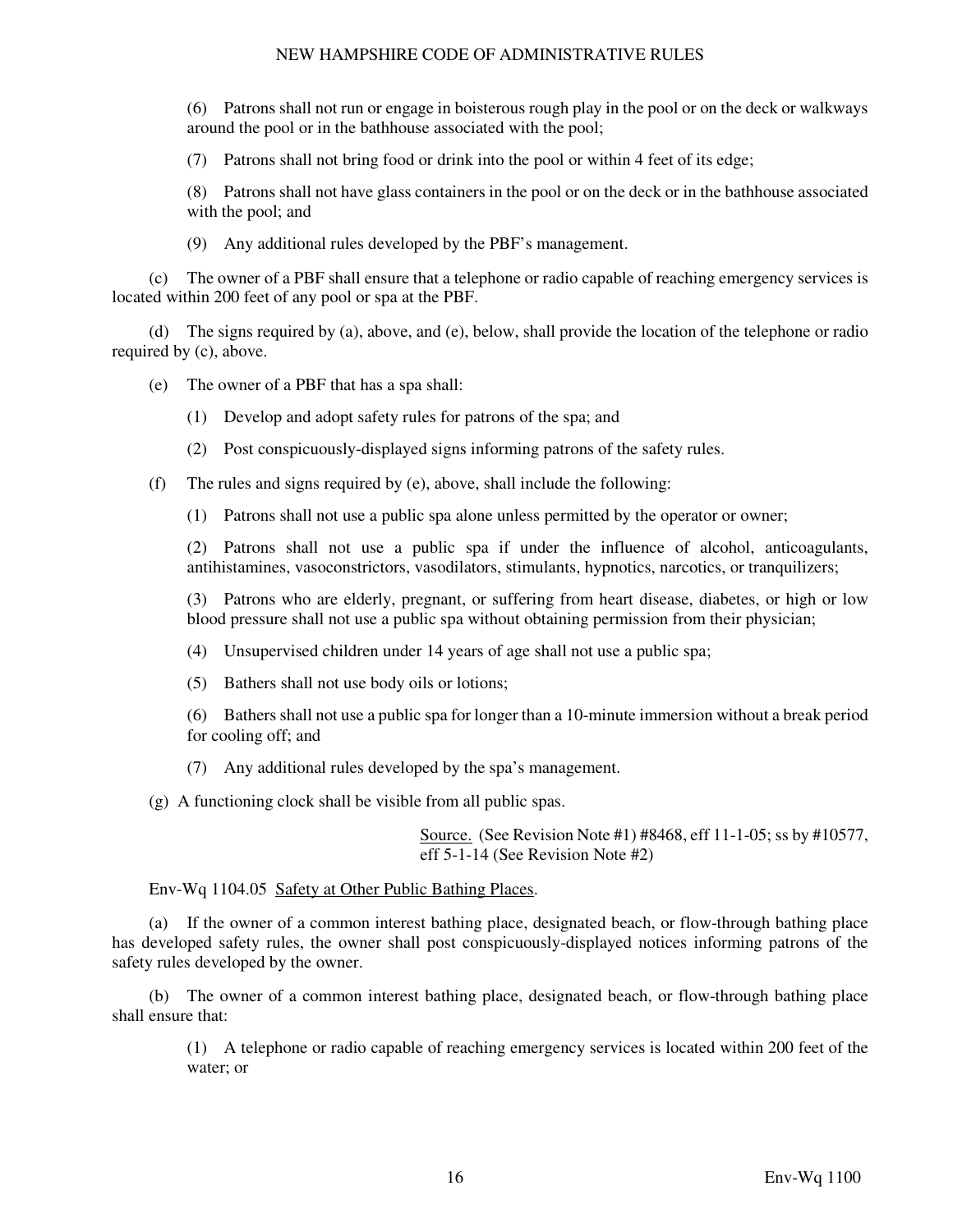(6) Patrons shall not run or engage in boisterous rough play in the pool or on the deck or walkways around the pool or in the bathhouse associated with the pool;

(7) Patrons shall not bring food or drink into the pool or within 4 feet of its edge;

(8) Patrons shall not have glass containers in the pool or on the deck or in the bathhouse associated with the pool; and

(9) Any additional rules developed by the PBF's management.

(c) The owner of a PBF shall ensure that a telephone or radio capable of reaching emergency services is located within 200 feet of any pool or spa at the PBF.

(d) The signs required by (a), above, and (e), below, shall provide the location of the telephone or radio required by (c), above.

(e) The owner of a PBF that has a spa shall:

(1) Develop and adopt safety rules for patrons of the spa; and

(2) Post conspicuously-displayed signs informing patrons of the safety rules.

(f) The rules and signs required by (e), above, shall include the following:

(1) Patrons shall not use a public spa alone unless permitted by the operator or owner;

(2) Patrons shall not use a public spa if under the influence of alcohol, anticoagulants, antihistamines, vasoconstrictors, vasodilators, stimulants, hypnotics, narcotics, or tranquilizers;

(3) Patrons who are elderly, pregnant, or suffering from heart disease, diabetes, or high or low blood pressure shall not use a public spa without obtaining permission from their physician;

(4) Unsupervised children under 14 years of age shall not use a public spa;

(5) Bathers shall not use body oils or lotions;

(6) Bathers shall not use a public spa for longer than a 10-minute immersion without a break period for cooling off; and

(7) Any additional rules developed by the spa's management.

(g) A functioning clock shall be visible from all public spas.

Source. (See Revision Note #1) #8468, eff 11-1-05; ss by #10577, eff 5-1-14 (See Revision Note #2)

Env-Wq 1104.05 Safety at Other Public Bathing Places.

(a) If the owner of a common interest bathing place, designated beach, or flow-through bathing place has developed safety rules, the owner shall post conspicuously-displayed notices informing patrons of the safety rules developed by the owner.

(b) The owner of a common interest bathing place, designated beach, or flow-through bathing place shall ensure that:

(1) A telephone or radio capable of reaching emergency services is located within 200 feet of the water; or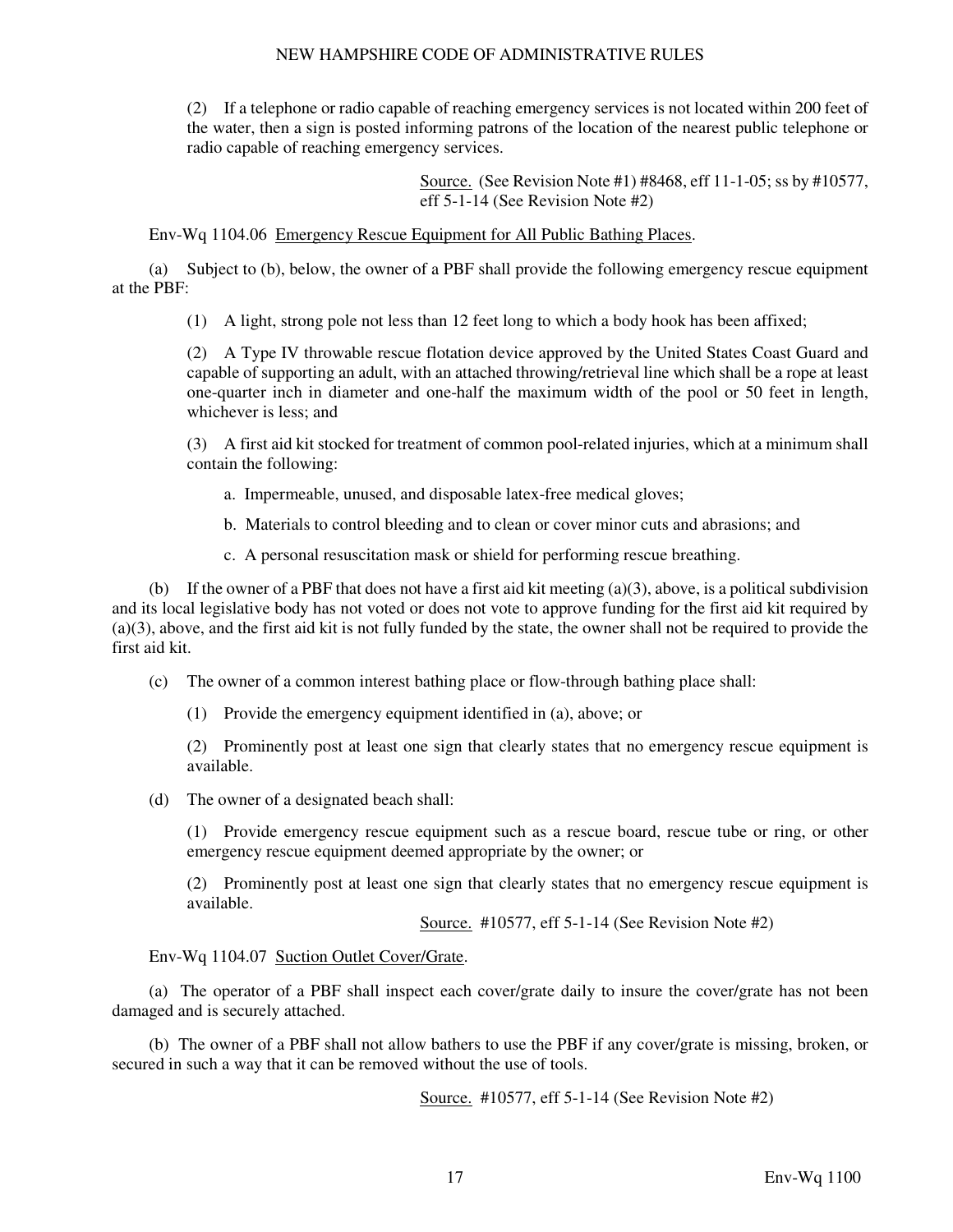(2) If a telephone or radio capable of reaching emergency services is not located within 200 feet of the water, then a sign is posted informing patrons of the location of the nearest public telephone or radio capable of reaching emergency services.

Source. (See Revision Note #1) #8468, eff 11-1-05; ss by #10577, eff 5-1-14 (See Revision Note #2)

Env-Wq 1104.06 Emergency Rescue Equipment for All Public Bathing Places.

(a) Subject to (b), below, the owner of a PBF shall provide the following emergency rescue equipment at the PBF:

(1) A light, strong pole not less than 12 feet long to which a body hook has been affixed;

(2) A Type IV throwable rescue flotation device approved by the United States Coast Guard and capable of supporting an adult, with an attached throwing/retrieval line which shall be a rope at least one-quarter inch in diameter and one-half the maximum width of the pool or 50 feet in length, whichever is less; and

(3) A first aid kit stocked for treatment of common pool-related injuries, which at a minimum shall contain the following:

a. Impermeable, unused, and disposable latex-free medical gloves;

b. Materials to control bleeding and to clean or cover minor cuts and abrasions; and

c. A personal resuscitation mask or shield for performing rescue breathing.

(b) If the owner of a PBF that does not have a first aid kit meeting (a)(3), above, is a political subdivision and its local legislative body has not voted or does not vote to approve funding for the first aid kit required by (a)(3), above, and the first aid kit is not fully funded by the state, the owner shall not be required to provide the first aid kit.

(c) The owner of a common interest bathing place or flow-through bathing place shall:

(1) Provide the emergency equipment identified in (a), above; or

(2) Prominently post at least one sign that clearly states that no emergency rescue equipment is available.

(d) The owner of a designated beach shall:

(1) Provide emergency rescue equipment such as a rescue board, rescue tube or ring, or other emergency rescue equipment deemed appropriate by the owner; or

(2) Prominently post at least one sign that clearly states that no emergency rescue equipment is available.

Source. #10577, eff 5-1-14 (See Revision Note #2)

Env-Wq 1104.07 Suction Outlet Cover/Grate.

(a) The operator of a PBF shall inspect each cover/grate daily to insure the cover/grate has not been damaged and is securely attached.

(b) The owner of a PBF shall not allow bathers to use the PBF if any cover/grate is missing, broken, or secured in such a way that it can be removed without the use of tools.

Source. #10577, eff 5-1-14 (See Revision Note #2)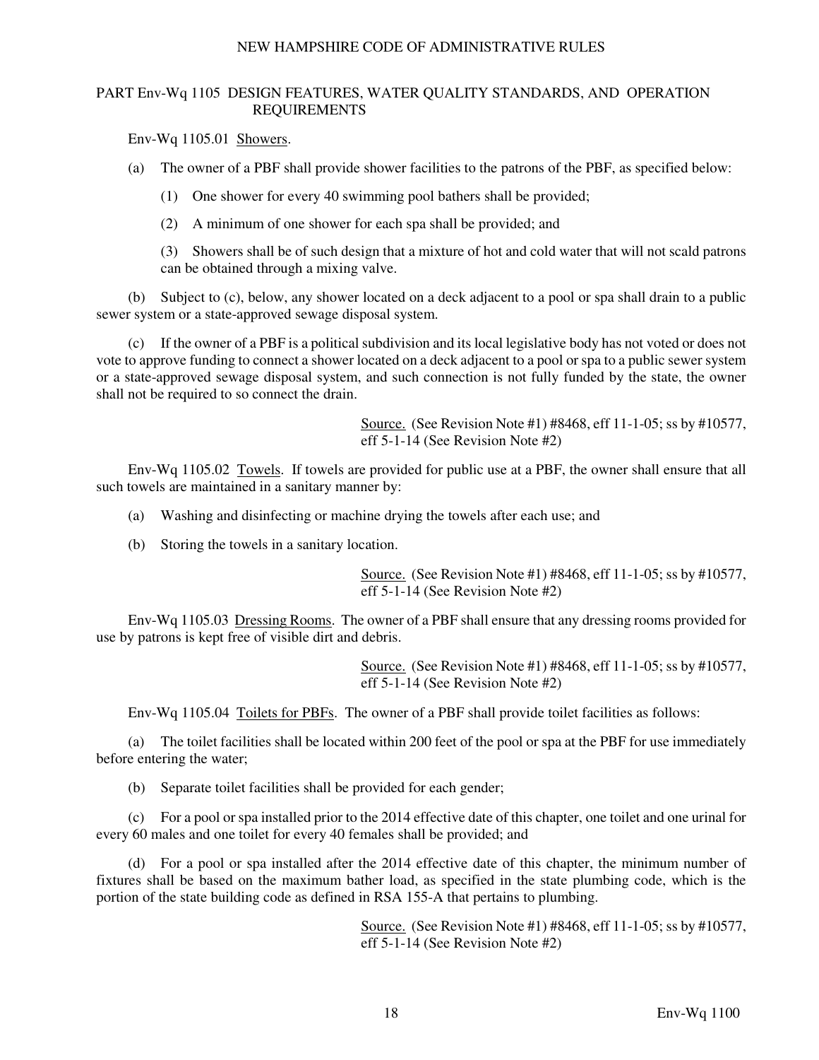## PART Env-Wq 1105 DESIGN FEATURES, WATER QUALITY STANDARDS, AND OPERATION REQUIREMENTS

Env-Wq 1105.01 Showers.

(a) The owner of a PBF shall provide shower facilities to the patrons of the PBF, as specified below:

(1) One shower for every 40 swimming pool bathers shall be provided;

(2) A minimum of one shower for each spa shall be provided; and

(3) Showers shall be of such design that a mixture of hot and cold water that will not scald patrons can be obtained through a mixing valve.

(b) Subject to (c), below, any shower located on a deck adjacent to a pool or spa shall drain to a public sewer system or a state-approved sewage disposal system.

(c) If the owner of a PBF is a political subdivision and its local legislative body has not voted or does not vote to approve funding to connect a shower located on a deck adjacent to a pool or spa to a public sewer system or a state-approved sewage disposal system, and such connection is not fully funded by the state, the owner shall not be required to so connect the drain.

Source. (See Revision Note #1) #8468, eff 11-1-05; ss by #10577, eff 5-1-14 (See Revision Note #2)

Env-Wq 1105.02 Towels. If towels are provided for public use at a PBF, the owner shall ensure that all such towels are maintained in a sanitary manner by:

(a) Washing and disinfecting or machine drying the towels after each use; and

(b) Storing the towels in a sanitary location.

Source. (See Revision Note #1) #8468, eff 11-1-05; ss by #10577, eff 5-1-14 (See Revision Note #2)

Env-Wq 1105.03 Dressing Rooms. The owner of a PBF shall ensure that any dressing rooms provided for use by patrons is kept free of visible dirt and debris.

Source. (See Revision Note #1) #8468, eff 11-1-05; ss by #10577, eff 5-1-14 (See Revision Note #2)

Env-Wq 1105.04 Toilets for PBFs. The owner of a PBF shall provide toilet facilities as follows:

(a) The toilet facilities shall be located within 200 feet of the pool or spa at the PBF for use immediately before entering the water;

(b) Separate toilet facilities shall be provided for each gender;

(c) For a pool or spa installed prior to the 2014 effective date of this chapter, one toilet and one urinal for every 60 males and one toilet for every 40 females shall be provided; and

(d) For a pool or spa installed after the 2014 effective date of this chapter, the minimum number of fixtures shall be based on the maximum bather load, as specified in the state plumbing code, which is the portion of the state building code as defined in RSA 155-A that pertains to plumbing.

Source. (See Revision Note #1) #8468, eff 11-1-05; ss by #10577, eff 5-1-14 (See Revision Note #2)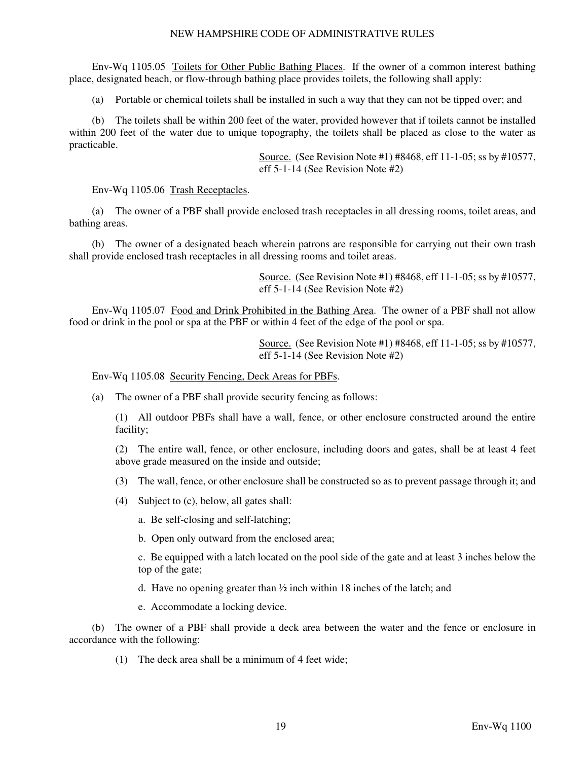Env-Wq 1105.05 Toilets for Other Public Bathing Places. If the owner of a common interest bathing place, designated beach, or flow-through bathing place provides toilets, the following shall apply:

(a) Portable or chemical toilets shall be installed in such a way that they can not be tipped over; and

(b) The toilets shall be within 200 feet of the water, provided however that if toilets cannot be installed within 200 feet of the water due to unique topography, the toilets shall be placed as close to the water as practicable.

Source. (See Revision Note #1) #8468, eff 11-1-05; ss by #10577, eff 5-1-14 (See Revision Note #2)

Env-Wq 1105.06 Trash Receptacles.

(a) The owner of a PBF shall provide enclosed trash receptacles in all dressing rooms, toilet areas, and bathing areas.

(b) The owner of a designated beach wherein patrons are responsible for carrying out their own trash shall provide enclosed trash receptacles in all dressing rooms and toilet areas.

Source. (See Revision Note #1) #8468, eff 11-1-05; ss by #10577, eff 5-1-14 (See Revision Note #2)

Env-Wq 1105.07 Food and Drink Prohibited in the Bathing Area. The owner of a PBF shall not allow food or drink in the pool or spa at the PBF or within 4 feet of the edge of the pool or spa.

Source. (See Revision Note #1) #8468, eff 11-1-05; ss by #10577, eff 5-1-14 (See Revision Note #2)

Env-Wq 1105.08 Security Fencing, Deck Areas for PBFs.

(a) The owner of a PBF shall provide security fencing as follows:

(1) All outdoor PBFs shall have a wall, fence, or other enclosure constructed around the entire facility;

(2) The entire wall, fence, or other enclosure, including doors and gates, shall be at least 4 feet above grade measured on the inside and outside;

(3) The wall, fence, or other enclosure shall be constructed so as to prevent passage through it; and

(4) Subject to (c), below, all gates shall:

a. Be self-closing and self-latching;

b. Open only outward from the enclosed area;

c. Be equipped with a latch located on the pool side of the gate and at least 3 inches below the top of the gate;

d. Have no opening greater than ½ inch within 18 inches of the latch; and

e. Accommodate a locking device.

(b) The owner of a PBF shall provide a deck area between the water and the fence or enclosure in accordance with the following:

(1) The deck area shall be a minimum of 4 feet wide;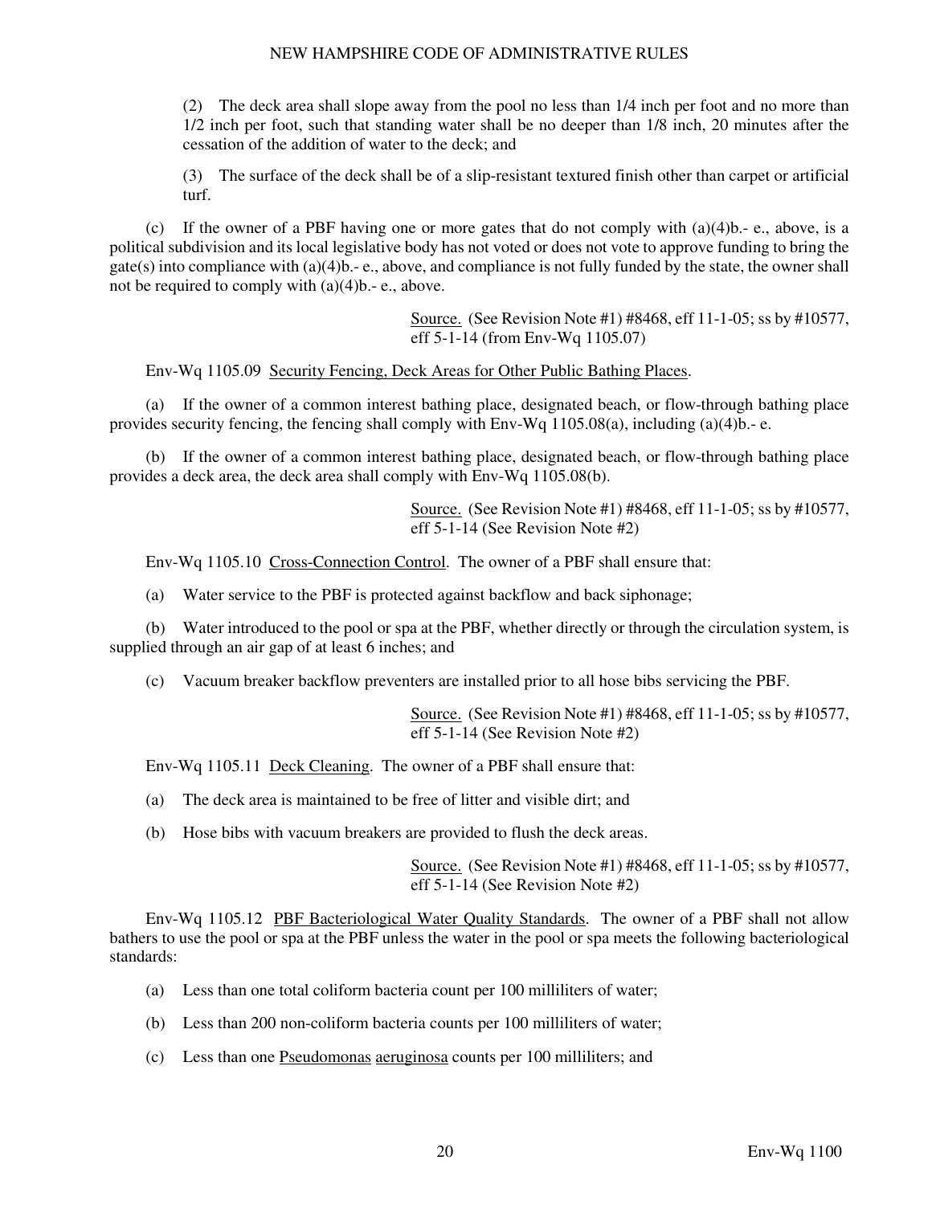(2) The deck area shall slope away from the pool no less than 1/4 inch per foot and no more than 1/2 inch per foot, such that standing water shall be no deeper than 1/8 inch, 20 minutes after the cessation of the addition of water to the deck; and

(3) The surface of the deck shall be of a slip-resistant textured finish other than carpet or artificial turf.

(c) If the owner of a PBF having one or more gates that do not comply with (a)(4)b.- e., above, is a political subdivision and its local legislative body has not voted or does not vote to approve funding to bring the gate(s) into compliance with (a)(4)b.- e., above, and compliance is not fully funded by the state, the owner shall not be required to comply with (a)(4)b.- e., above.

Source. (See Revision Note #1) #8468, eff 11-1-05; ss by #10577, eff 5-1-14 (from Env-Wq 1105.07)

Env-Wq 1105.09 Security Fencing, Deck Areas for Other Public Bathing Places.

(a) If the owner of a common interest bathing place, designated beach, or flow-through bathing place provides security fencing, the fencing shall comply with Env-Wq 1105.08(a), including (a)(4)b.- e.

(b) If the owner of a common interest bathing place, designated beach, or flow-through bathing place provides a deck area, the deck area shall comply with Env-Wq 1105.08(b).

Source. (See Revision Note #1) #8468, eff 11-1-05; ss by #10577, eff 5-1-14 (See Revision Note #2)

Env-Wq 1105.10 Cross-Connection Control. The owner of a PBF shall ensure that:

(a) Water service to the PBF is protected against backflow and back siphonage;

(b) Water introduced to the pool or spa at the PBF, whether directly or through the circulation system, is supplied through an air gap of at least 6 inches; and

(c) Vacuum breaker backflow preventers are installed prior to all hose bibs servicing the PBF.

Source. (See Revision Note #1) #8468, eff 11-1-05; ss by #10577, eff 5-1-14 (See Revision Note #2)

Env-Wq 1105.11 Deck Cleaning. The owner of a PBF shall ensure that:

(a) The deck area is maintained to be free of litter and visible dirt; and

(b) Hose bibs with vacuum breakers are provided to flush the deck areas.

Source. (See Revision Note #1) #8468, eff 11-1-05; ss by #10577, eff 5-1-14 (See Revision Note #2)

Env-Wq 1105.12 PBF Bacteriological Water Quality Standards. The owner of a PBF shall not allow bathers to use the pool or spa at the PBF unless the water in the pool or spa meets the following bacteriological standards:

(a) Less than one total coliform bacteria count per 100 milliliters of water;

(b) Less than 200 non-coliform bacteria counts per 100 milliliters of water;

(c) Less than one *Pseudomonas aeruginosa* counts per 100 milliliters; and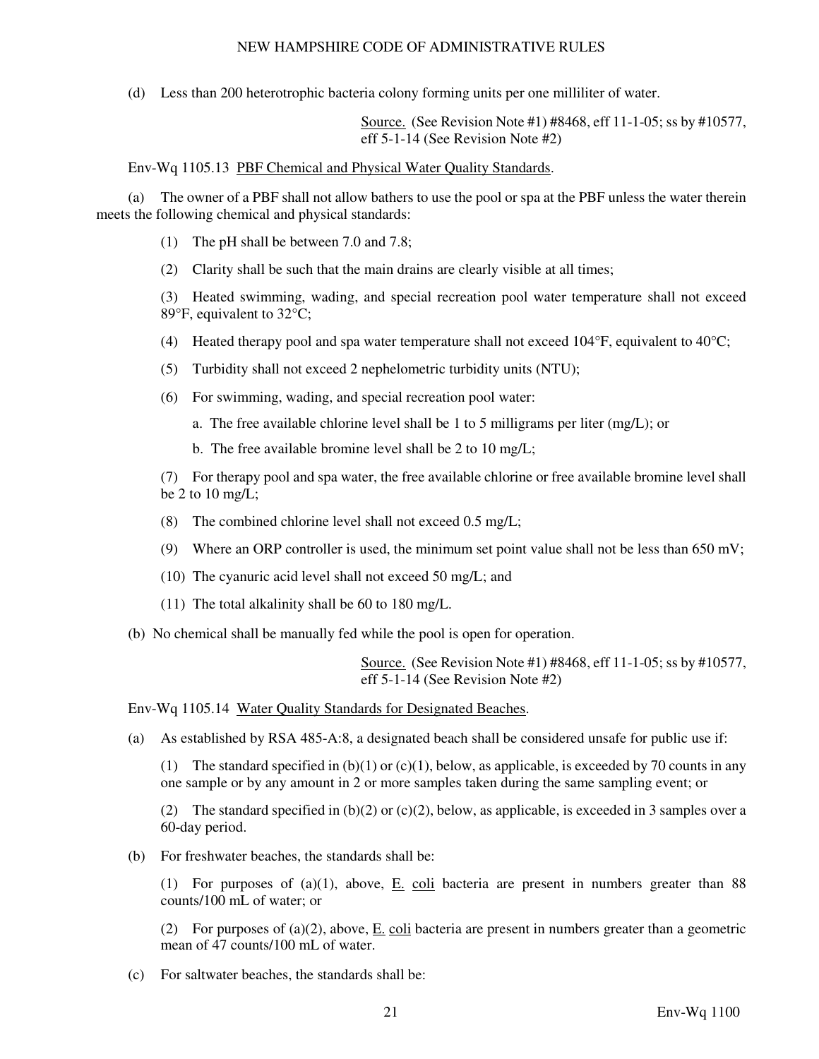(d) Less than 200 heterotrophic bacteria colony forming units per one milliliter of water.

Source. (See Revision Note #1) #8468, eff 11-1-05; ss by #10577, eff 5-1-14 (See Revision Note #2)

Env-Wq 1105.13 PBF Chemical and Physical Water Quality Standards.

(a) The owner of a PBF shall not allow bathers to use the pool or spa at the PBF unless the water therein meets the following chemical and physical standards:

(1) The pH shall be between 7.0 and 7.8;

(2) Clarity shall be such that the main drains are clearly visible at all times;

(3) Heated swimming, wading, and special recreation pool water temperature shall not exceed 89°F, equivalent to 32°C;

(4) Heated therapy pool and spa water temperature shall not exceed 104°F, equivalent to 40°C;

(5) Turbidity shall not exceed 2 nephelometric turbidity units (NTU);

(6) For swimming, wading, and special recreation pool water:

a. The free available chlorine level shall be 1 to 5 milligrams per liter (mg/L); or

b. The free available bromine level shall be 2 to 10 mg/L;

(7) For therapy pool and spa water, the free available chlorine or free available bromine level shall be 2 to 10 mg/L;

(8) The combined chlorine level shall not exceed 0.5 mg/L;

(9) Where an ORP controller is used, the minimum set point value shall not be less than 650 mV;

(10) The cyanuric acid level shall not exceed 50 mg/L; and

(11) The total alkalinity shall be 60 to 180 mg/L.

(b) No chemical shall be manually fed while the pool is open for operation.

Source. (See Revision Note #1) #8468, eff 11-1-05; ss by #10577, eff 5-1-14 (See Revision Note #2)

Env-Wq 1105.14 Water Quality Standards for Designated Beaches.

(a) As established by RSA 485-A:8, a designated beach shall be considered unsafe for public use if:

(1) The standard specified in (b)(1) or (c)(1), below, as applicable, is exceeded by 70 counts in any one sample or by any amount in 2 or more samples taken during the same sampling event; or

(2) The standard specified in (b)(2) or (c)(2), below, as applicable, is exceeded in 3 samples over a 60-day period.

(b) For freshwater beaches, the standards shall be:

(1) For purposes of (a)(1), above, E. coli bacteria are present in numbers greater than 88 counts/100 mL of water; or

(2) For purposes of (a)(2), above, E. coli bacteria are present in numbers greater than a geometric mean of 47 counts/100 mL of water.

(c) For saltwater beaches, the standards shall be: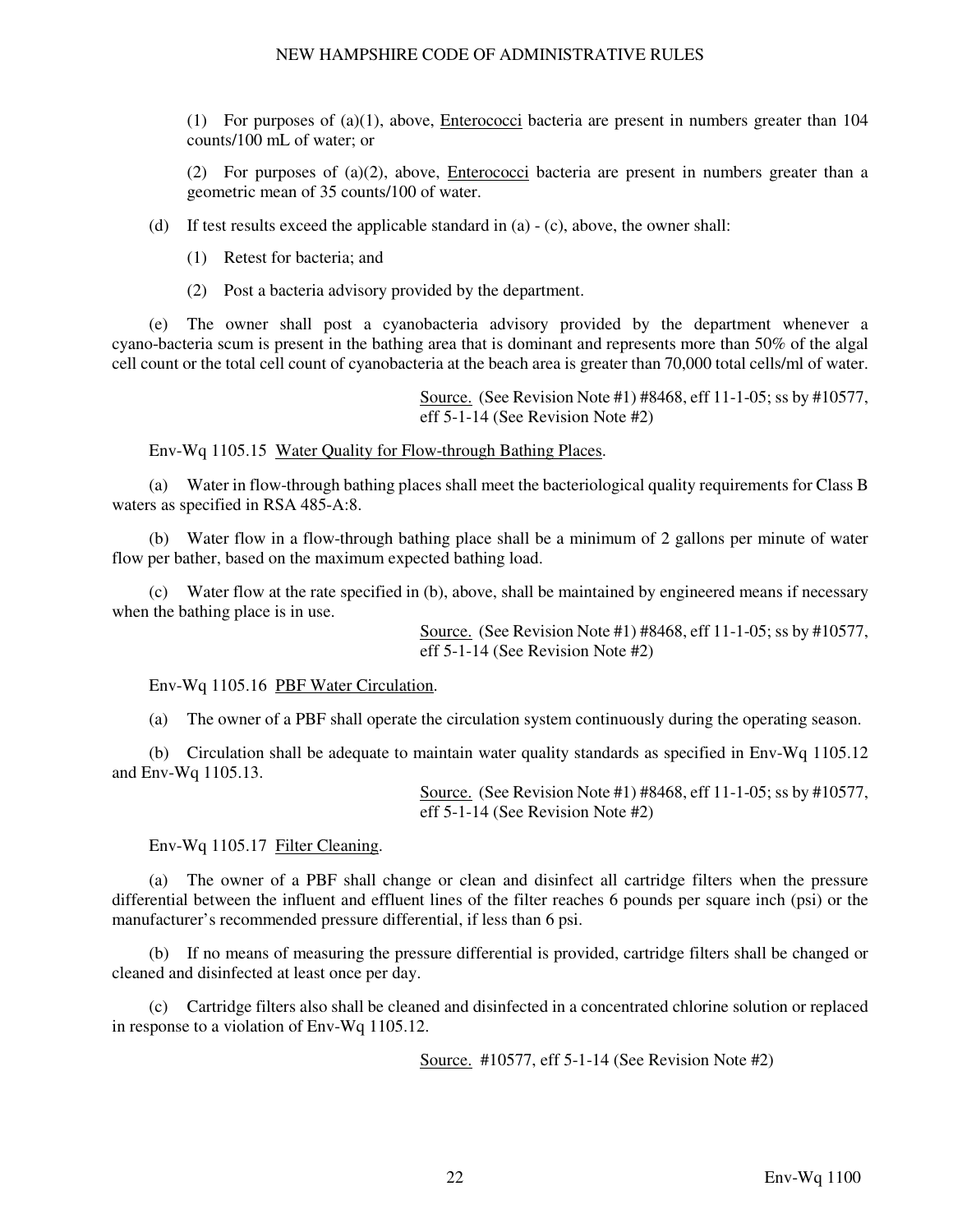(1) For purposes of (a)(1), above, Enterococci bacteria are present in numbers greater than 104 counts/100 mL of water; or

(2) For purposes of (a)(2), above, Enterococci bacteria are present in numbers greater than a geometric mean of 35 counts/100 of water.

(d) If test results exceed the applicable standard in (a) - (c), above, the owner shall:

(1) Retest for bacteria; and

(2) Post a bacteria advisory provided by the department.

(e) The owner shall post a cyanobacteria advisory provided by the department whenever a cyano-bacteria scum is present in the bathing area that is dominant and represents more than 50% of the algal cell count or the total cell count of cyanobacteria at the beach area is greater than 70,000 total cells/ml of water.

Source. (See Revision Note #1) #8468, eff 11-1-05; ss by #10577, eff 5-1-14 (See Revision Note #2)

Env-Wq 1105.15 Water Quality for Flow-through Bathing Places.

(a) Water in flow-through bathing places shall meet the bacteriological quality requirements for Class B waters as specified in RSA 485-A:8.

(b) Water flow in a flow-through bathing place shall be a minimum of 2 gallons per minute of water flow per bather, based on the maximum expected bathing load.

(c) Water flow at the rate specified in (b), above, shall be maintained by engineered means if necessary when the bathing place is in use.

Source. (See Revision Note #1) #8468, eff 11-1-05; ss by #10577, eff 5-1-14 (See Revision Note #2)

Env-Wq 1105.16 PBF Water Circulation.

(a) The owner of a PBF shall operate the circulation system continuously during the operating season.

(b) Circulation shall be adequate to maintain water quality standards as specified in Env-Wq 1105.12 and Env-Wq 1105.13.

Source. (See Revision Note #1) #8468, eff 11-1-05; ss by #10577, eff 5-1-14 (See Revision Note #2)

Env-Wq 1105.17 Filter Cleaning.

(a) The owner of a PBF shall change or clean and disinfect all cartridge filters when the pressure differential between the influent and effluent lines of the filter reaches 6 pounds per square inch (psi) or the manufacturer's recommended pressure differential, if less than 6 psi.

(b) If no means of measuring the pressure differential is provided, cartridge filters shall be changed or cleaned and disinfected at least once per day.

(c) Cartridge filters also shall be cleaned and disinfected in a concentrated chlorine solution or replaced in response to a violation of Env-Wq 1105.12.

Source. #10577, eff 5-1-14 (See Revision Note #2)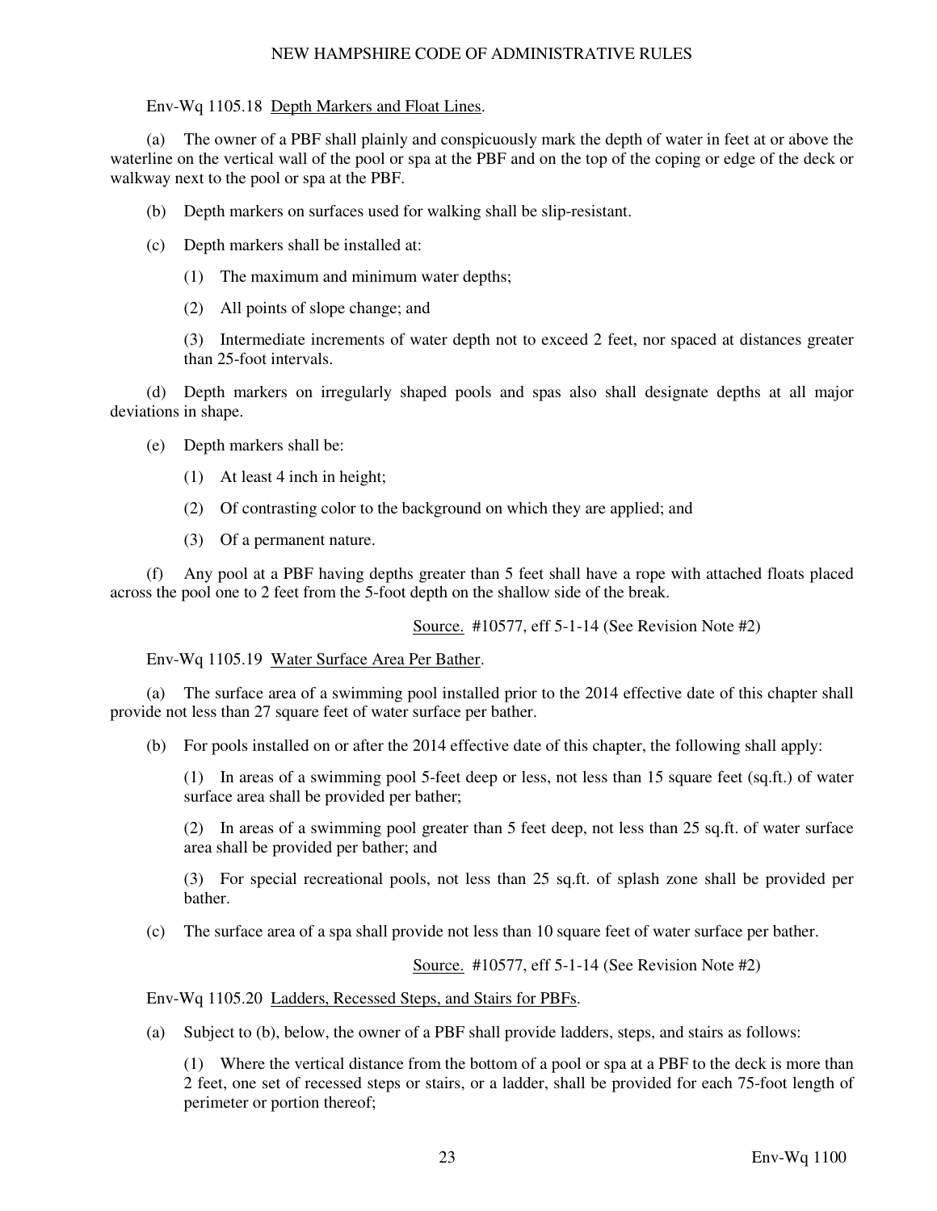Env-Wq 1105.18 Depth Markers and Float Lines.

(a) The owner of a PBF shall plainly and conspicuously mark the depth of water in feet at or above the waterline on the vertical wall of the pool or spa at the PBF and on the top of the coping or edge of the deck or walkway next to the pool or spa at the PBF.

(b) Depth markers on surfaces used for walking shall be slip-resistant.

(c) Depth markers shall be installed at:

(1) The maximum and minimum water depths;

(2) All points of slope change; and

(3) Intermediate increments of water depth not to exceed 2 feet, nor spaced at distances greater than 25-foot intervals.

(d) Depth markers on irregularly shaped pools and spas also shall designate depths at all major deviations in shape.

(e) Depth markers shall be:

(1) At least 4 inch in height;

(2) Of contrasting color to the background on which they are applied; and

(3) Of a permanent nature.

(f) Any pool at a PBF having depths greater than 5 feet shall have a rope with attached floats placed across the pool one to 2 feet from the 5-foot depth on the shallow side of the break.

Source. #10577, eff 5-1-14 (See Revision Note #2)

Env-Wq 1105.19 Water Surface Area Per Bather.

(a) The surface area of a swimming pool installed prior to the 2014 effective date of this chapter shall provide not less than 27 square feet of water surface per bather.

(b) For pools installed on or after the 2014 effective date of this chapter, the following shall apply:

(1) In areas of a swimming pool 5-feet deep or less, not less than 15 square feet (sq.ft.) of water surface area shall be provided per bather;

(2) In areas of a swimming pool greater than 5 feet deep, not less than 25 sq.ft. of water surface area shall be provided per bather; and

(3) For special recreational pools, not less than 25 sq.ft. of splash zone shall be provided per bather.

(c) The surface area of a spa shall provide not less than 10 square feet of water surface per bather.

Source. #10577, eff 5-1-14 (See Revision Note #2)

Env-Wq 1105.20 Ladders, Recessed Steps, and Stairs for PBFs.

(a) Subject to (b), below, the owner of a PBF shall provide ladders, steps, and stairs as follows:

(1) Where the vertical distance from the bottom of a pool or spa at a PBF to the deck is more than 2 feet, one set of recessed steps or stairs, or a ladder, shall be provided for each 75-foot length of perimeter or portion thereof;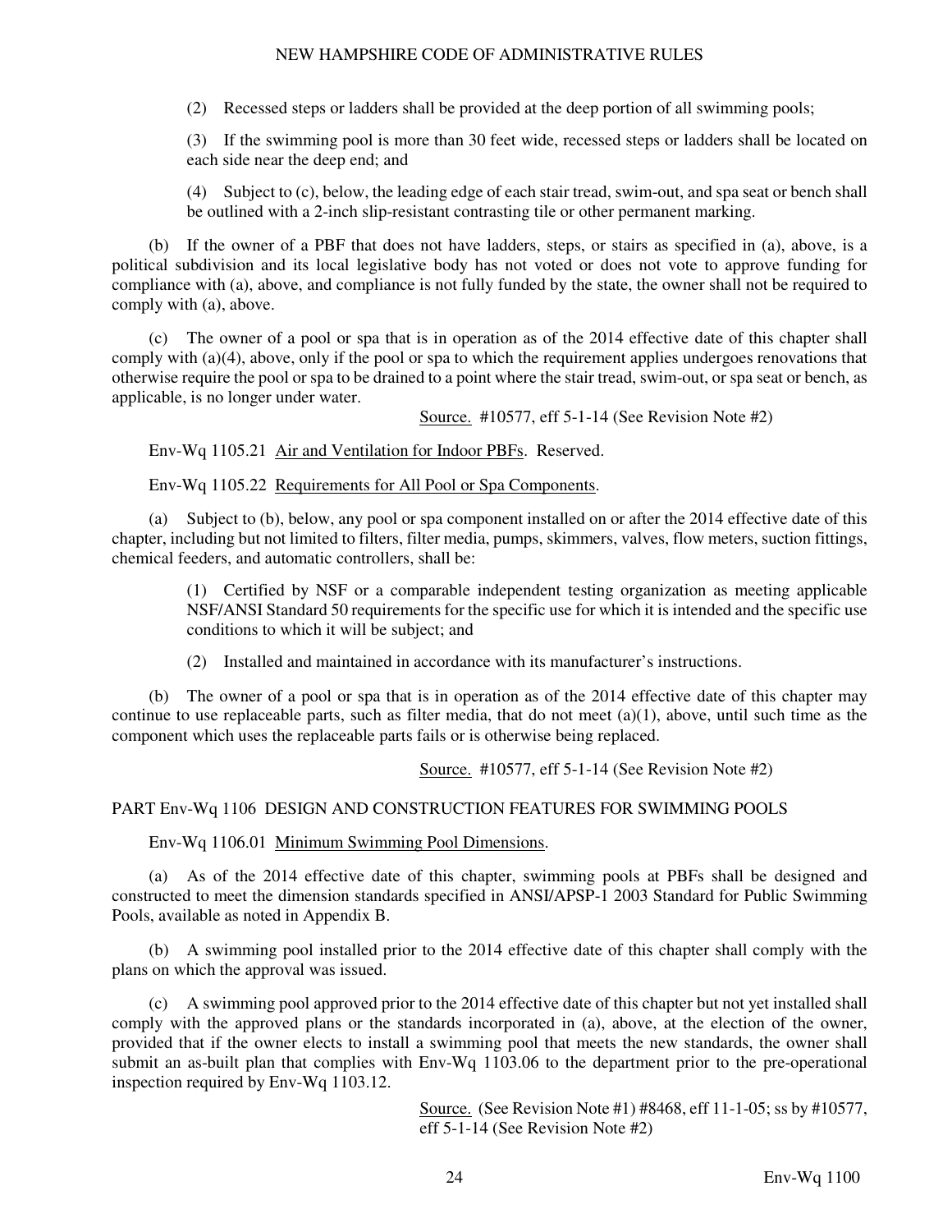(2) Recessed steps or ladders shall be provided at the deep portion of all swimming pools;

(3) If the swimming pool is more than 30 feet wide, recessed steps or ladders shall be located on each side near the deep end; and

(4) Subject to (c), below, the leading edge of each stair tread, swim-out, and spa seat or bench shall be outlined with a 2-inch slip-resistant contrasting tile or other permanent marking.

(b) If the owner of a PBF that does not have ladders, steps, or stairs as specified in (a), above, is a political subdivision and its local legislative body has not voted or does not vote to approve funding for compliance with (a), above, and compliance is not fully funded by the state, the owner shall not be required to comply with (a), above.

(c) The owner of a pool or spa that is in operation as of the 2014 effective date of this chapter shall comply with (a)(4), above, only if the pool or spa to which the requirement applies undergoes renovations that otherwise require the pool or spa to be drained to a point where the stair tread, swim-out, or spa seat or bench, as applicable, is no longer under water.

Source. #10577, eff 5-1-14 (See Revision Note #2)

Env-Wq 1105.21 Air and Ventilation for Indoor PBFs. Reserved.

Env-Wq 1105.22 Requirements for All Pool or Spa Components.

(a) Subject to (b), below, any pool or spa component installed on or after the 2014 effective date of this chapter, including but not limited to filters, filter media, pumps, skimmers, valves, flow meters, suction fittings, chemical feeders, and automatic controllers, shall be:

(1) Certified by NSF or a comparable independent testing organization as meeting applicable NSF/ANSI Standard 50 requirements for the specific use for which it is intended and the specific use conditions to which it will be subject; and

(2) Installed and maintained in accordance with its manufacturer's instructions.

(b) The owner of a pool or spa that is in operation as of the 2014 effective date of this chapter may continue to use replaceable parts, such as filter media, that do not meet (a)(1), above, until such time as the component which uses the replaceable parts fails or is otherwise being replaced.

Source. #10577, eff 5-1-14 (See Revision Note #2)

## PART Env-Wq 1106 DESIGN AND CONSTRUCTION FEATURES FOR SWIMMING POOLS

Env-Wq 1106.01 Minimum Swimming Pool Dimensions.

(a) As of the 2014 effective date of this chapter, swimming pools at PBFs shall be designed and constructed to meet the dimension standards specified in ANSI/APSP-1 2003 Standard for Public Swimming Pools, available as noted in Appendix B.

(b) A swimming pool installed prior to the 2014 effective date of this chapter shall comply with the plans on which the approval was issued.

(c) A swimming pool approved prior to the 2014 effective date of this chapter but not yet installed shall comply with the approved plans or the standards incorporated in (a), above, at the election of the owner, provided that if the owner elects to install a swimming pool that meets the new standards, the owner shall submit an as-built plan that complies with Env-Wq 1103.06 to the department prior to the pre-operational inspection required by Env-Wq 1103.12.

Source. (See Revision Note #1) #8468, eff 11-1-05; ss by #10577, eff 5-1-14 (See Revision Note #2)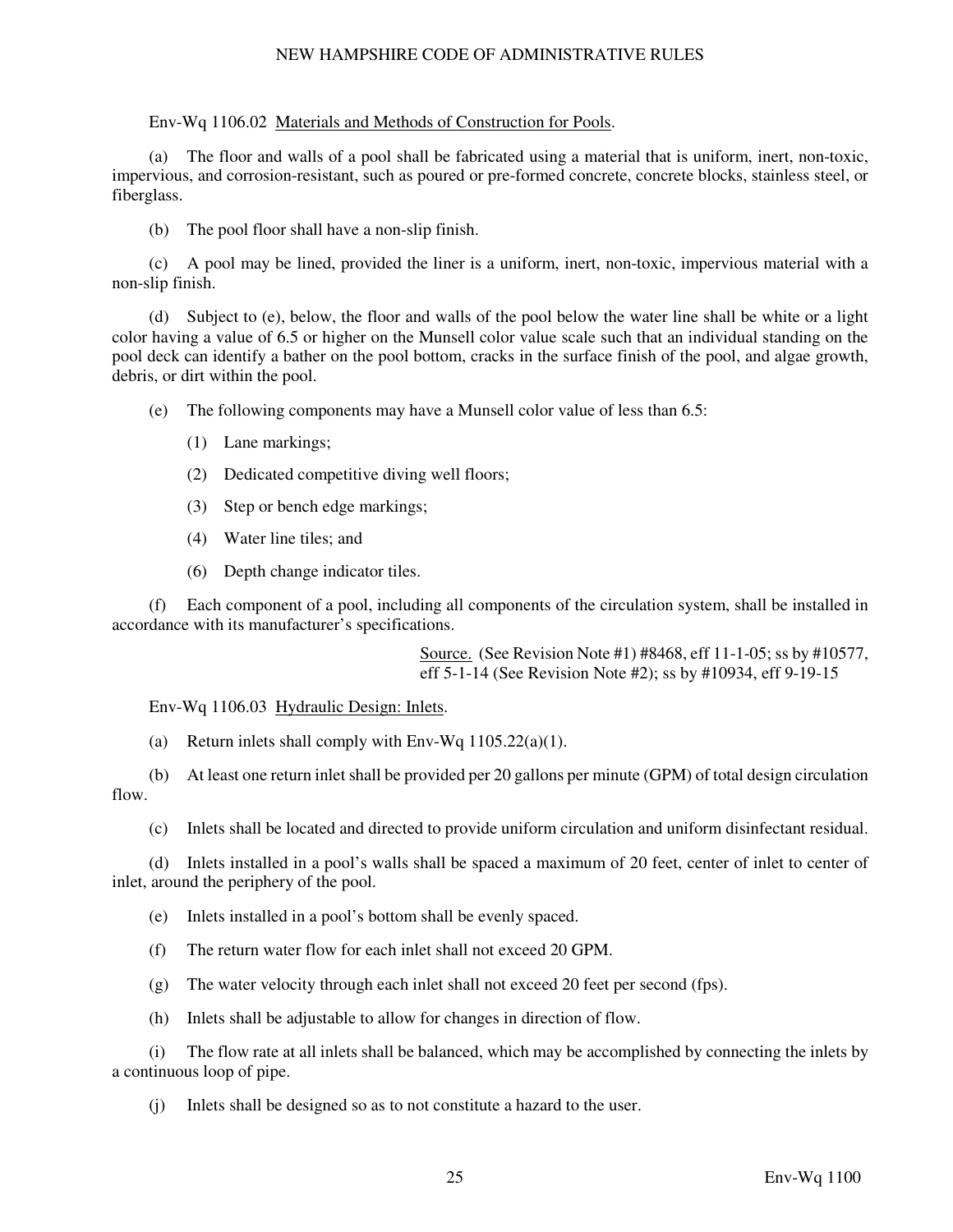Env-Wq 1106.02 Materials and Methods of Construction for Pools.

(a) The floor and walls of a pool shall be fabricated using a material that is uniform, inert, non-toxic, impervious, and corrosion-resistant, such as poured or pre-formed concrete, concrete blocks, stainless steel, or fiberglass.

(b) The pool floor shall have a non-slip finish.

(c) A pool may be lined, provided the liner is a uniform, inert, non-toxic, impervious material with a non-slip finish.

(d) Subject to (e), below, the floor and walls of the pool below the water line shall be white or a light color having a value of 6.5 or higher on the Munsell color value scale such that an individual standing on the pool deck can identify a bather on the pool bottom, cracks in the surface finish of the pool, and algae growth, debris, or dirt within the pool.

(e) The following components may have a Munsell color value of less than 6.5:

(1) Lane markings;

(2) Dedicated competitive diving well floors;

(3) Step or bench edge markings;

(4) Water line tiles; and

(6) Depth change indicator tiles.

(f) Each component of a pool, including all components of the circulation system, shall be installed in accordance with its manufacturer's specifications.

Source. (See Revision Note #1) #8468, eff 11-1-05; ss by #10577, eff 5-1-14 (See Revision Note #2); ss by #10934, eff 9-19-15

Env-Wq 1106.03 Hydraulic Design: Inlets.

(a) Return inlets shall comply with Env-Wq 1105.22(a)(1).

(b) At least one return inlet shall be provided per 20 gallons per minute (GPM) of total design circulation flow.

(c) Inlets shall be located and directed to provide uniform circulation and uniform disinfectant residual.

(d) Inlets installed in a pool's walls shall be spaced a maximum of 20 feet, center of inlet to center of inlet, around the periphery of the pool.

(e) Inlets installed in a pool's bottom shall be evenly spaced.

(f) The return water flow for each inlet shall not exceed 20 GPM.

(g) The water velocity through each inlet shall not exceed 20 feet per second (fps).

(h) Inlets shall be adjustable to allow for changes in direction of flow.

(i) The flow rate at all inlets shall be balanced, which may be accomplished by connecting the inlets by a continuous loop of pipe.

(j) Inlets shall be designed so as to not constitute a hazard to the user.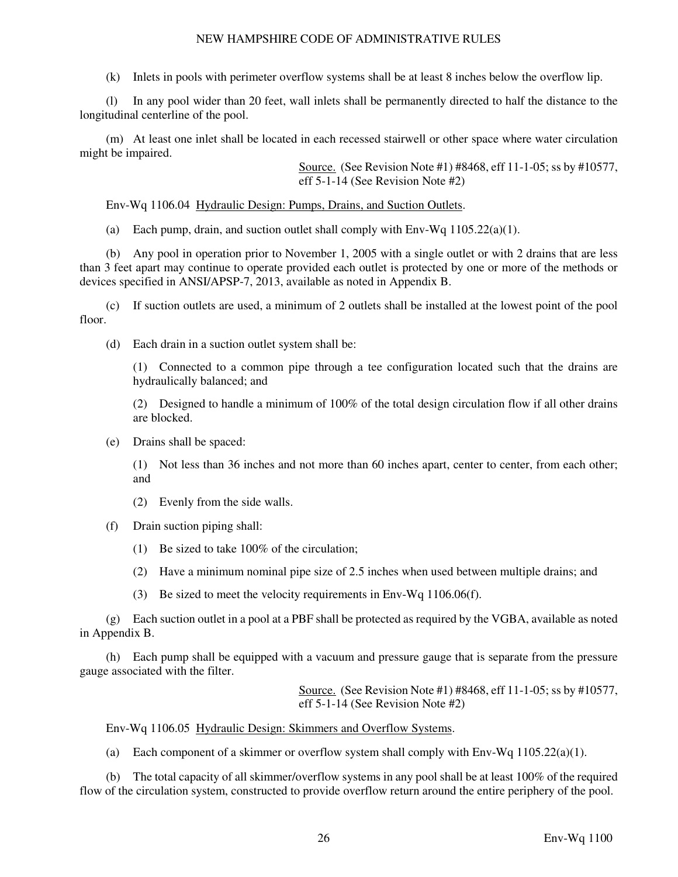(k) Inlets in pools with perimeter overflow systems shall be at least 8 inches below the overflow lip.

(l) In any pool wider than 20 feet, wall inlets shall be permanently directed to half the distance to the longitudinal centerline of the pool.

(m) At least one inlet shall be located in each recessed stairwell or other space where water circulation might be impaired.

Source. (See Revision Note #1) #8468, eff 11-1-05; ss by #10577, eff 5-1-14 (See Revision Note #2)

Env-Wq 1106.04 Hydraulic Design: Pumps, Drains, and Suction Outlets.

(a) Each pump, drain, and suction outlet shall comply with Env-Wq 1105.22(a)(1).

(b) Any pool in operation prior to November 1, 2005 with a single outlet or with 2 drains that are less than 3 feet apart may continue to operate provided each outlet is protected by one or more of the methods or devices specified in ANSI/APSP-7, 2013, available as noted in Appendix B.

(c) If suction outlets are used, a minimum of 2 outlets shall be installed at the lowest point of the pool floor.

(d) Each drain in a suction outlet system shall be:

(1) Connected to a common pipe through a tee configuration located such that the drains are hydraulically balanced; and

(2) Designed to handle a minimum of 100% of the total design circulation flow if all other drains are blocked.

(e) Drains shall be spaced:

(1) Not less than 36 inches and not more than 60 inches apart, center to center, from each other; and

(2) Evenly from the side walls.

(f) Drain suction piping shall:

(1) Be sized to take 100% of the circulation;

(2) Have a minimum nominal pipe size of 2.5 inches when used between multiple drains; and

(3) Be sized to meet the velocity requirements in Env-Wq 1106.06(f).

(g) Each suction outlet in a pool at a PBF shall be protected as required by the VGBA, available as noted in Appendix B.

(h) Each pump shall be equipped with a vacuum and pressure gauge that is separate from the pressure gauge associated with the filter.

Source. (See Revision Note #1) #8468, eff 11-1-05; ss by #10577, eff 5-1-14 (See Revision Note #2)

Env-Wq 1106.05 Hydraulic Design: Skimmers and Overflow Systems.

(a) Each component of a skimmer or overflow system shall comply with Env-Wq 1105.22(a)(1).

(b) The total capacity of all skimmer/overflow systems in any pool shall be at least 100% of the required flow of the circulation system, constructed to provide overflow return around the entire periphery of the pool.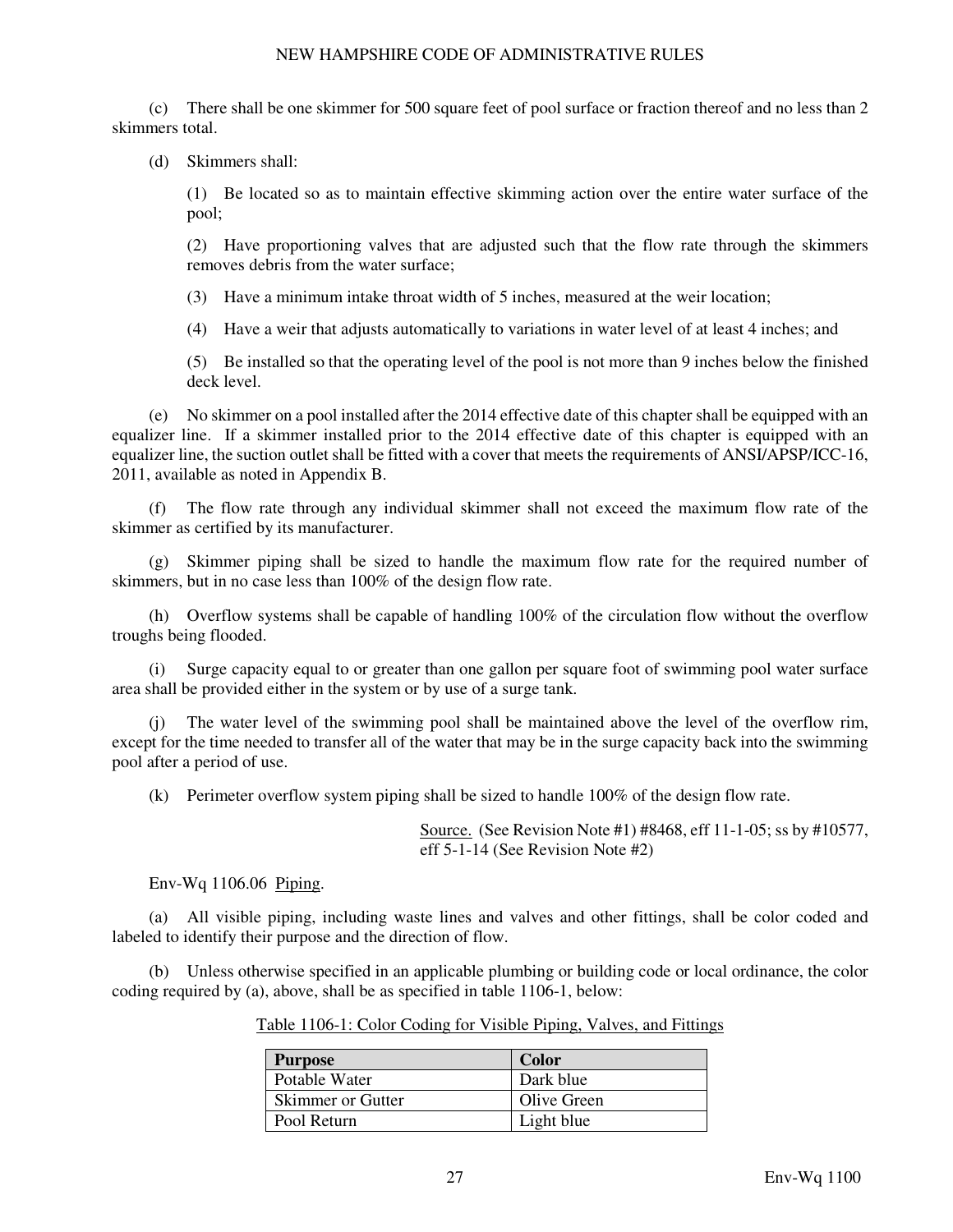(c) There shall be one skimmer for 500 square feet of pool surface or fraction thereof and no less than 2 skimmers total.

(d) Skimmers shall:

(1) Be located so as to maintain effective skimming action over the entire water surface of the pool;

(2) Have proportioning valves that are adjusted such that the flow rate through the skimmers removes debris from the water surface;

(3) Have a minimum intake throat width of 5 inches, measured at the weir location;

(4) Have a weir that adjusts automatically to variations in water level of at least 4 inches; and

(5) Be installed so that the operating level of the pool is not more than 9 inches below the finished deck level.

(e) No skimmer on a pool installed after the 2014 effective date of this chapter shall be equipped with an equalizer line. If a skimmer installed prior to the 2014 effective date of this chapter is equipped with an equalizer line, the suction outlet shall be fitted with a cover that meets the requirements of ANSI/APSP/ICC-16, 2011, available as noted in Appendix B.

(f) The flow rate through any individual skimmer shall not exceed the maximum flow rate of the skimmer as certified by its manufacturer.

(g) Skimmer piping shall be sized to handle the maximum flow rate for the required number of skimmers, but in no case less than 100% of the design flow rate.

(h) Overflow systems shall be capable of handling 100% of the circulation flow without the overflow troughs being flooded.

(i) Surge capacity equal to or greater than one gallon per square foot of swimming pool water surface area shall be provided either in the system or by use of a surge tank.

(j) The water level of the swimming pool shall be maintained above the level of the overflow rim, except for the time needed to transfer all of the water that may be in the surge capacity back into the swimming pool after a period of use.

(k) Perimeter overflow system piping shall be sized to handle 100% of the design flow rate.

Source. (See Revision Note #1) #8468, eff 11-1-05; ss by #10577, eff 5-1-14 (See Revision Note #2)

Env-Wq 1106.06 Piping.

(a) All visible piping, including waste lines and valves and other fittings, shall be color coded and labeled to identify their purpose and the direction of flow.

(b) Unless otherwise specified in an applicable plumbing or building code or local ordinance, the color coding required by (a), above, shall be as specified in table 1106-1, below:

Table 1106-1: Color Coding for Visible Piping, Valves, and Fittings

| Purpose | Color |
|---|---|
| Potable Water | Dark blue |
| Skimmer or Gutter | Olive Green |
| Pool Return | Light blue |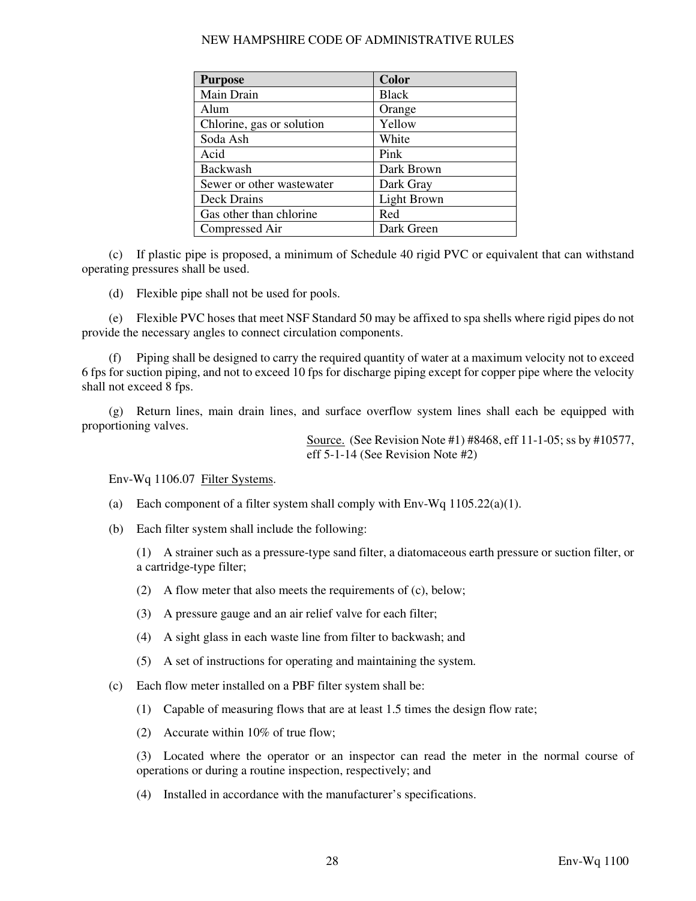| Purpose | Color |
|---|---|
| Main Drain | Black |
| Alum | Orange |
| Chlorine, gas or solution | Yellow |
| Soda Ash | White |
| Acid | Pink |
| Backwash | Dark Brown |
| Sewer or other wastewater | Dark Gray |
| Deck Drains | Light Brown |
| Gas other than chlorine | Red |
| Compressed Air | Dark Green |

(c) If plastic pipe is proposed, a minimum of Schedule 40 rigid PVC or equivalent that can withstand operating pressures shall be used.

(d) Flexible pipe shall not be used for pools.

(e) Flexible PVC hoses that meet NSF Standard 50 may be affixed to spa shells where rigid pipes do not provide the necessary angles to connect circulation components.

(f) Piping shall be designed to carry the required quantity of water at a maximum velocity not to exceed 6 fps for suction piping, and not to exceed 10 fps for discharge piping except for copper pipe where the velocity shall not exceed 8 fps.

(g) Return lines, main drain lines, and surface overflow system lines shall each be equipped with proportioning valves.

Source. (See Revision Note #1) #8468, eff 11-1-05; ss by #10577, eff 5-1-14 (See Revision Note #2)

Env-Wq 1106.07 Filter Systems.

(a) Each component of a filter system shall comply with Env-Wq 1105.22(a)(1).

(b) Each filter system shall include the following:

(1) A strainer such as a pressure-type sand filter, a diatomaceous earth pressure or suction filter, or a cartridge-type filter;

(2) A flow meter that also meets the requirements of (c), below;

(3) A pressure gauge and an air relief valve for each filter;

(4) A sight glass in each waste line from filter to backwash; and

(5) A set of instructions for operating and maintaining the system.

(c) Each flow meter installed on a PBF filter system shall be:

(1) Capable of measuring flows that are at least 1.5 times the design flow rate;

(2) Accurate within 10% of true flow;

(3) Located where the operator or an inspector can read the meter in the normal course of operations or during a routine inspection, respectively; and

(4) Installed in accordance with the manufacturer's specifications.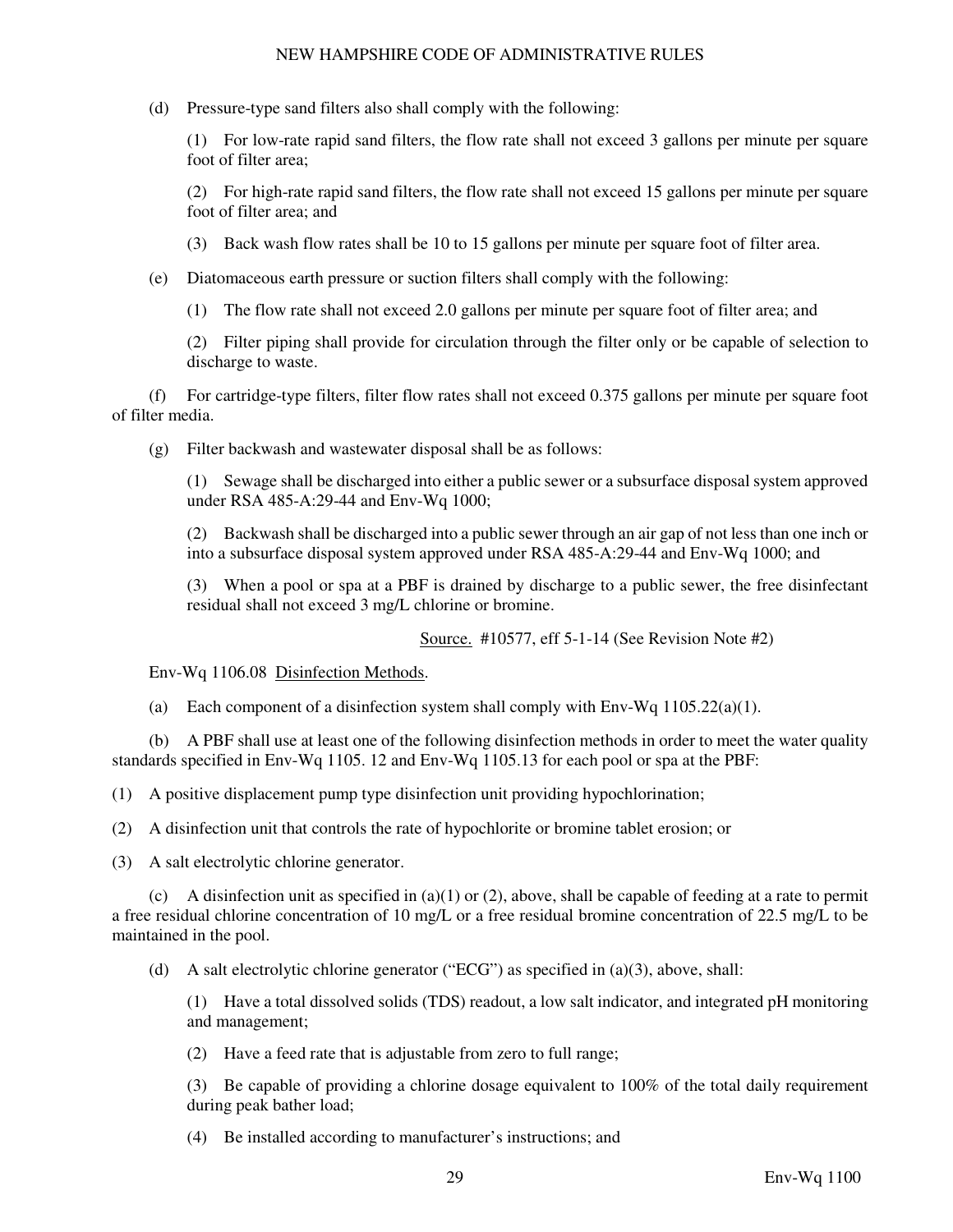(d) Pressure-type sand filters also shall comply with the following:

(1) For low-rate rapid sand filters, the flow rate shall not exceed 3 gallons per minute per square foot of filter area;

(2) For high-rate rapid sand filters, the flow rate shall not exceed 15 gallons per minute per square foot of filter area; and

(3) Back wash flow rates shall be 10 to 15 gallons per minute per square foot of filter area.

(e) Diatomaceous earth pressure or suction filters shall comply with the following:

(1) The flow rate shall not exceed 2.0 gallons per minute per square foot of filter area; and

(2) Filter piping shall provide for circulation through the filter only or be capable of selection to discharge to waste.

(f) For cartridge-type filters, filter flow rates shall not exceed 0.375 gallons per minute per square foot of filter media.

(g) Filter backwash and wastewater disposal shall be as follows:

(1) Sewage shall be discharged into either a public sewer or a subsurface disposal system approved under RSA 485-A:29-44 and Env-Wq 1000;

(2) Backwash shall be discharged into a public sewer through an air gap of not less than one inch or into a subsurface disposal system approved under RSA 485-A:29-44 and Env-Wq 1000; and

(3) When a pool or spa at a PBF is drained by discharge to a public sewer, the free disinfectant residual shall not exceed 3 mg/L chlorine or bromine.

Source. #10577, eff 5-1-14 (See Revision Note #2)

Env-Wq 1106.08 Disinfection Methods.

(a) Each component of a disinfection system shall comply with Env-Wq 1105.22(a)(1).

(b) A PBF shall use at least one of the following disinfection methods in order to meet the water quality standards specified in Env-Wq 1105. 12 and Env-Wq 1105.13 for each pool or spa at the PBF:

(1) A positive displacement pump type disinfection unit providing hypochlorination;

(2) A disinfection unit that controls the rate of hypochlorite or bromine tablet erosion; or

(3) A salt electrolytic chlorine generator.

(c) A disinfection unit as specified in (a)(1) or (2), above, shall be capable of feeding at a rate to permit a free residual chlorine concentration of 10 mg/L or a free residual bromine concentration of 22.5 mg/L to be maintained in the pool.

(d) A salt electrolytic chlorine generator ("ECG") as specified in (a)(3), above, shall:

(1) Have a total dissolved solids (TDS) readout, a low salt indicator, and integrated pH monitoring and management;

(2) Have a feed rate that is adjustable from zero to full range;

(3) Be capable of providing a chlorine dosage equivalent to 100% of the total daily requirement during peak bather load;

(4) Be installed according to manufacturer's instructions; and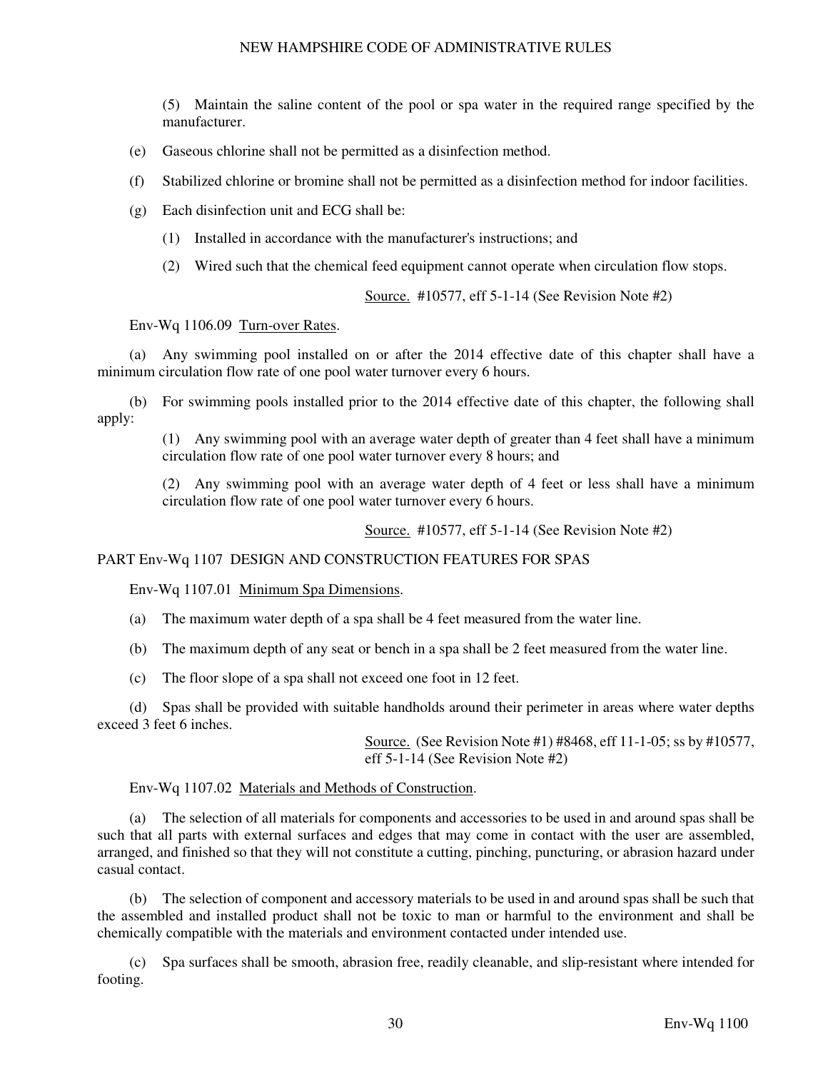(5) Maintain the saline content of the pool or spa water in the required range specified by the manufacturer.

(e) Gaseous chlorine shall not be permitted as a disinfection method.

(f) Stabilized chlorine or bromine shall not be permitted as a disinfection method for indoor facilities.

(g) Each disinfection unit and ECG shall be:

(1) Installed in accordance with the manufacturer's instructions; and

(2) Wired such that the chemical feed equipment cannot operate when circulation flow stops.

Source. #10577, eff 5-1-14 (See Revision Note #2)

Env-Wq 1106.09 Turn-over Rates.

(a) Any swimming pool installed on or after the 2014 effective date of this chapter shall have a minimum circulation flow rate of one pool water turnover every 6 hours.

(b) For swimming pools installed prior to the 2014 effective date of this chapter, the following shall apply:

(1) Any swimming pool with an average water depth of greater than 4 feet shall have a minimum circulation flow rate of one pool water turnover every 8 hours; and

(2) Any swimming pool with an average water depth of 4 feet or less shall have a minimum circulation flow rate of one pool water turnover every 6 hours.

Source. #10577, eff 5-1-14 (See Revision Note #2)

## PART Env-Wq 1107 DESIGN AND CONSTRUCTION FEATURES FOR SPAS

Env-Wq 1107.01 Minimum Spa Dimensions.

(a) The maximum water depth of a spa shall be 4 feet measured from the water line.

(b) The maximum depth of any seat or bench in a spa shall be 2 feet measured from the water line.

(c) The floor slope of a spa shall not exceed one foot in 12 feet.

(d) Spas shall be provided with suitable handholds around their perimeter in areas where water depths exceed 3 feet 6 inches.

Source. (See Revision Note #1) #8468, eff 11-1-05; ss by #10577, eff 5-1-14 (See Revision Note #2)

Env-Wq 1107.02 Materials and Methods of Construction.

(a) The selection of all materials for components and accessories to be used in and around spas shall be such that all parts with external surfaces and edges that may come in contact with the user are assembled, arranged, and finished so that they will not constitute a cutting, pinching, puncturing, or abrasion hazard under casual contact.

(b) The selection of component and accessory materials to be used in and around spas shall be such that the assembled and installed product shall not be toxic to man or harmful to the environment and shall be chemically compatible with the materials and environment contacted under intended use.

(c) Spa surfaces shall be smooth, abrasion free, readily cleanable, and slip-resistant where intended for footing.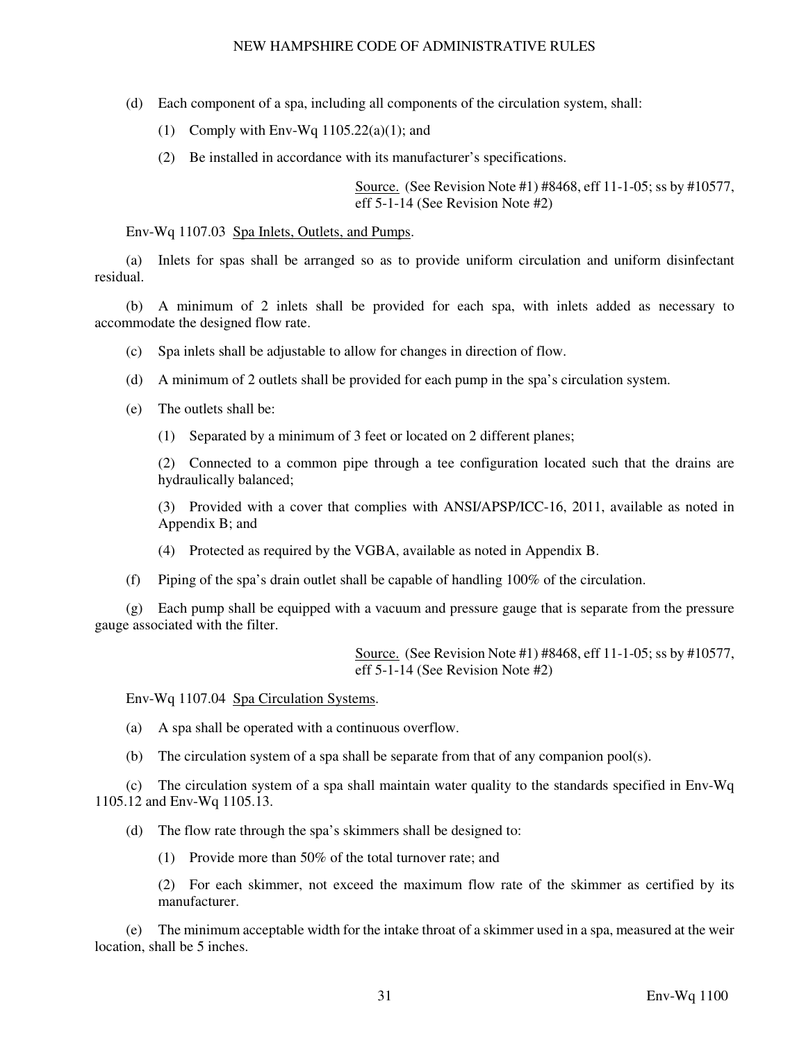(d) Each component of a spa, including all components of the circulation system, shall:

(1) Comply with Env-Wq 1105.22(a)(1); and

(2) Be installed in accordance with its manufacturer's specifications.

Source. (See Revision Note #1) #8468, eff 11-1-05; ss by #10577, eff 5-1-14 (See Revision Note #2)

Env-Wq 1107.03 Spa Inlets, Outlets, and Pumps.

(a) Inlets for spas shall be arranged so as to provide uniform circulation and uniform disinfectant residual.

(b) A minimum of 2 inlets shall be provided for each spa, with inlets added as necessary to accommodate the designed flow rate.

(c) Spa inlets shall be adjustable to allow for changes in direction of flow.

(d) A minimum of 2 outlets shall be provided for each pump in the spa's circulation system.

(e) The outlets shall be:

(1) Separated by a minimum of 3 feet or located on 2 different planes;

(2) Connected to a common pipe through a tee configuration located such that the drains are hydraulically balanced;

(3) Provided with a cover that complies with ANSI/APSP/ICC-16, 2011, available as noted in Appendix B; and

(4) Protected as required by the VGBA, available as noted in Appendix B.

(f) Piping of the spa's drain outlet shall be capable of handling 100% of the circulation.

(g) Each pump shall be equipped with a vacuum and pressure gauge that is separate from the pressure gauge associated with the filter.

Source. (See Revision Note #1) #8468, eff 11-1-05; ss by #10577, eff 5-1-14 (See Revision Note #2)

Env-Wq 1107.04 Spa Circulation Systems.

(a) A spa shall be operated with a continuous overflow.

(b) The circulation system of a spa shall be separate from that of any companion pool(s).

(c) The circulation system of a spa shall maintain water quality to the standards specified in Env-Wq 1105.12 and Env-Wq 1105.13.

(d) The flow rate through the spa's skimmers shall be designed to:

(1) Provide more than 50% of the total turnover rate; and

(2) For each skimmer, not exceed the maximum flow rate of the skimmer as certified by its manufacturer.

(e) The minimum acceptable width for the intake throat of a skimmer used in a spa, measured at the weir location, shall be 5 inches.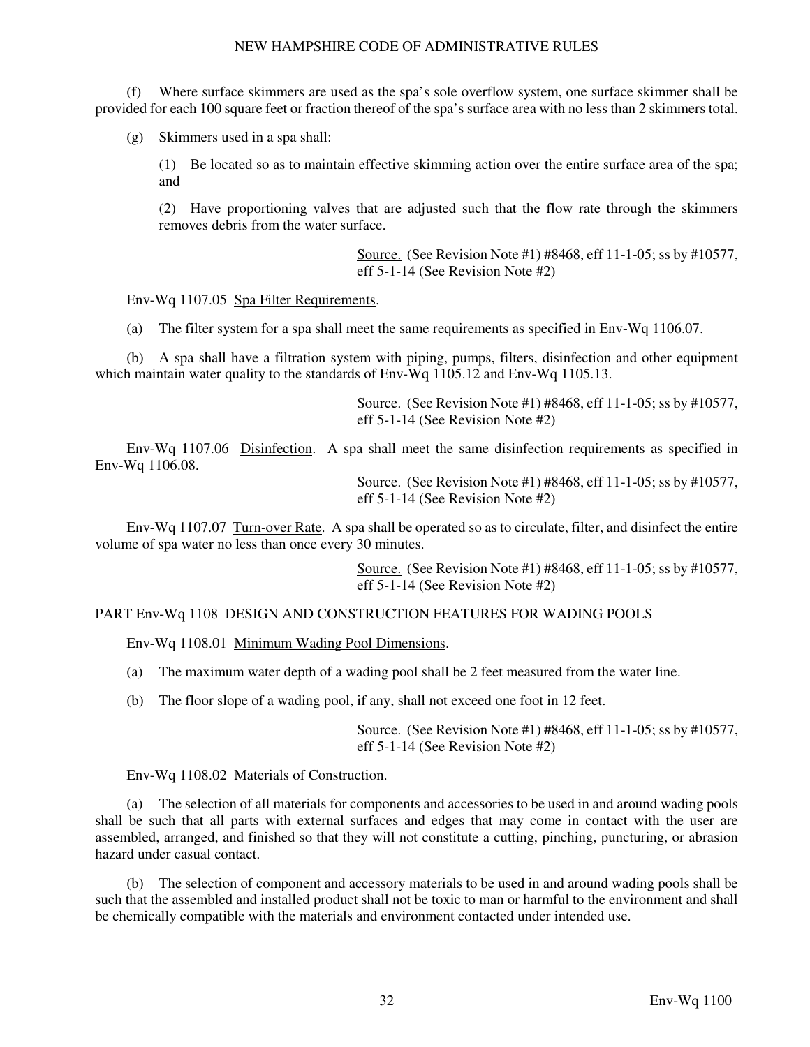(f) Where surface skimmers are used as the spa's sole overflow system, one surface skimmer shall be provided for each 100 square feet or fraction thereof of the spa's surface area with no less than 2 skimmers total.

(g) Skimmers used in a spa shall:

(1) Be located so as to maintain effective skimming action over the entire surface area of the spa; and

(2) Have proportioning valves that are adjusted such that the flow rate through the skimmers removes debris from the water surface.

Source. (See Revision Note #1) #8468, eff 11-1-05; ss by #10577, eff 5-1-14 (See Revision Note #2)

Env-Wq 1107.05 Spa Filter Requirements.

(a) The filter system for a spa shall meet the same requirements as specified in Env-Wq 1106.07.

(b) A spa shall have a filtration system with piping, pumps, filters, disinfection and other equipment which maintain water quality to the standards of Env-Wq 1105.12 and Env-Wq 1105.13.

Source. (See Revision Note #1) #8468, eff 11-1-05; ss by #10577, eff 5-1-14 (See Revision Note #2)

Env-Wq 1107.06 Disinfection. A spa shall meet the same disinfection requirements as specified in Env-Wq 1106.08.

Source. (See Revision Note #1) #8468, eff 11-1-05; ss by #10577, eff 5-1-14 (See Revision Note #2)

Env-Wq 1107.07 Turn-over Rate. A spa shall be operated so as to circulate, filter, and disinfect the entire volume of spa water no less than once every 30 minutes.

Source. (See Revision Note #1) #8468, eff 11-1-05; ss by #10577, eff 5-1-14 (See Revision Note #2)

PART Env-Wq 1108 DESIGN AND CONSTRUCTION FEATURES FOR WADING POOLS

Env-Wq 1108.01 Minimum Wading Pool Dimensions.

(a) The maximum water depth of a wading pool shall be 2 feet measured from the water line.

(b) The floor slope of a wading pool, if any, shall not exceed one foot in 12 feet.

Source. (See Revision Note #1) #8468, eff 11-1-05; ss by #10577, eff 5-1-14 (See Revision Note #2)

Env-Wq 1108.02 Materials of Construction.

(a) The selection of all materials for components and accessories to be used in and around wading pools shall be such that all parts with external surfaces and edges that may come in contact with the user are assembled, arranged, and finished so that they will not constitute a cutting, pinching, puncturing, or abrasion hazard under casual contact.

(b) The selection of component and accessory materials to be used in and around wading pools shall be such that the assembled and installed product shall not be toxic to man or harmful to the environment and shall be chemically compatible with the materials and environment contacted under intended use.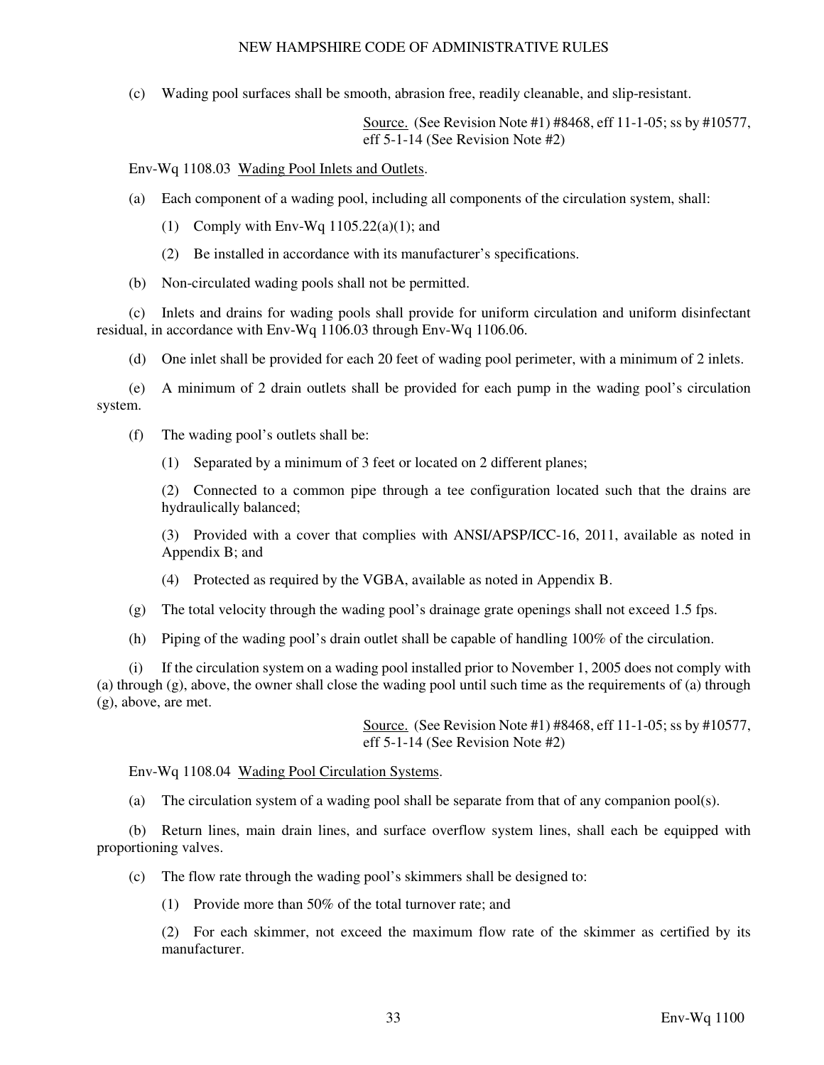(c) Wading pool surfaces shall be smooth, abrasion free, readily cleanable, and slip-resistant.

Source. (See Revision Note #1) #8468, eff 11-1-05; ss by #10577, eff 5-1-14 (See Revision Note #2)

Env-Wq 1108.03 Wading Pool Inlets and Outlets.

(a) Each component of a wading pool, including all components of the circulation system, shall:

(1) Comply with Env-Wq 1105.22(a)(1); and

(2) Be installed in accordance with its manufacturer's specifications.

(b) Non-circulated wading pools shall not be permitted.

(c) Inlets and drains for wading pools shall provide for uniform circulation and uniform disinfectant residual, in accordance with Env-Wq 1106.03 through Env-Wq 1106.06.

(d) One inlet shall be provided for each 20 feet of wading pool perimeter, with a minimum of 2 inlets.

(e) A minimum of 2 drain outlets shall be provided for each pump in the wading pool's circulation system.

(f) The wading pool's outlets shall be:

(1) Separated by a minimum of 3 feet or located on 2 different planes;

(2) Connected to a common pipe through a tee configuration located such that the drains are hydraulically balanced;

(3) Provided with a cover that complies with ANSI/APSP/ICC-16, 2011, available as noted in Appendix B; and

(4) Protected as required by the VGBA, available as noted in Appendix B.

(g) The total velocity through the wading pool's drainage grate openings shall not exceed 1.5 fps.

(h) Piping of the wading pool's drain outlet shall be capable of handling 100% of the circulation.

(i) If the circulation system on a wading pool installed prior to November 1, 2005 does not comply with (a) through (g), above, the owner shall close the wading pool until such time as the requirements of (a) through (g), above, are met.

Source. (See Revision Note #1) #8468, eff 11-1-05; ss by #10577, eff 5-1-14 (See Revision Note #2)

Env-Wq 1108.04 Wading Pool Circulation Systems.

(a) The circulation system of a wading pool shall be separate from that of any companion pool(s).

(b) Return lines, main drain lines, and surface overflow system lines, shall each be equipped with proportioning valves.

(c) The flow rate through the wading pool's skimmers shall be designed to:

(1) Provide more than 50% of the total turnover rate; and

(2) For each skimmer, not exceed the maximum flow rate of the skimmer as certified by its manufacturer.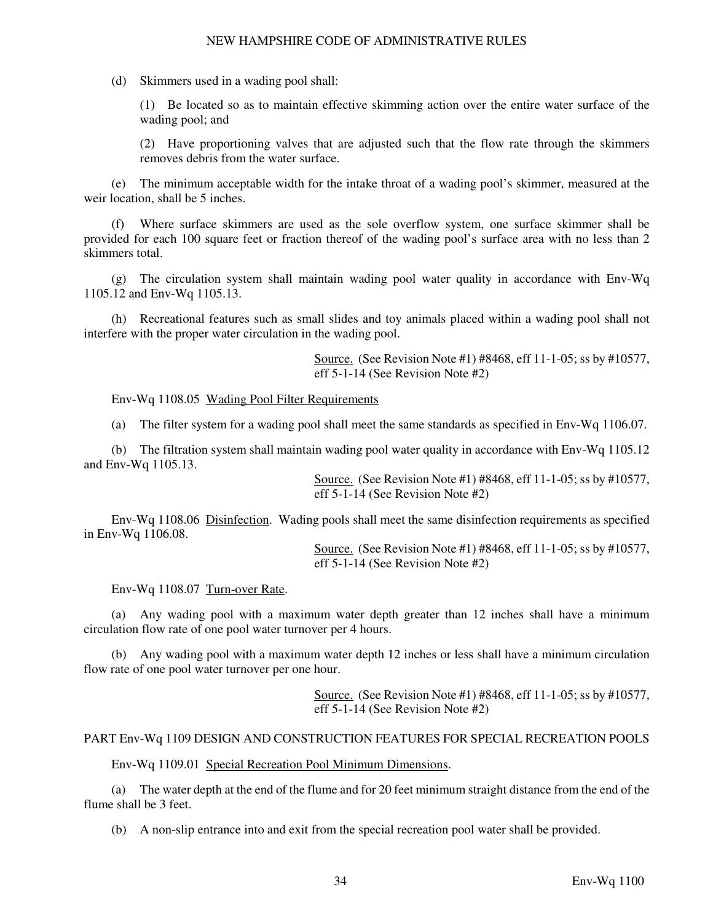(d) Skimmers used in a wading pool shall:

(1) Be located so as to maintain effective skimming action over the entire water surface of the wading pool; and

(2) Have proportioning valves that are adjusted such that the flow rate through the skimmers removes debris from the water surface.

(e) The minimum acceptable width for the intake throat of a wading pool's skimmer, measured at the weir location, shall be 5 inches.

(f) Where surface skimmers are used as the sole overflow system, one surface skimmer shall be provided for each 100 square feet or fraction thereof of the wading pool's surface area with no less than 2 skimmers total.

(g) The circulation system shall maintain wading pool water quality in accordance with Env-Wq 1105.12 and Env-Wq 1105.13.

(h) Recreational features such as small slides and toy animals placed within a wading pool shall not interfere with the proper water circulation in the wading pool.

Source. (See Revision Note #1) #8468, eff 11-1-05; ss by #10577, eff 5-1-14 (See Revision Note #2)

Env-Wq 1108.05 Wading Pool Filter Requirements

(a) The filter system for a wading pool shall meet the same standards as specified in Env-Wq 1106.07.

(b) The filtration system shall maintain wading pool water quality in accordance with Env-Wq 1105.12 and Env-Wq 1105.13.

Source. (See Revision Note #1) #8468, eff 11-1-05; ss by #10577, eff 5-1-14 (See Revision Note #2)

Env-Wq 1108.06 Disinfection. Wading pools shall meet the same disinfection requirements as specified in Env-Wq 1106.08.

Source. (See Revision Note #1) #8468, eff 11-1-05; ss by #10577, eff 5-1-14 (See Revision Note #2)

Env-Wq 1108.07 Turn-over Rate.

(a) Any wading pool with a maximum water depth greater than 12 inches shall have a minimum circulation flow rate of one pool water turnover per 4 hours.

(b) Any wading pool with a maximum water depth 12 inches or less shall have a minimum circulation flow rate of one pool water turnover per one hour.

Source. (See Revision Note #1) #8468, eff 11-1-05; ss by #10577, eff 5-1-14 (See Revision Note #2)

## PART Env-Wq 1109 DESIGN AND CONSTRUCTION FEATURES FOR SPECIAL RECREATION POOLS

Env-Wq 1109.01 Special Recreation Pool Minimum Dimensions.

(a) The water depth at the end of the flume and for 20 feet minimum straight distance from the end of the flume shall be 3 feet.

(b) A non-slip entrance into and exit from the special recreation pool water shall be provided.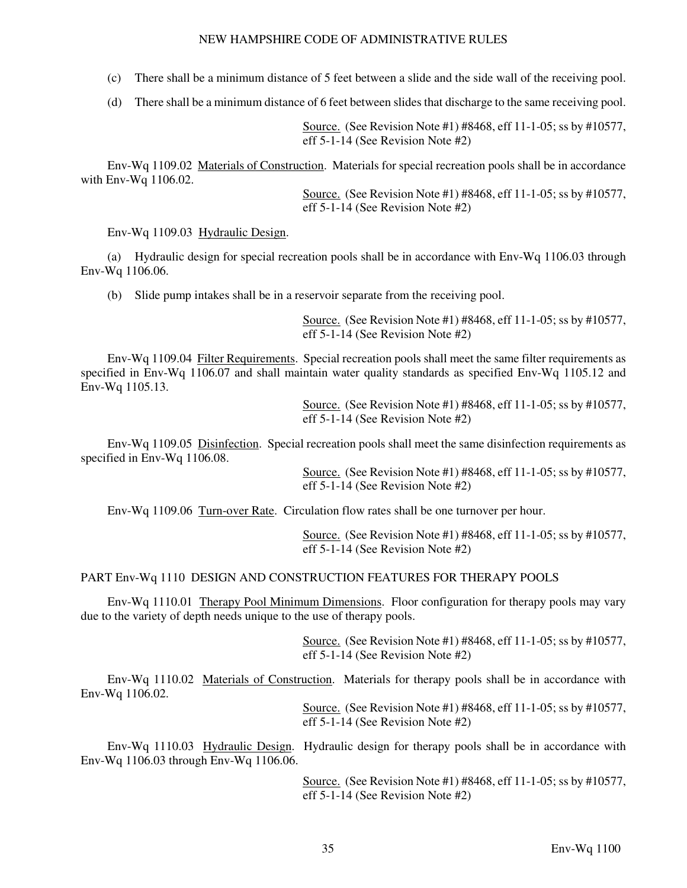(c) There shall be a minimum distance of 5 feet between a slide and the side wall of the receiving pool.

(d) There shall be a minimum distance of 6 feet between slides that discharge to the same receiving pool.

Source. (See Revision Note #1) #8468, eff 11-1-05; ss by #10577, eff 5-1-14 (See Revision Note #2)

Env-Wq 1109.02 Materials of Construction. Materials for special recreation pools shall be in accordance with Env-Wq 1106.02.

Source. (See Revision Note #1) #8468, eff 11-1-05; ss by #10577, eff 5-1-14 (See Revision Note #2)

Env-Wq 1109.03 Hydraulic Design.

(a) Hydraulic design for special recreation pools shall be in accordance with Env-Wq 1106.03 through Env-Wq 1106.06.

(b) Slide pump intakes shall be in a reservoir separate from the receiving pool.

Source. (See Revision Note #1) #8468, eff 11-1-05; ss by #10577, eff 5-1-14 (See Revision Note #2)

Env-Wq 1109.04 Filter Requirements. Special recreation pools shall meet the same filter requirements as specified in Env-Wq 1106.07 and shall maintain water quality standards as specified Env-Wq 1105.12 and Env-Wq 1105.13.

Source. (See Revision Note #1) #8468, eff 11-1-05; ss by #10577, eff 5-1-14 (See Revision Note #2)

Env-Wq 1109.05 Disinfection. Special recreation pools shall meet the same disinfection requirements as specified in Env-Wq 1106.08.

Source. (See Revision Note #1) #8468, eff 11-1-05; ss by #10577, eff 5-1-14 (See Revision Note #2)

Env-Wq 1109.06 Turn-over Rate. Circulation flow rates shall be one turnover per hour.

Source. (See Revision Note #1) #8468, eff 11-1-05; ss by #10577, eff 5-1-14 (See Revision Note #2)

## PART Env-Wq 1110 DESIGN AND CONSTRUCTION FEATURES FOR THERAPY POOLS

Env-Wq 1110.01 Therapy Pool Minimum Dimensions. Floor configuration for therapy pools may vary due to the variety of depth needs unique to the use of therapy pools.

Source. (See Revision Note #1) #8468, eff 11-1-05; ss by #10577, eff 5-1-14 (See Revision Note #2)

Env-Wq 1110.02 Materials of Construction. Materials for therapy pools shall be in accordance with Env-Wq 1106.02.

Source. (See Revision Note #1) #8468, eff 11-1-05; ss by #10577, eff 5-1-14 (See Revision Note #2)

Env-Wq 1110.03 Hydraulic Design. Hydraulic design for therapy pools shall be in accordance with Env-Wq 1106.03 through Env-Wq 1106.06.

Source. (See Revision Note #1) #8468, eff 11-1-05; ss by #10577, eff 5-1-14 (See Revision Note #2)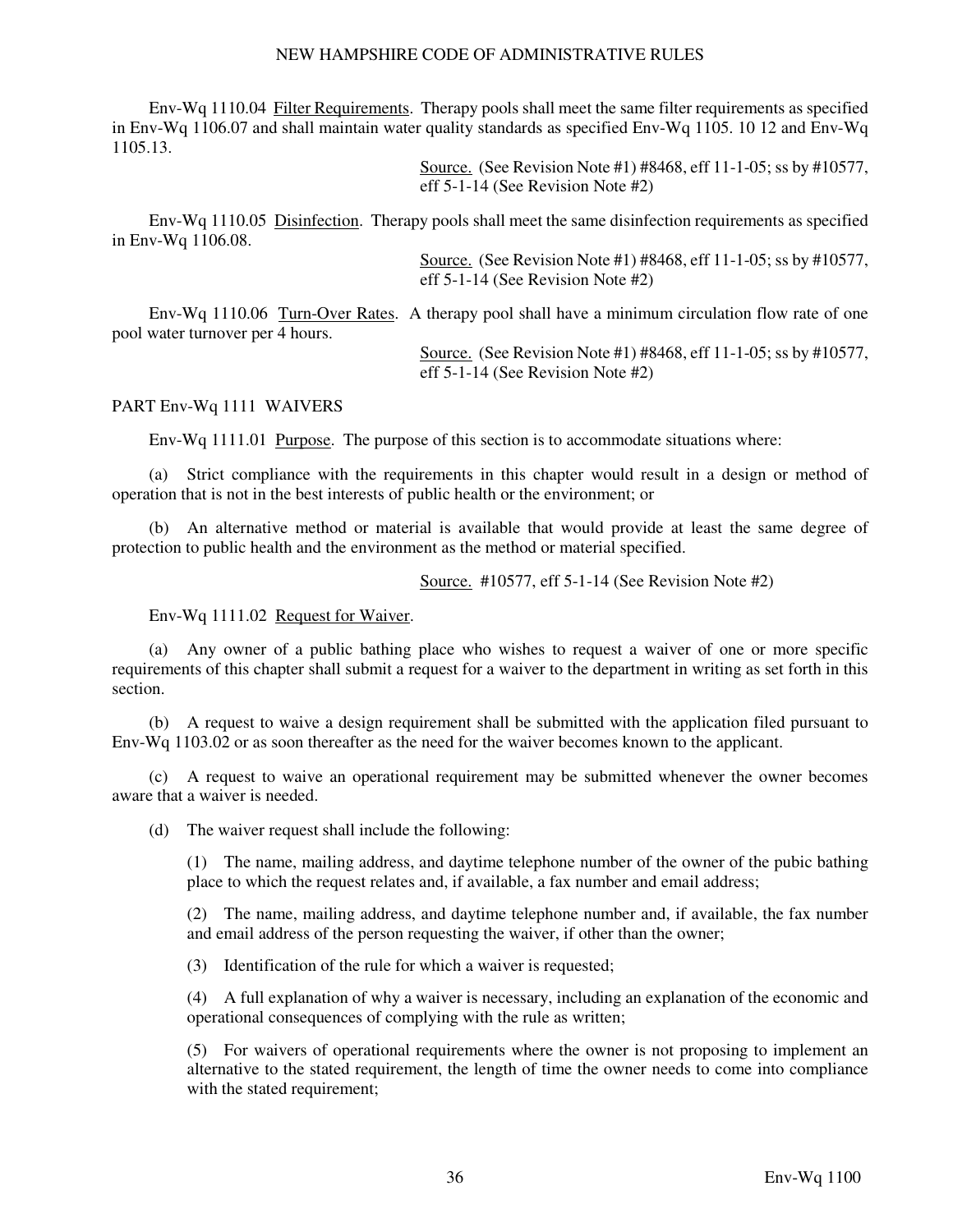Env-Wq 1110.04 Filter Requirements. Therapy pools shall meet the same filter requirements as specified in Env-Wq 1106.07 and shall maintain water quality standards as specified Env-Wq 1105. 10 12 and Env-Wq 1105.13.

Source. (See Revision Note #1) #8468, eff 11-1-05; ss by #10577, eff 5-1-14 (See Revision Note #2)

Env-Wq 1110.05 Disinfection. Therapy pools shall meet the same disinfection requirements as specified in Env-Wq 1106.08.

Source. (See Revision Note #1) #8468, eff 11-1-05; ss by #10577, eff 5-1-14 (See Revision Note #2)

Env-Wq 1110.06 Turn-Over Rates. A therapy pool shall have a minimum circulation flow rate of one pool water turnover per 4 hours.

Source. (See Revision Note #1) #8468, eff 11-1-05; ss by #10577, eff 5-1-14 (See Revision Note #2)

PART Env-Wq 1111 WAIVERS

Env-Wq 1111.01 Purpose. The purpose of this section is to accommodate situations where:

(a) Strict compliance with the requirements in this chapter would result in a design or method of operation that is not in the best interests of public health or the environment; or

(b) An alternative method or material is available that would provide at least the same degree of protection to public health and the environment as the method or material specified.

Source. #10577, eff 5-1-14 (See Revision Note #2)

Env-Wq 1111.02 Request for Waiver.

(a) Any owner of a public bathing place who wishes to request a waiver of one or more specific requirements of this chapter shall submit a request for a waiver to the department in writing as set forth in this section.

(b) A request to waive a design requirement shall be submitted with the application filed pursuant to Env-Wq 1103.02 or as soon thereafter as the need for the waiver becomes known to the applicant.

(c) A request to waive an operational requirement may be submitted whenever the owner becomes aware that a waiver is needed.

(d) The waiver request shall include the following:

(1) The name, mailing address, and daytime telephone number of the owner of the pubic bathing place to which the request relates and, if available, a fax number and email address;

(2) The name, mailing address, and daytime telephone number and, if available, the fax number and email address of the person requesting the waiver, if other than the owner;

(3) Identification of the rule for which a waiver is requested;

(4) A full explanation of why a waiver is necessary, including an explanation of the economic and operational consequences of complying with the rule as written;

(5) For waivers of operational requirements where the owner is not proposing to implement an alternative to the stated requirement, the length of time the owner needs to come into compliance with the stated requirement;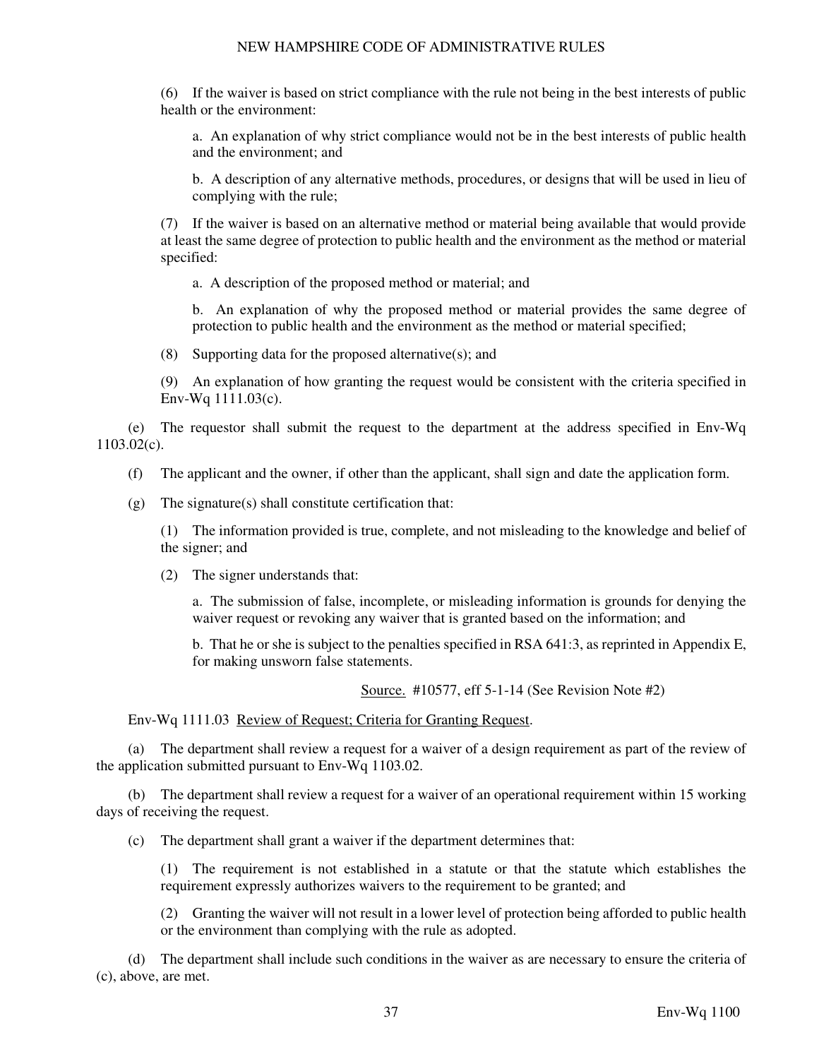(6) If the waiver is based on strict compliance with the rule not being in the best interests of public health or the environment:

a. An explanation of why strict compliance would not be in the best interests of public health and the environment; and

b. A description of any alternative methods, procedures, or designs that will be used in lieu of complying with the rule;

(7) If the waiver is based on an alternative method or material being available that would provide at least the same degree of protection to public health and the environment as the method or material specified:

a. A description of the proposed method or material; and

b. An explanation of why the proposed method or material provides the same degree of protection to public health and the environment as the method or material specified;

(8) Supporting data for the proposed alternative(s); and

(9) An explanation of how granting the request would be consistent with the criteria specified in Env-Wq 1111.03(c).

(e) The requestor shall submit the request to the department at the address specified in Env-Wq 1103.02(c).

(f) The applicant and the owner, if other than the applicant, shall sign and date the application form.

(g) The signature(s) shall constitute certification that:

(1) The information provided is true, complete, and not misleading to the knowledge and belief of the signer; and

(2) The signer understands that:

a. The submission of false, incomplete, or misleading information is grounds for denying the waiver request or revoking any waiver that is granted based on the information; and

b. That he or she is subject to the penalties specified in RSA 641:3, as reprinted in Appendix E, for making unsworn false statements.

Source. #10577, eff 5-1-14 (See Revision Note #2)

Env-Wq 1111.03 Review of Request; Criteria for Granting Request.

(a) The department shall review a request for a waiver of a design requirement as part of the review of the application submitted pursuant to Env-Wq 1103.02.

(b) The department shall review a request for a waiver of an operational requirement within 15 working days of receiving the request.

(c) The department shall grant a waiver if the department determines that:

(1) The requirement is not established in a statute or that the statute which establishes the requirement expressly authorizes waivers to the requirement to be granted; and

(2) Granting the waiver will not result in a lower level of protection being afforded to public health or the environment than complying with the rule as adopted.

(d) The department shall include such conditions in the waiver as are necessary to ensure the criteria of (c), above, are met.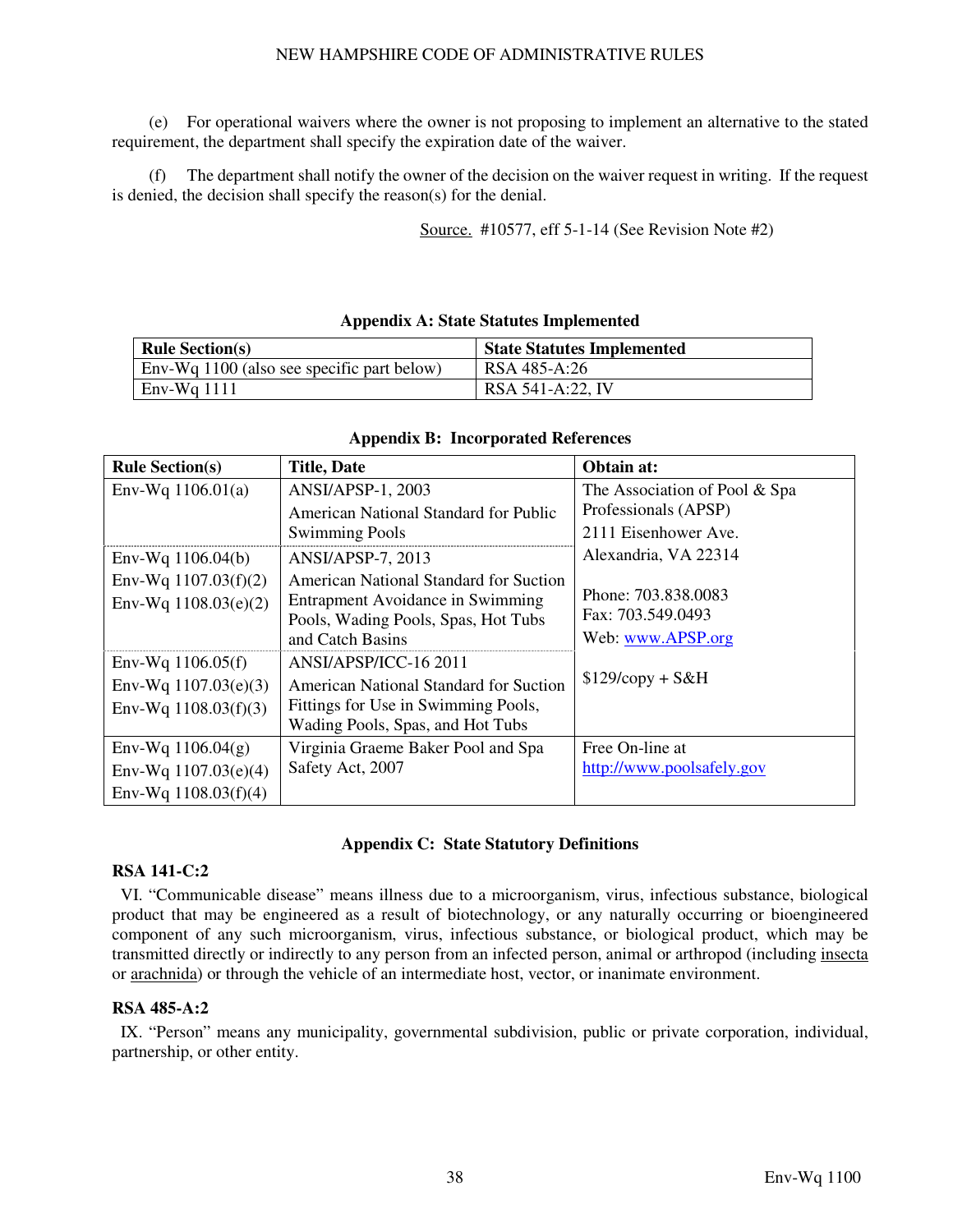(e) For operational waivers where the owner is not proposing to implement an alternative to the stated requirement, the department shall specify the expiration date of the waiver.

(f) The department shall notify the owner of the decision on the waiver request in writing. If the request is denied, the decision shall specify the reason(s) for the denial.

Source. #10577, eff 5-1-14 (See Revision Note #2)

**Appendix A: State Statutes Implemented**

| Rule Section(s) | State Statutes Implemented |
|---|---|
| Env-Wq 1100 (also see specific part below) | RSA 485-A:26 |
| Env-Wq 1111 | RSA 541-A:22, IV |

**Appendix B: Incorporated References**

| Rule Section(s) | Title, Date | Obtain at: |
|---|---|---|
| Env-Wq 1106.01(a) | ANSI/APSP-1, 2003 American National Standard for Public Swimming Pools | The Association of Pool & Spa Professionals (APSP) 2111 Eisenhower Ave. Alexandria, VA 22314 Phone: 703.838.0083 Fax: 703.549.0493 Web: www.APSP.org $129/copy + S&H |
| Env-Wq 1106.04(b) Env-Wq 1107.03(f)(2) Env-Wq 1108.03(e)(2) | ANSI/APSP-7, 2013 American National Standard for Suction Entrapment Avoidance in Swimming Pools, Wading Pools, Spas, Hot Tubs and Catch Basins | |
| Env-Wq 1106.05(f) Env-Wq 1107.03(e)(3) Env-Wq 1108.03(f)(3) | ANSI/APSP/ICC-16 2011 American National Standard for Suction Fittings for Use in Swimming Pools, Wading Pools, Spas, and Hot Tubs | |
| Env-Wq 1106.04(g) Env-Wq 1107.03(e)(4) Env-Wq 1108.03(f)(4) | Virginia Graeme Baker Pool and Spa Safety Act, 2007 | Free On-line at http://www.poolsafely.gov |

**Appendix C: State Statutory Definitions**

**RSA 141-C:2**

VI. "Communicable disease" means illness due to a microorganism, virus, infectious substance, biological product that may be engineered as a result of biotechnology, or any naturally occurring or bioengineered component of any such microorganism, virus, infectious substance, or biological product, which may be transmitted directly or indirectly to any person from an infected person, animal or arthropod (including insecta or arachnida) or through the vehicle of an intermediate host, vector, or inanimate environment.

**RSA 485-A:2**

IX. "Person" means any municipality, governmental subdivision, public or private corporation, individual, partnership, or other entity.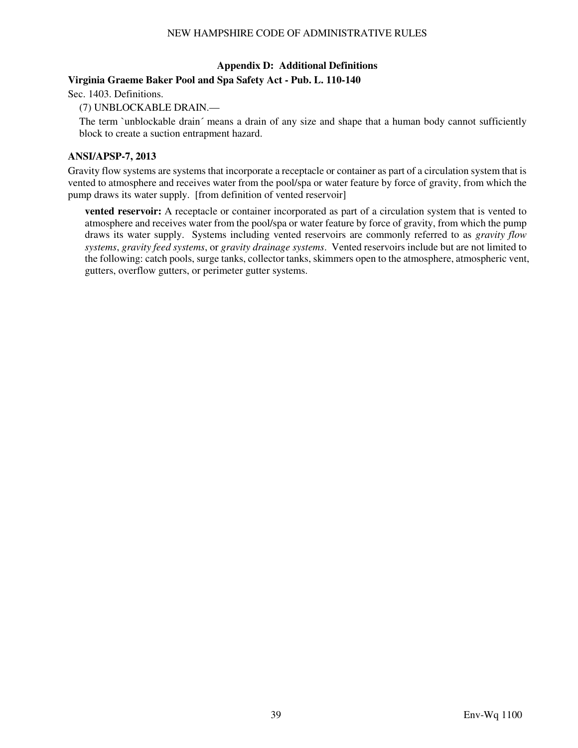## Appendix D: Additional Definitions

### Virginia Graeme Baker Pool and Spa Safety Act - Pub. L. 110-140

Sec. 1403. Definitions.

(7) UNBLOCKABLE DRAIN.—

The term `unblockable drain´ means a drain of any size and shape that a human body cannot sufficiently block to create a suction entrapment hazard.

### ANSI/APSP-7, 2013

Gravity flow systems are systems that incorporate a receptacle or container as part of a circulation system that is vented to atmosphere and receives water from the pool/spa or water feature by force of gravity, from which the pump draws its water supply. [from definition of vented reservoir]

**vented reservoir:** A receptacle or container incorporated as part of a circulation system that is vented to atmosphere and receives water from the pool/spa or water feature by force of gravity, from which the pump draws its water supply. Systems including vented reservoirs are commonly referred to as *gravity flow systems*, *gravity feed systems*, or *gravity drainage systems*. Vented reservoirs include but are not limited to the following: catch pools, surge tanks, collector tanks, skimmers open to the atmosphere, atmospheric vent, gutters, overflow gutters, or perimeter gutter systems.